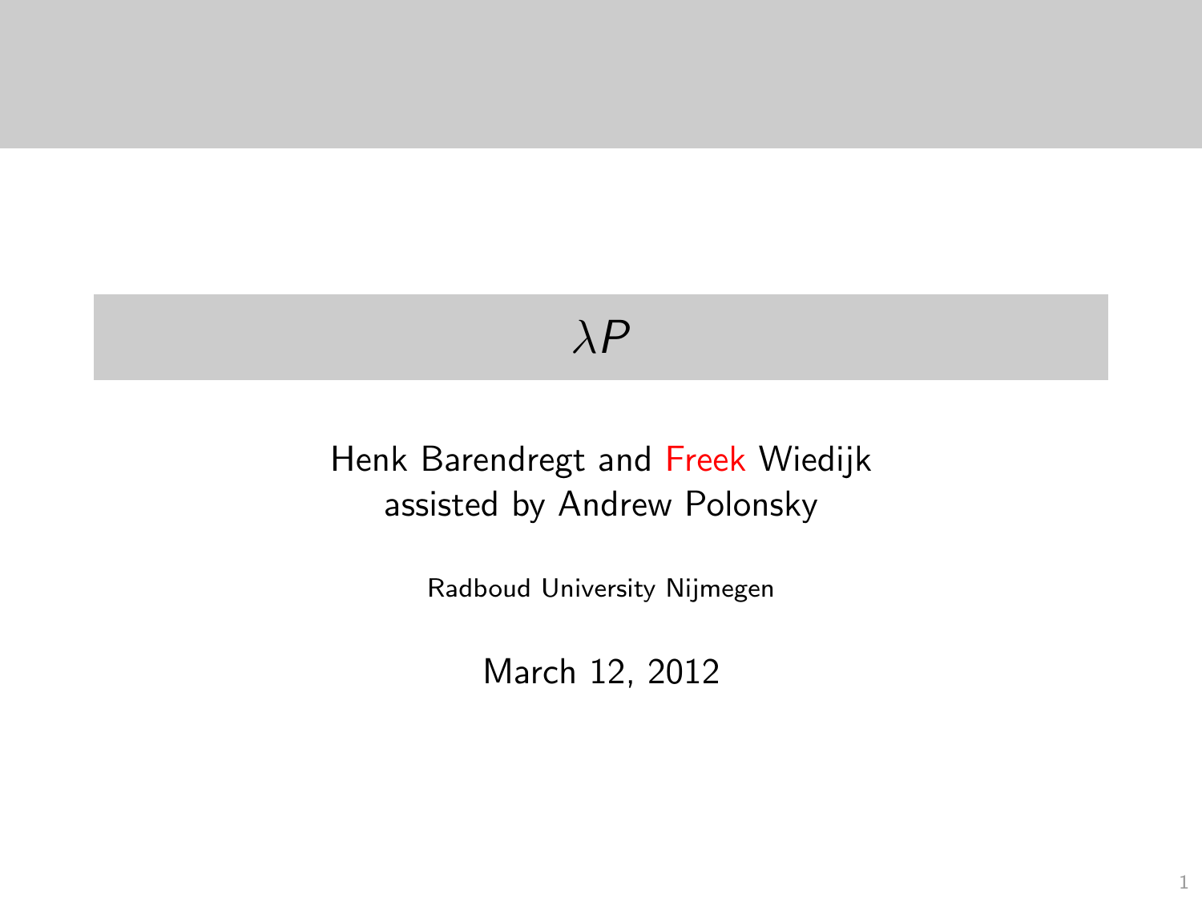# $\lambda P$

Henk Barendregt and Freek Wiedijk
assisted by Andrew Polonsky

Radboud University Nijmegen

March 12, 2012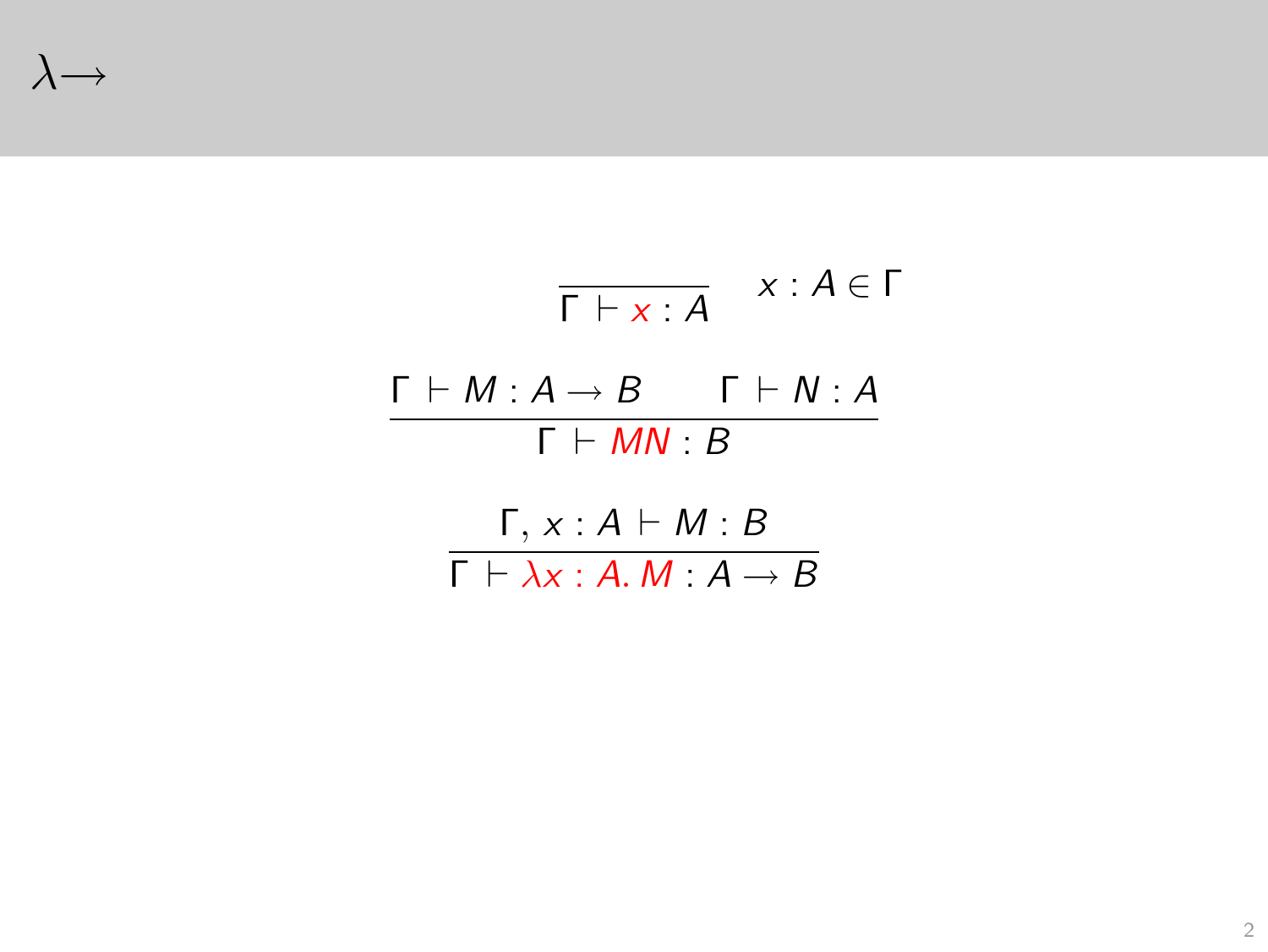# $\lambda\!\rightarrow$

$$\frac{}{\Gamma \vdash x : A} \quad x : A \in \Gamma$$

$$\frac{\Gamma \vdash M : A \rightarrow B \qquad \Gamma \vdash N : A}{\Gamma \vdash MN : B}$$

$$\frac{\Gamma, x : A \vdash M : B}{\Gamma \vdash \lambda x : A.\, M : A \rightarrow B}$$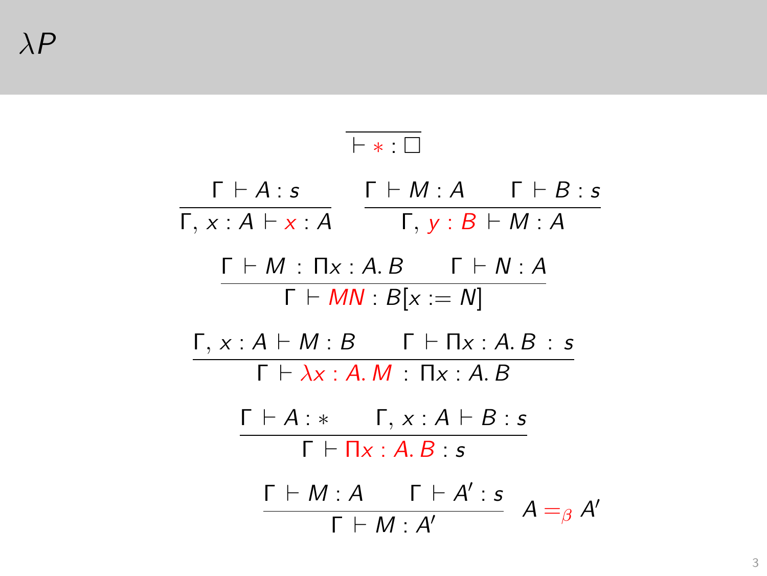# $\lambda P$

$$\frac{}{\vdash * : \Box}$$

$$\frac{\Gamma \vdash A : s}{\Gamma, x : A \vdash x : A} \qquad \frac{\Gamma \vdash M : A \qquad \Gamma \vdash B : s}{\Gamma, y : B \vdash M : A}$$

$$\frac{\Gamma \vdash M : \Pi x : A.\, B \qquad \Gamma \vdash N : A}{\Gamma \vdash MN : B[x := N]}$$

$$\frac{\Gamma, x : A \vdash M : B \qquad \Gamma \vdash \Pi x : A.\, B : s}{\Gamma \vdash \lambda x : A.\, M : \Pi x : A.\, B}$$

$$\frac{\Gamma \vdash A : * \qquad \Gamma, x : A \vdash B : s}{\Gamma \vdash \Pi x : A.\, B : s}$$

$$\frac{\Gamma \vdash M : A \qquad \Gamma \vdash A' : s}{\Gamma \vdash M : A'} \quad A =_\beta A'$$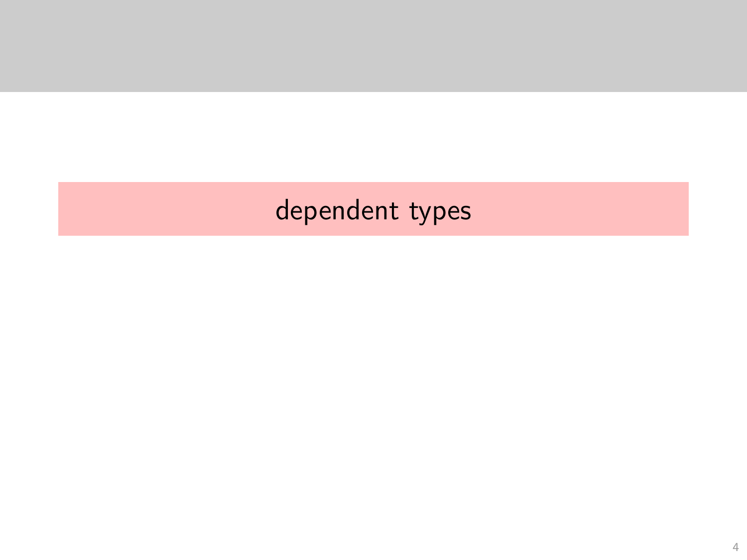dependent types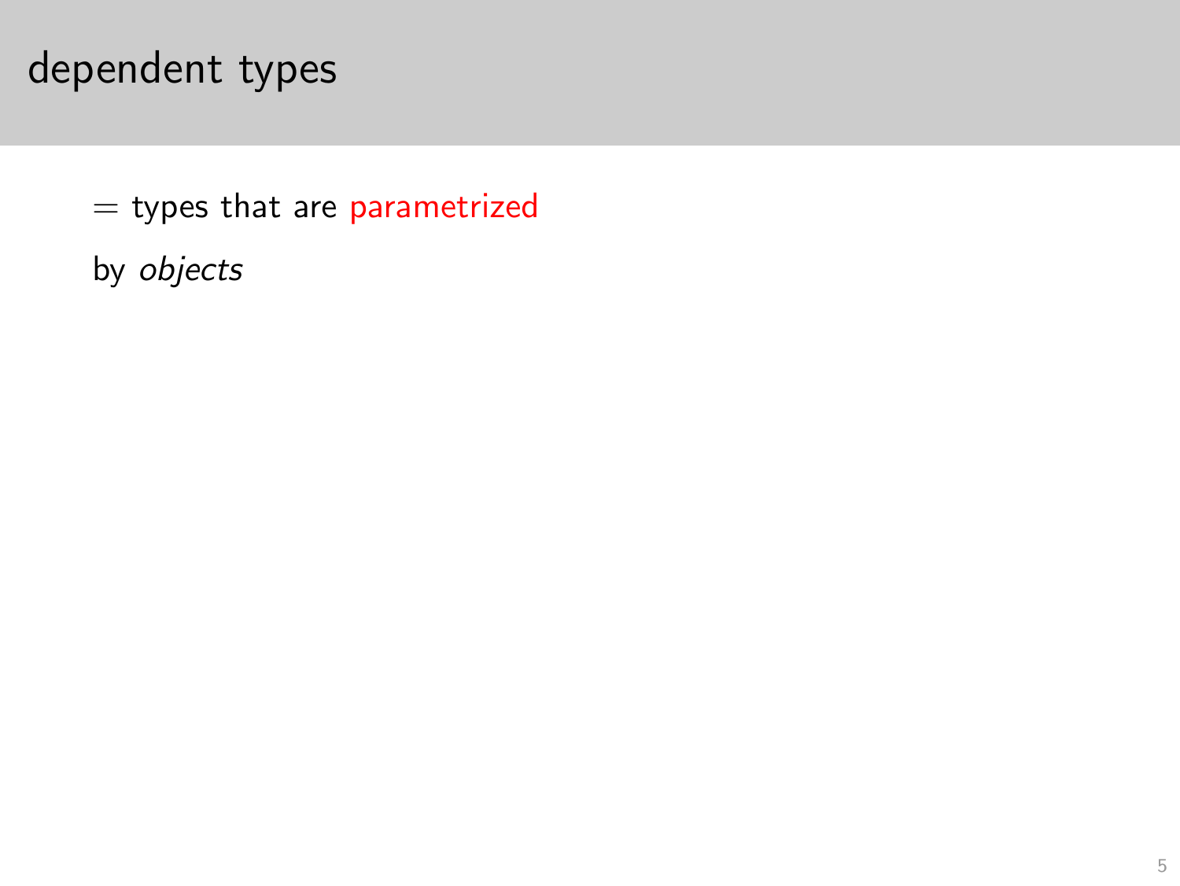# dependent types

= types that are parametrized

by *objects*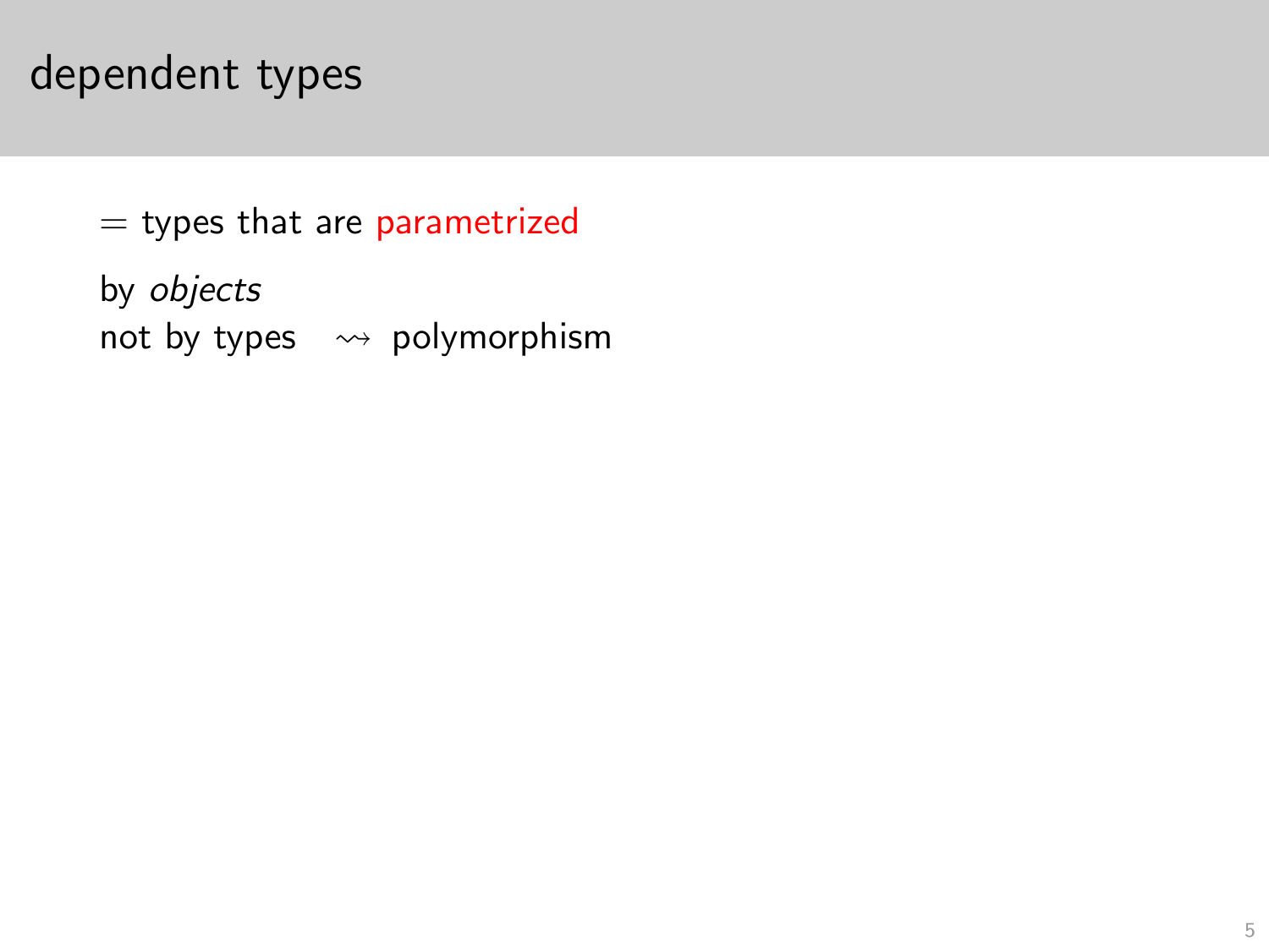# dependent types

$=$ types that are parametrized

by *objects*
not by types $\rightsquigarrow$ polymorphism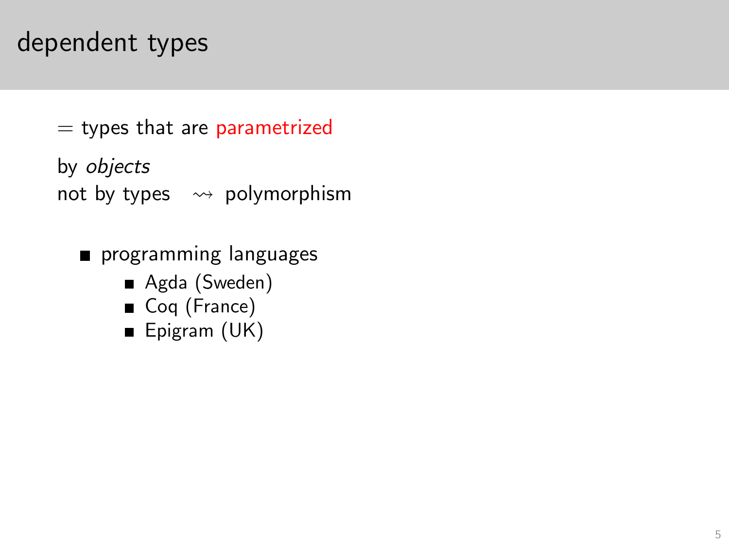# dependent types

= types that are parametrized

by *objects*
not by types $\rightsquigarrow$ polymorphism

- programming languages
  - Agda (Sweden)
  - Coq (France)
  - Epigram (UK)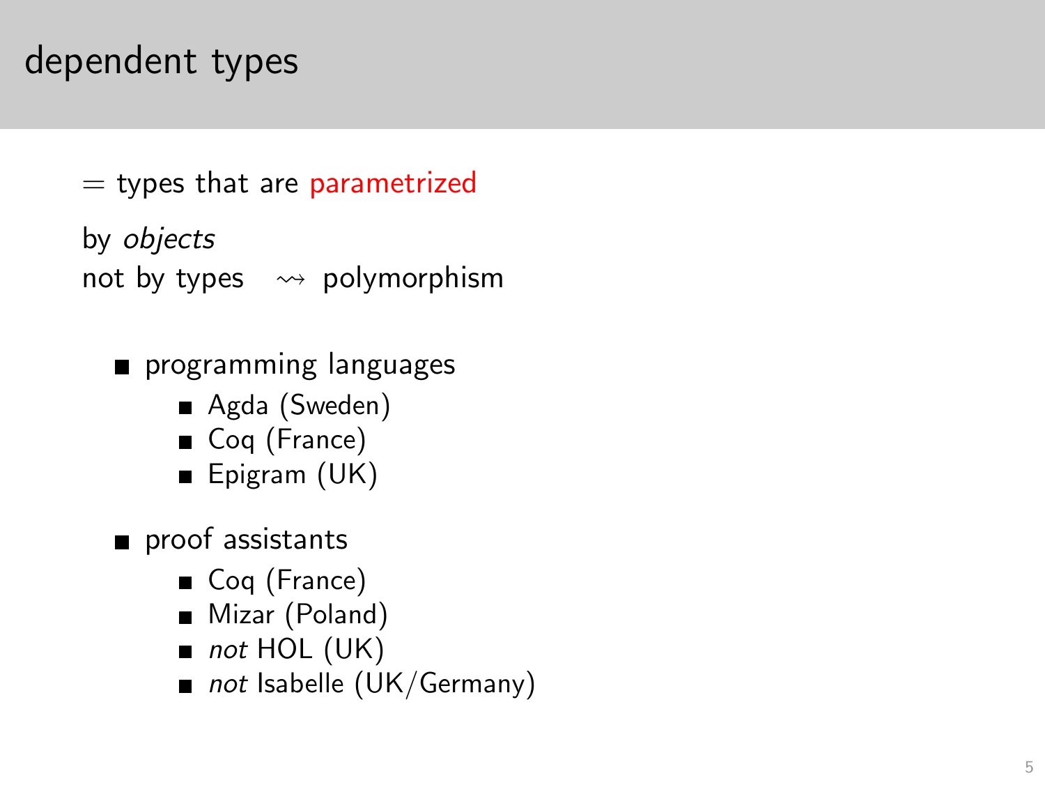# dependent types

$=$ types that are parametrized

by *objects*

not by types $\rightsquigarrow$ polymorphism

- programming languages
  - Agda (Sweden)
  - Coq (France)
  - Epigram (UK)
- proof assistants
  - Coq (France)
  - Mizar (Poland)
  - *not* HOL (UK)
  - *not* Isabelle (UK/Germany)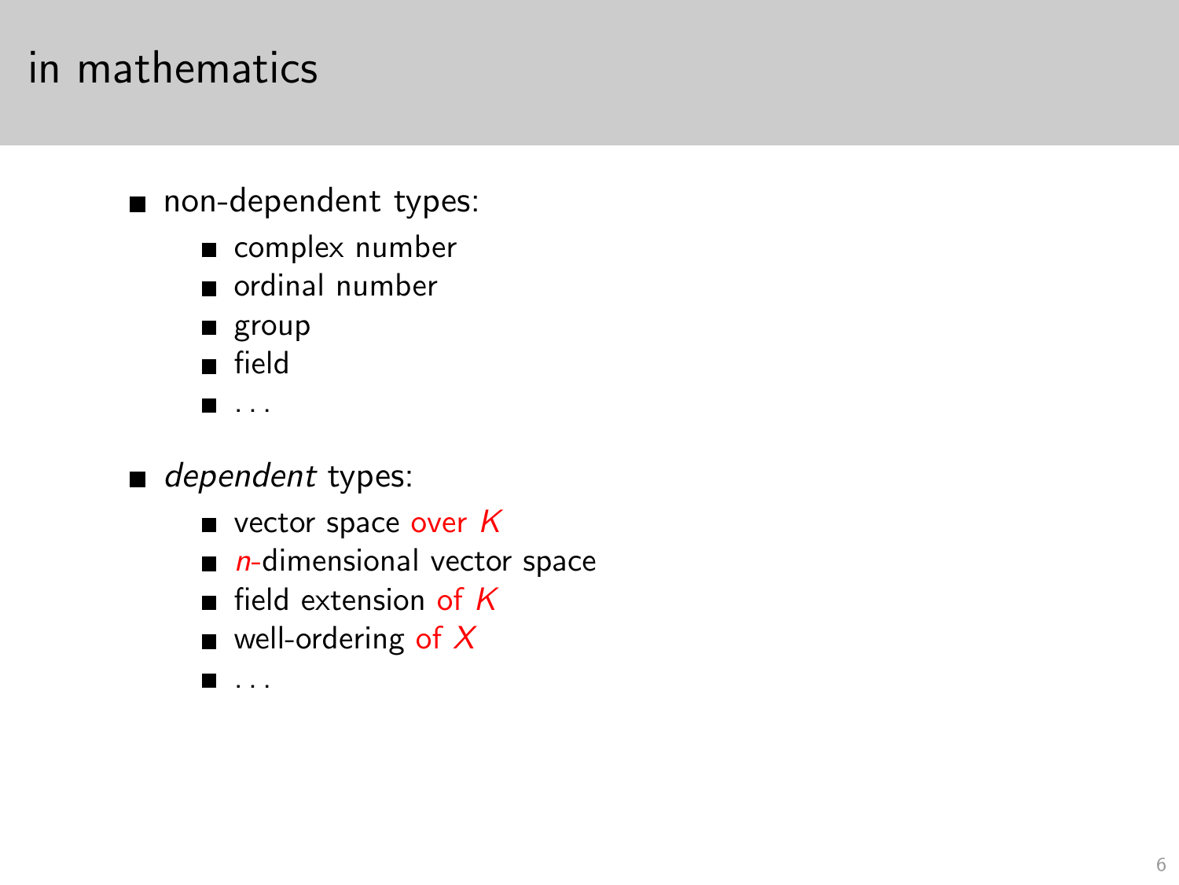# in mathematics

- non-dependent types:
  - complex number
  - ordinal number
  - group
  - field
  - ...

- *dependent* types:
  - vector space over $K$
  - $n$-dimensional vector space
  - field extension of $K$
  - well-ordering of $X$
  - ...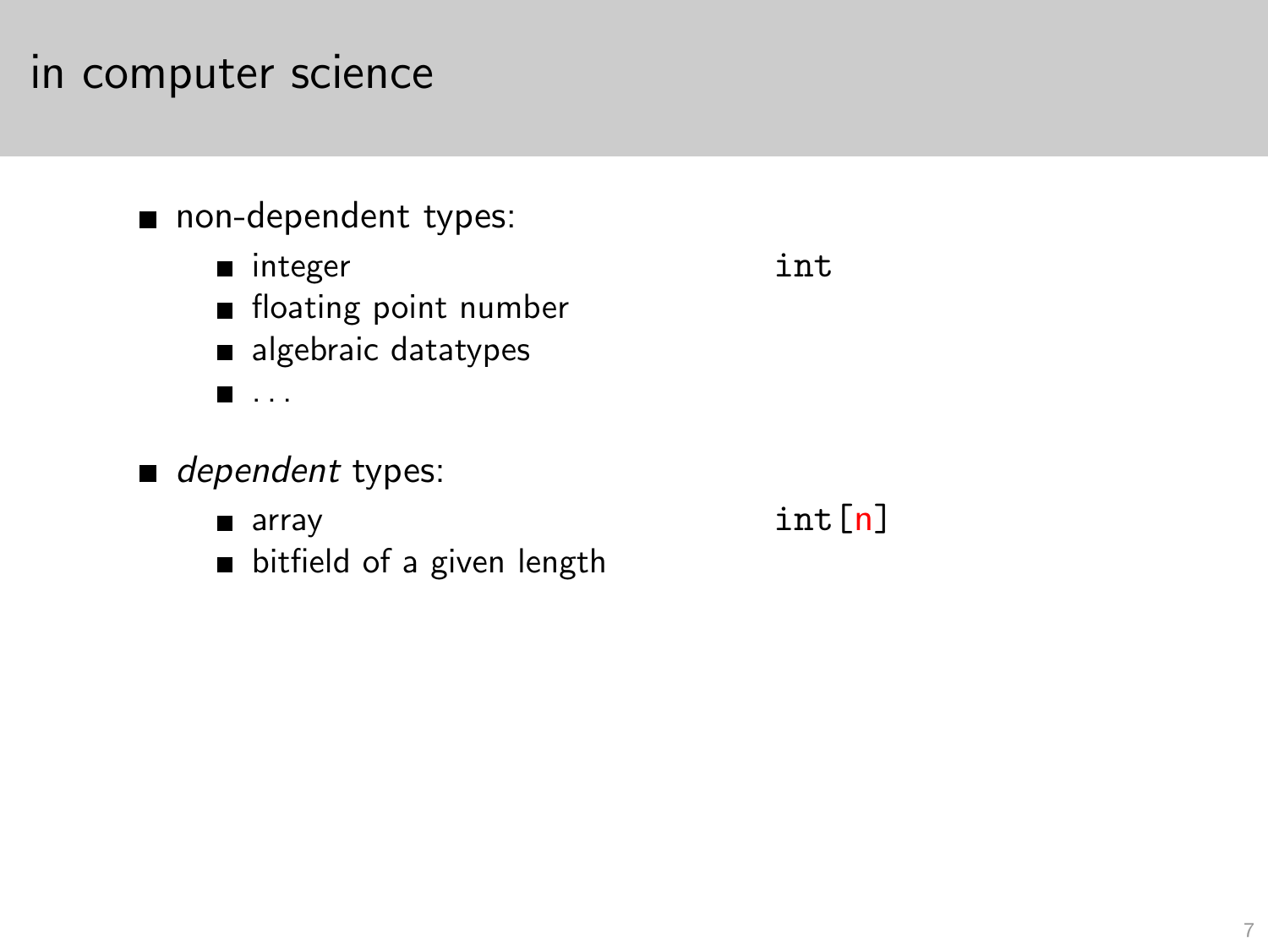# in computer science

- non-dependent types:
  - integer `int`
  - floating point number
  - algebraic datatypes
  - ...
- *dependent* types:
  - array `int[n]`
  - bitfield of a given length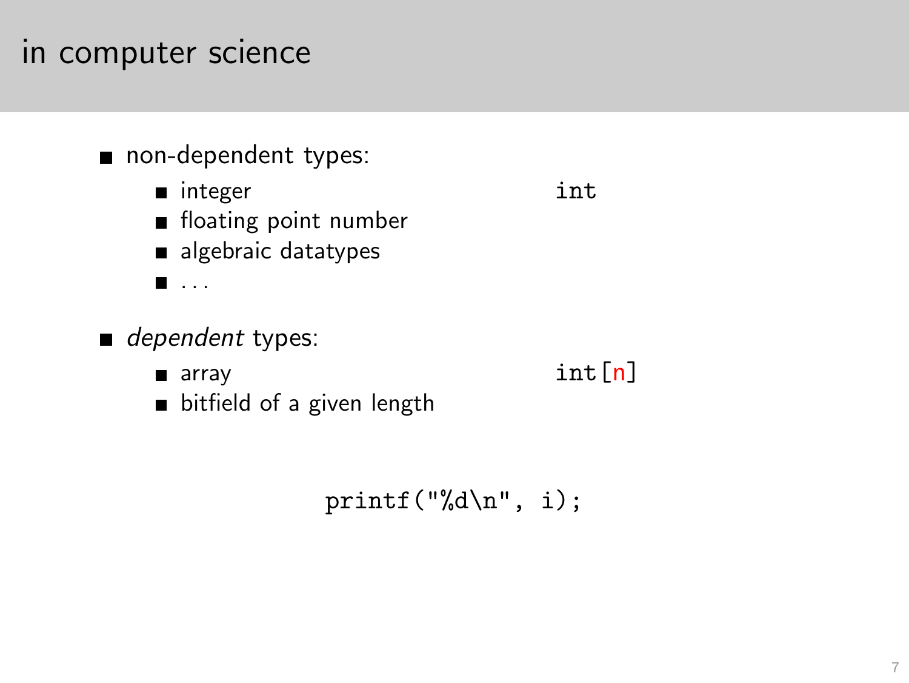# in computer science

- non-dependent types:
  - integer `int`
  - floating point number
  - algebraic datatypes
  - ...

- *dependent* types:
  - array `int[n]`
  - bitfield of a given length

```
printf("%d\n", i);
```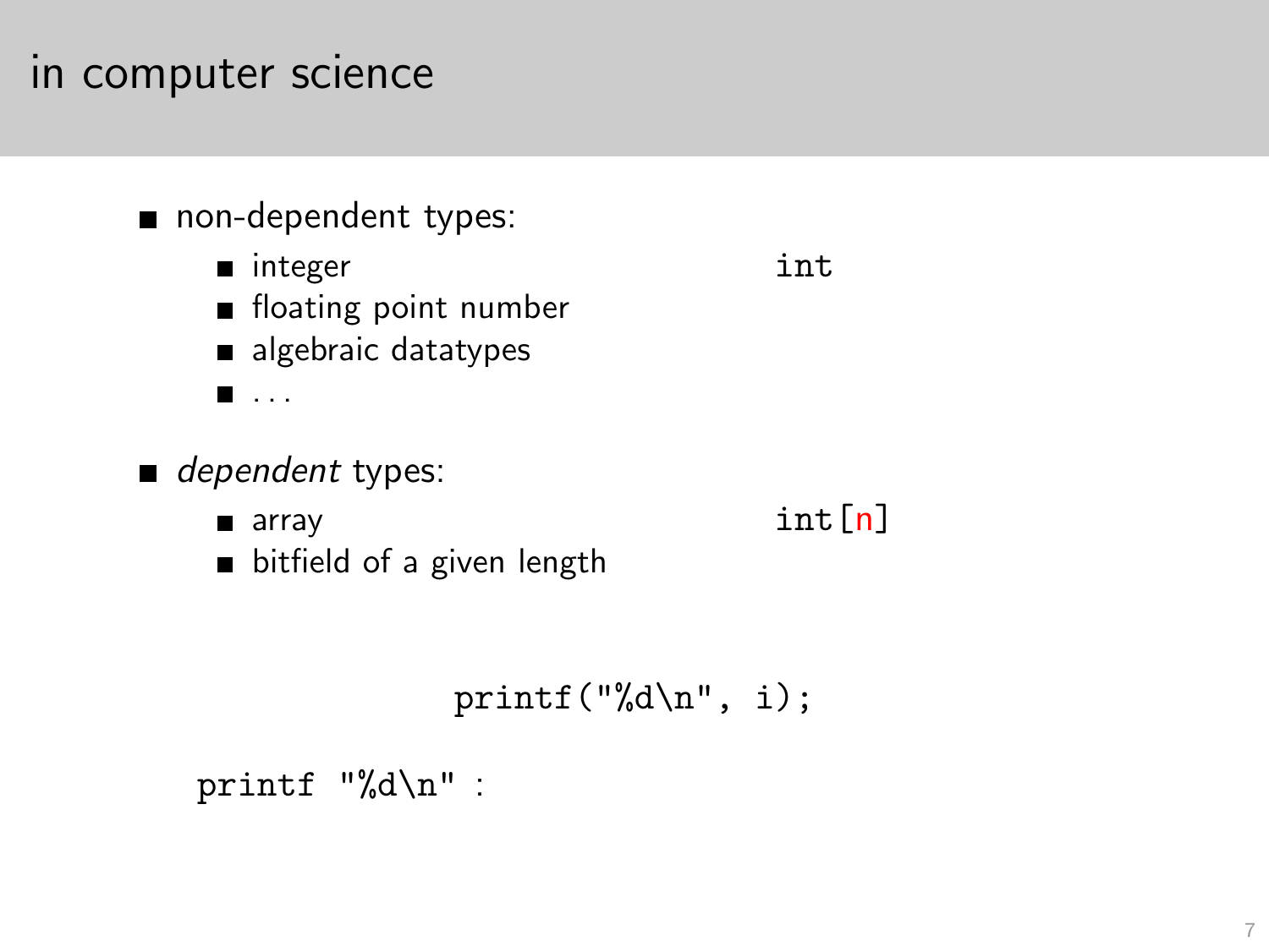# in computer science

- non-dependent types:
  - integer `int`
  - floating point number
  - algebraic datatypes
  - ...
- *dependent* types:
  - array `int[n]`
  - bitfield of a given length

```
printf("%d\n", i);
```

```
printf "%d\n" :
```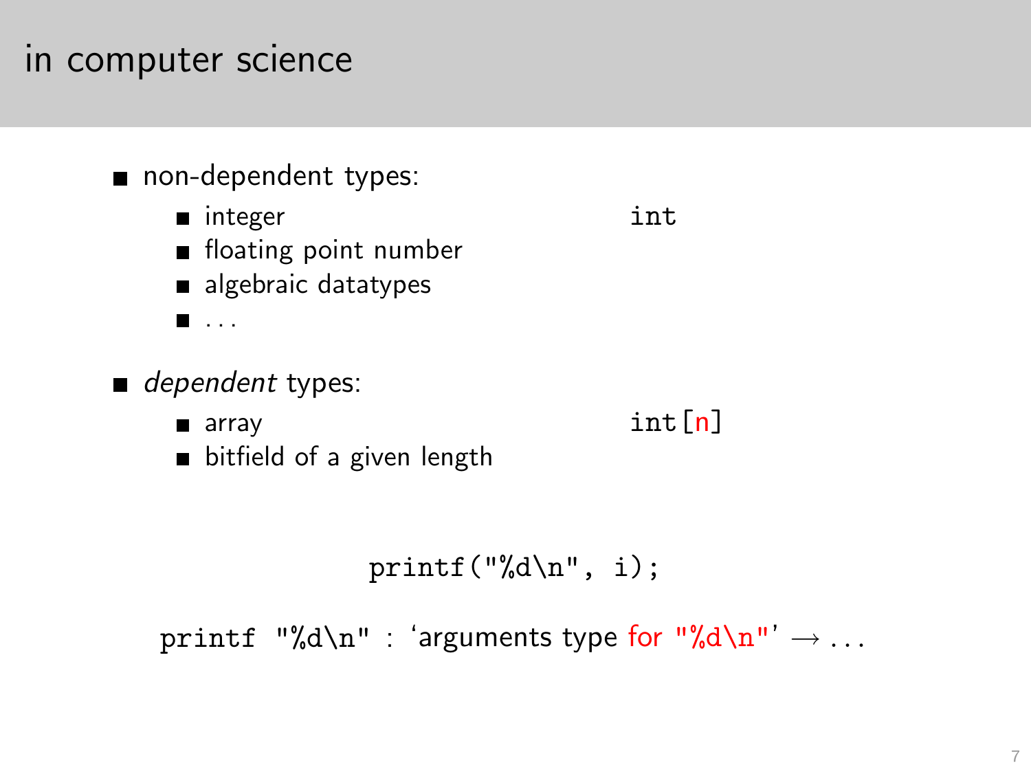# in computer science

- non-dependent types:
  - integer `int`
  - floating point number
  - algebraic datatypes
  - ...
- *dependent* types:
  - array `int[n]`
  - bitfield of a given length

```
printf("%d\n", i);
```

`printf "%d\n"` : 'arguments type for `"%d\n"`' $\rightarrow \ldots$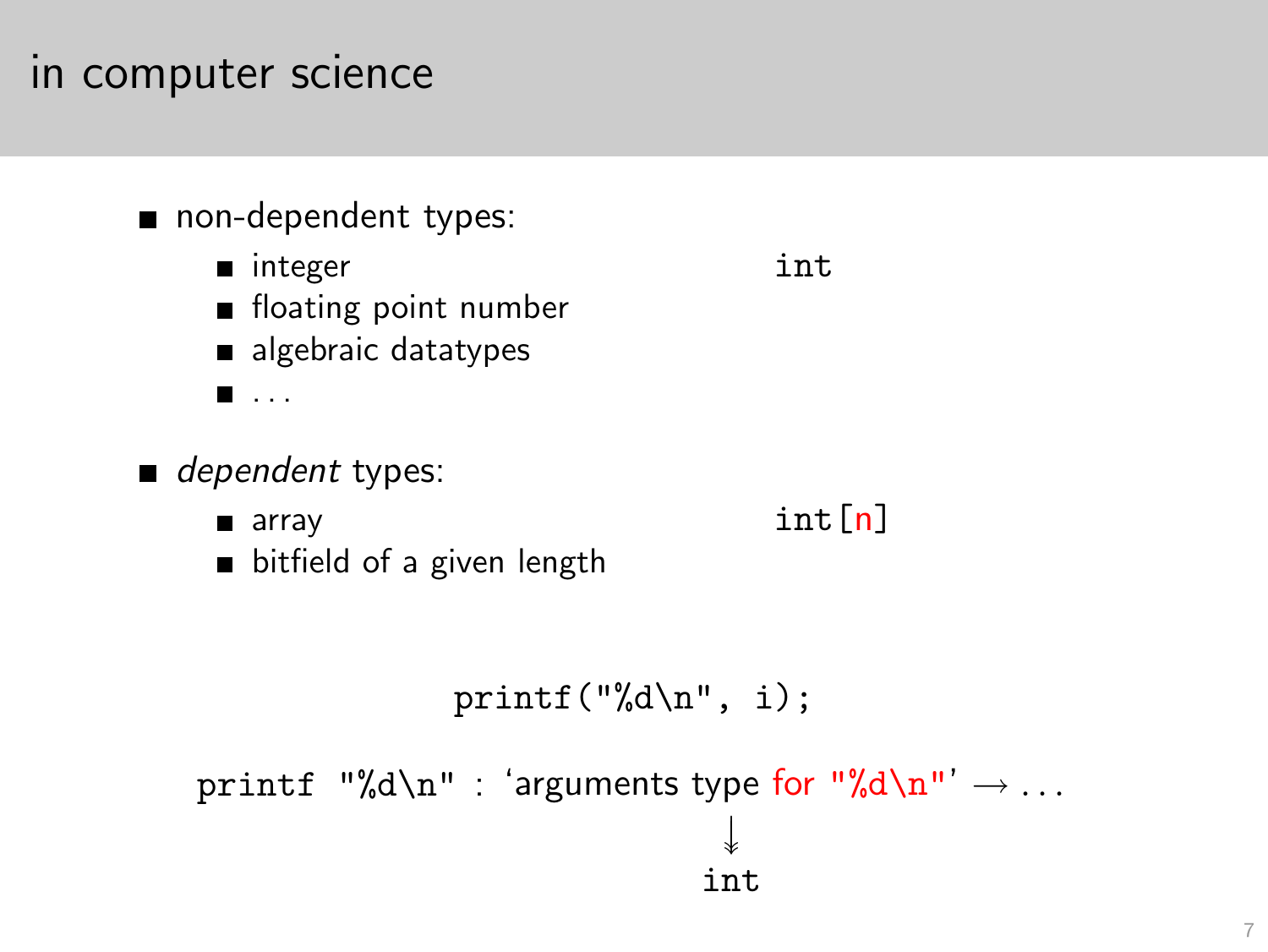# in computer science

- non-dependent types:
  - integer `int`
  - floating point number
  - algebraic datatypes
  - ...
- *dependent* types:
  - array `int[n]`
  - bitfield of a given length

```
printf("%d\n", i);
```

`printf "%d\n"` : ‘arguments type for `"%d\n"`’ $\rightarrow$ ...

$\downarrow$

`int`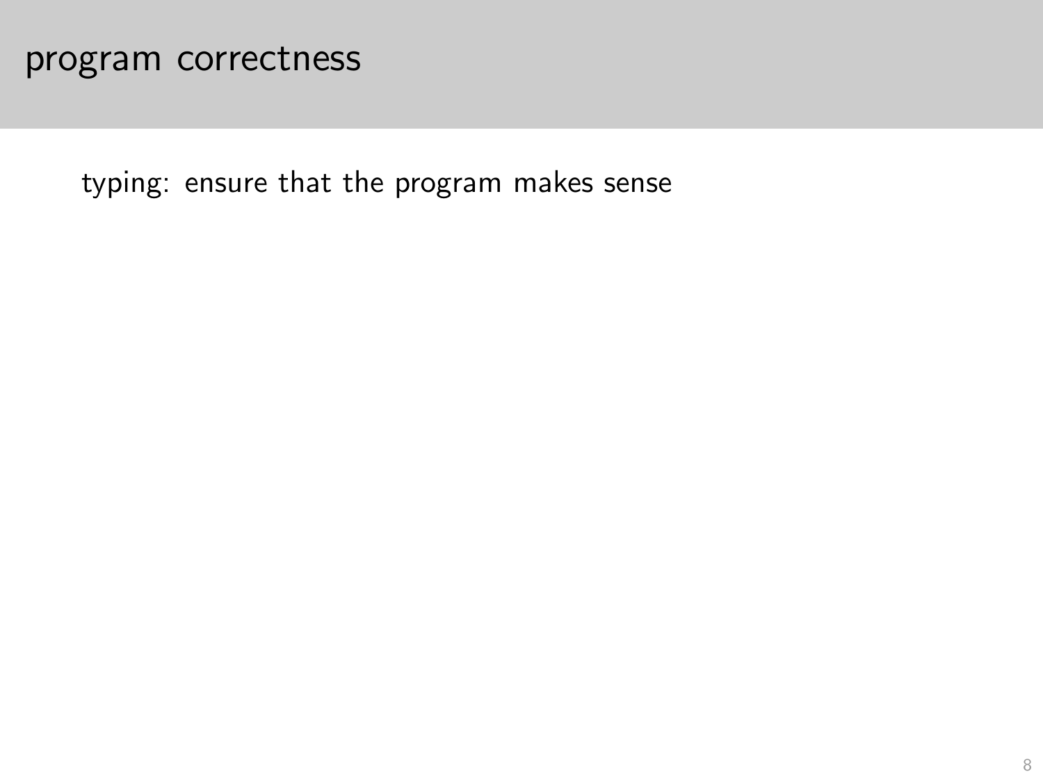# program correctness

typing: ensure that the program makes sense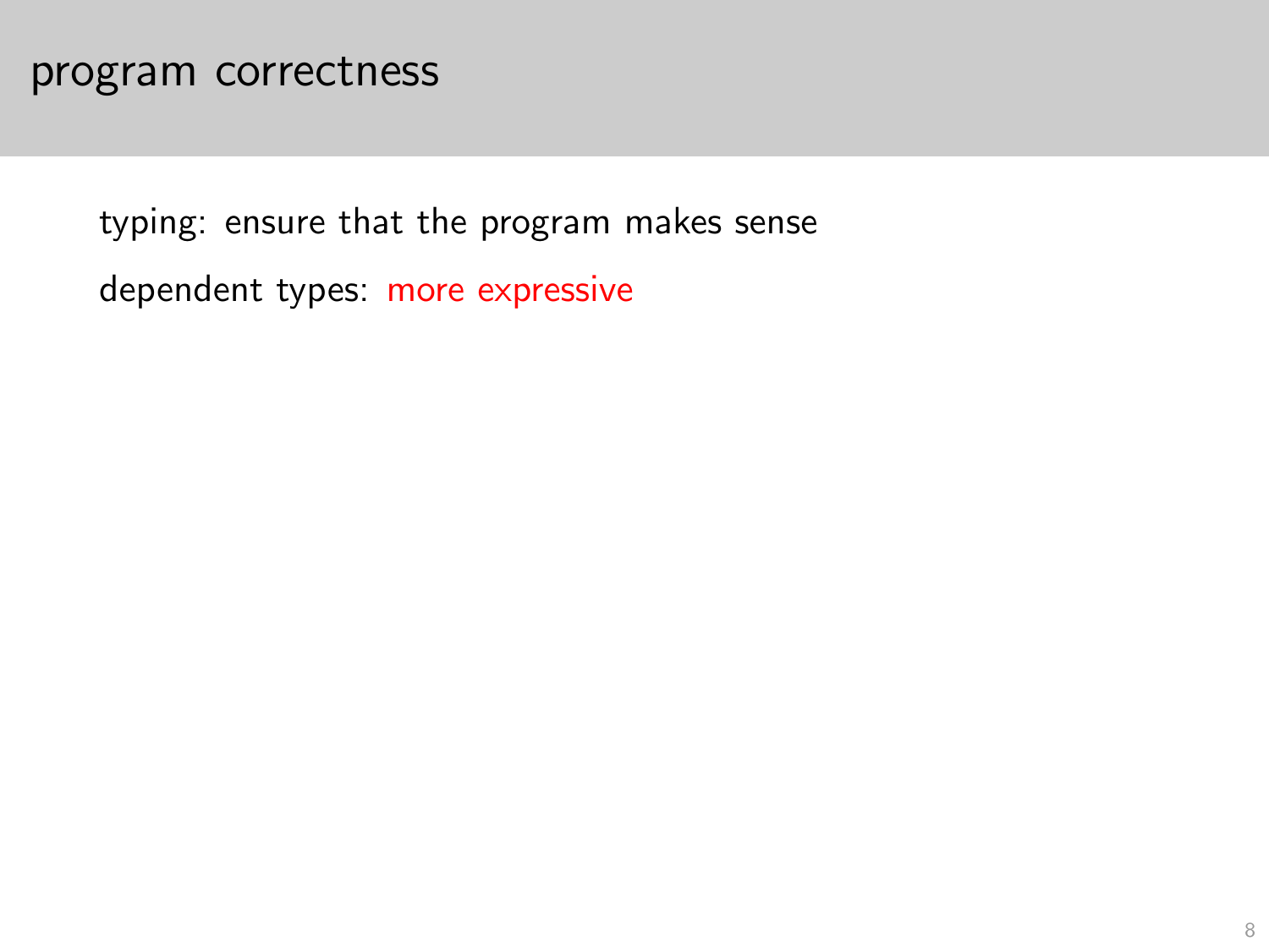# program correctness

typing: ensure that the program makes sense

dependent types: more expressive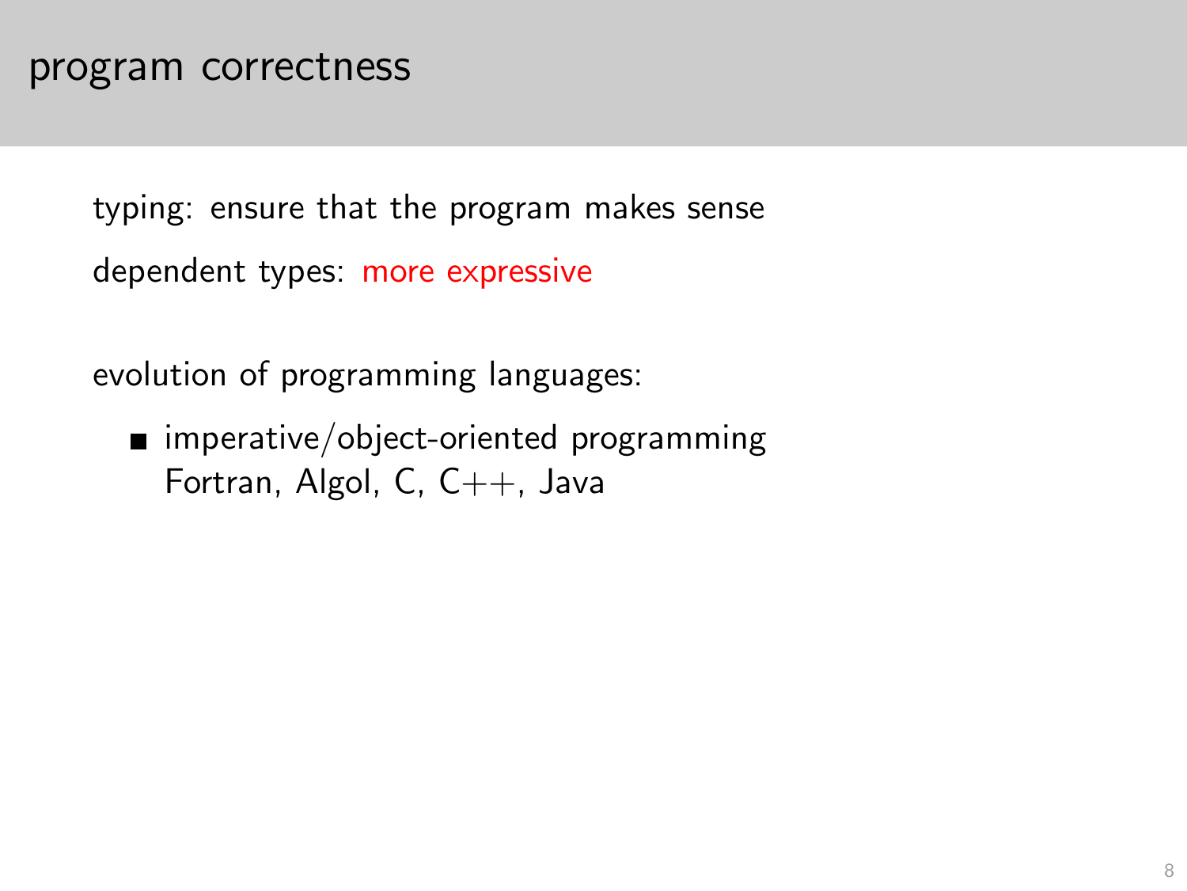# program correctness

typing: ensure that the program makes sense

dependent types: more expressive

evolution of programming languages:

- imperative/object-oriented programming
  Fortran, Algol, C, C++, Java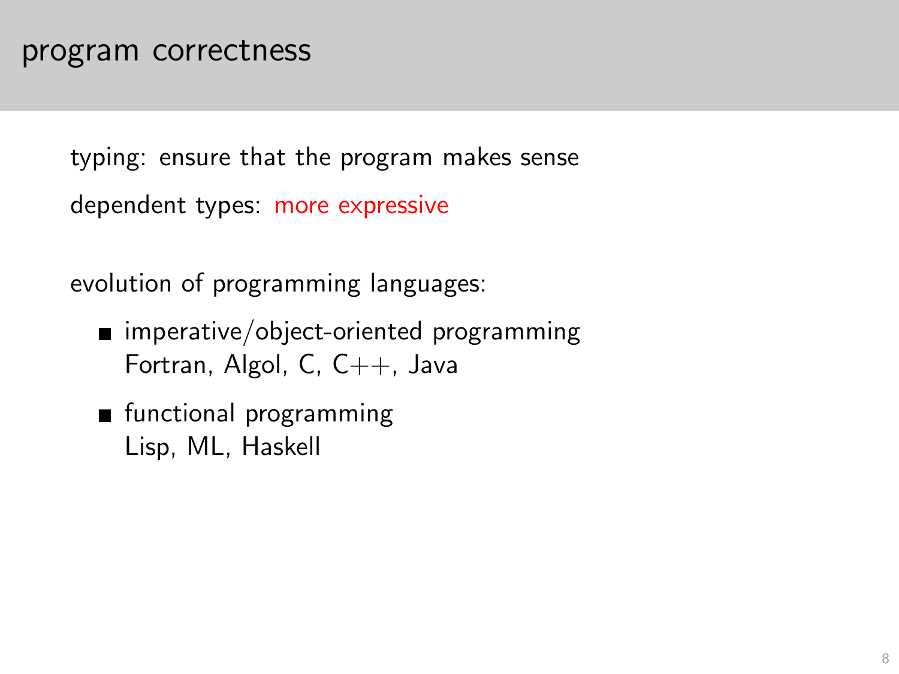# program correctness

typing: ensure that the program makes sense

dependent types: more expressive

evolution of programming languages:

- imperative/object-oriented programming
  Fortran, Algol, C, C++, Java
- functional programming
  Lisp, ML, Haskell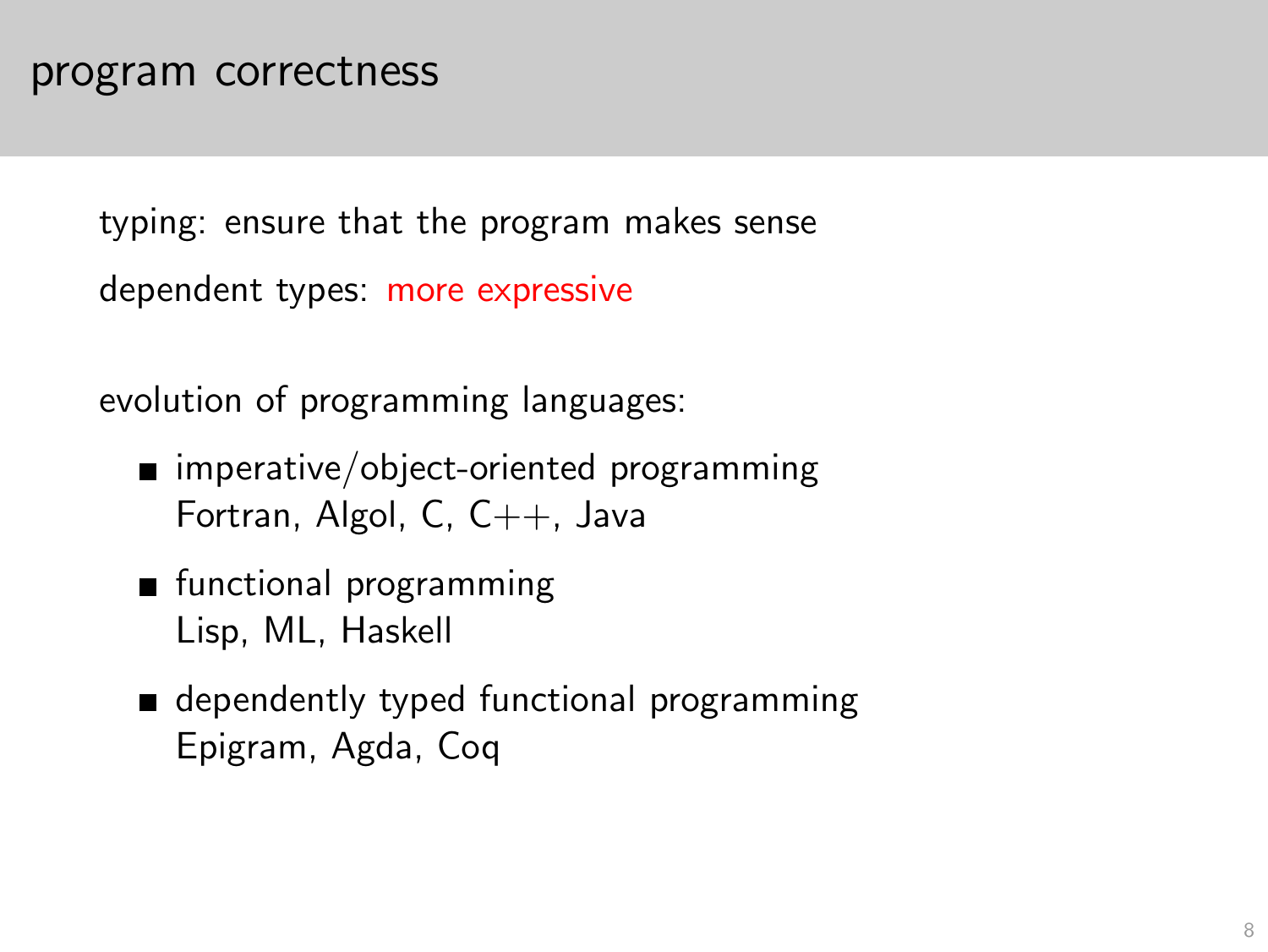## program correctness

typing: ensure that the program makes sense

dependent types: more expressive

evolution of programming languages:

- imperative/object-oriented programming
  Fortran, Algol, C, C++, Java
- functional programming
  Lisp, ML, Haskell
- dependently typed functional programming
  Epigram, Agda, Coq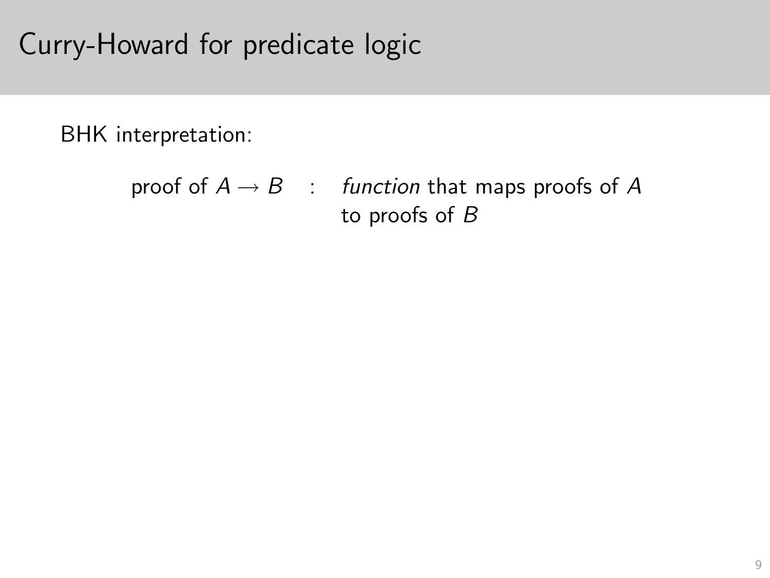# Curry-Howard for predicate logic

BHK interpretation:

proof of $A \to B$ : *function* that maps proofs of $A$ to proofs of $B$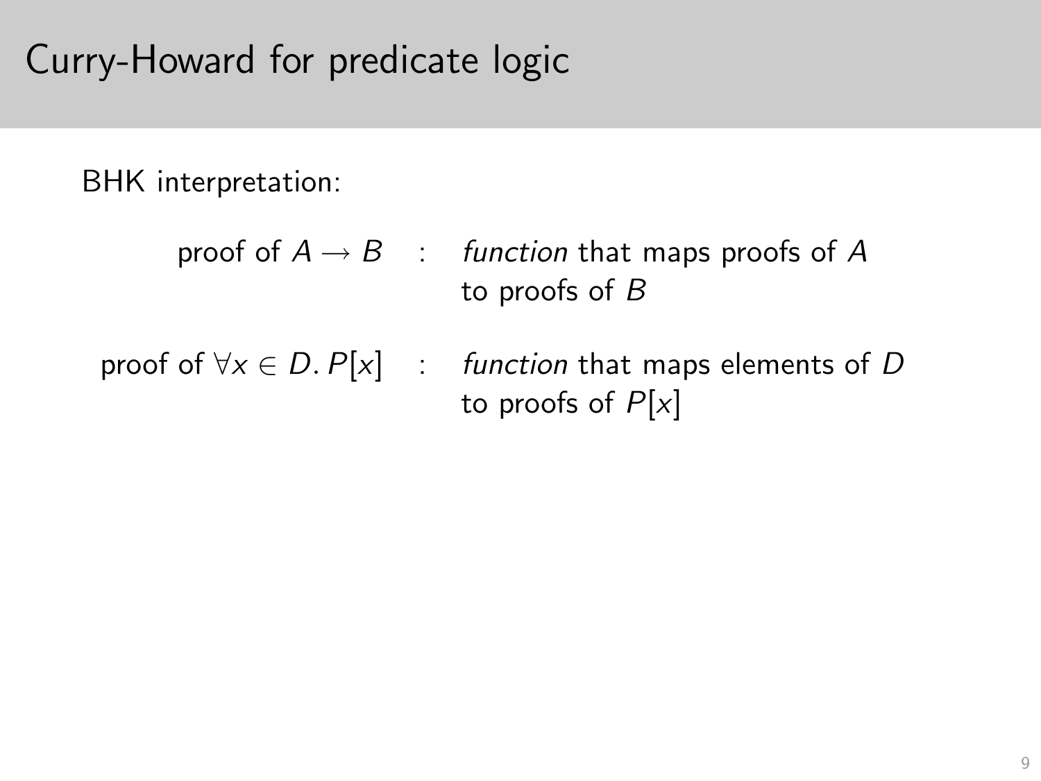# Curry-Howard for predicate logic

BHK interpretation:

| | | |
|---|---|---|
| proof of $A \to B$ | : | *function* that maps proofs of $A$ to proofs of $B$ |
| proof of $\forall x \in D.\, P[x]$ | : | *function* that maps elements of $D$ to proofs of $P[x]$ |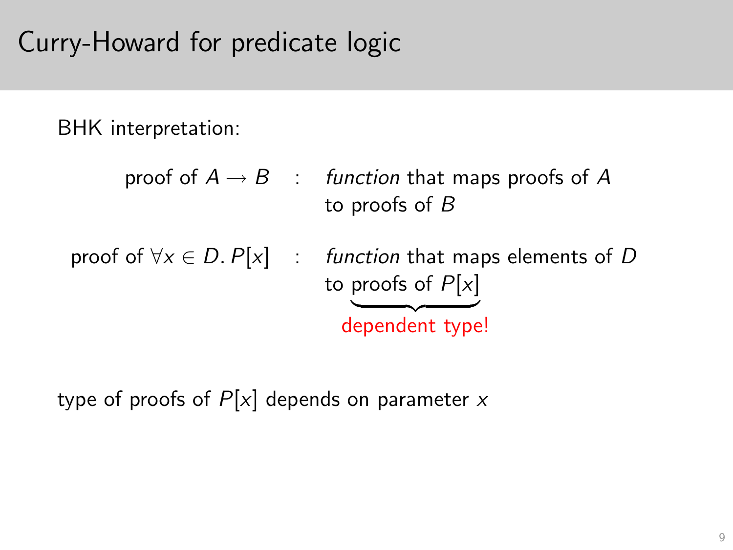# Curry-Howard for predicate logic

BHK interpretation:

| | | |
|---|---|---|
| proof of $A \to B$ | : | *function* that maps proofs of $A$ to proofs of $B$ |
| proof of $\forall x \in D.\, P[x]$ | : | *function* that maps elements of $D$ to $\underbrace{\text{proofs of } P[x]}_{\text{dependent type!}}$ |

type of proofs of $P[x]$ depends on parameter $x$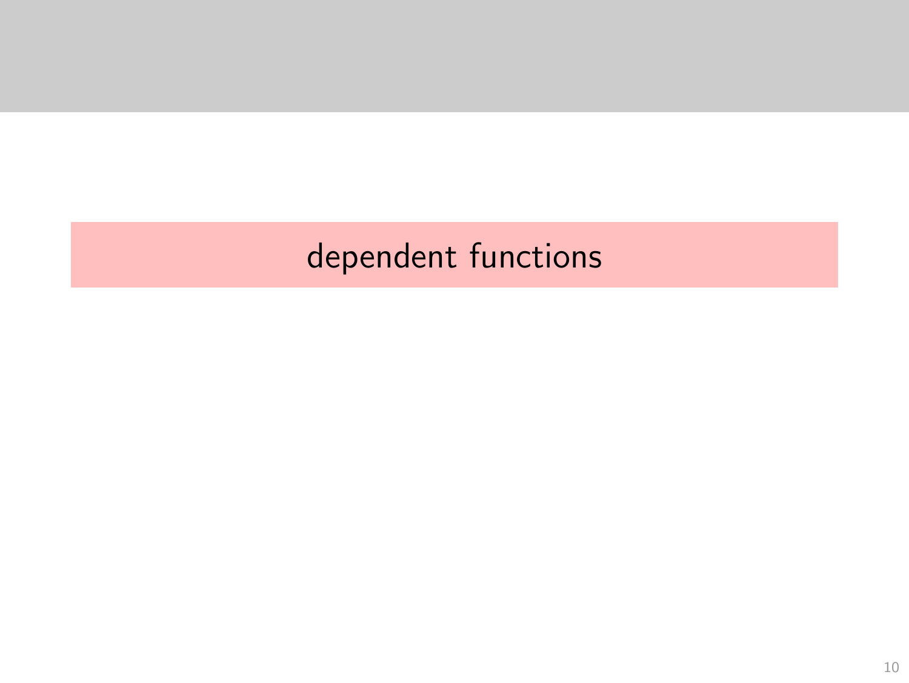# dependent functions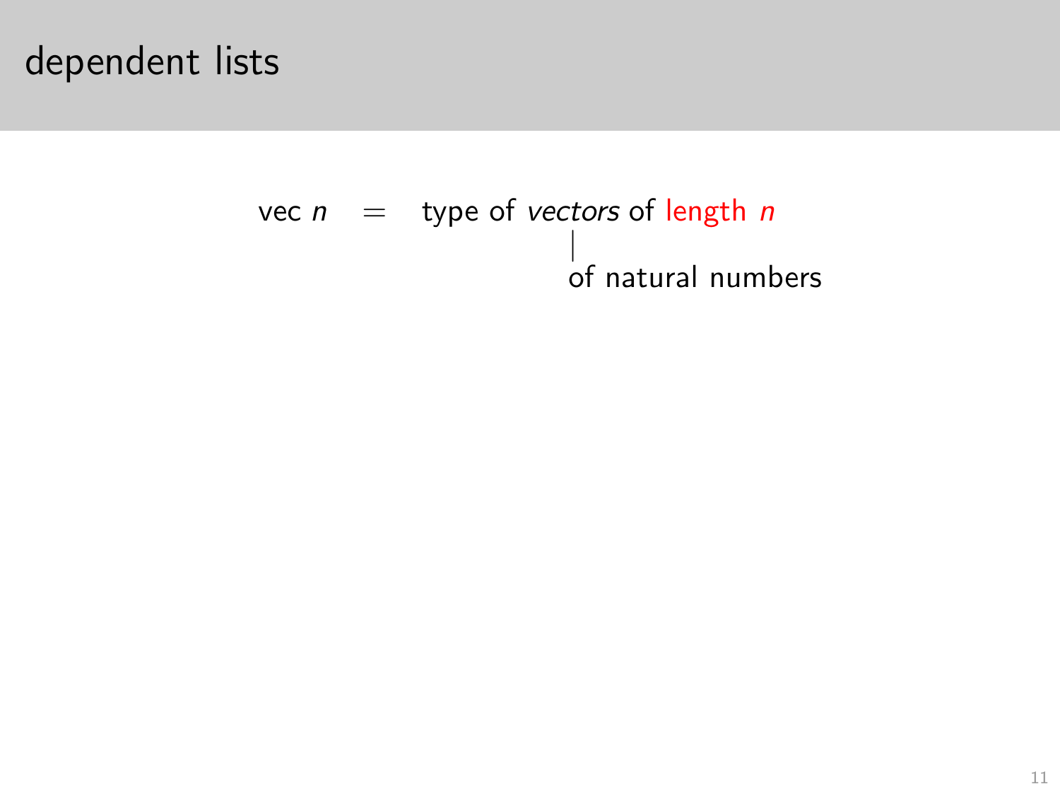# dependent lists

vec $n$ = type of *vectors* of length $n$

of natural numbers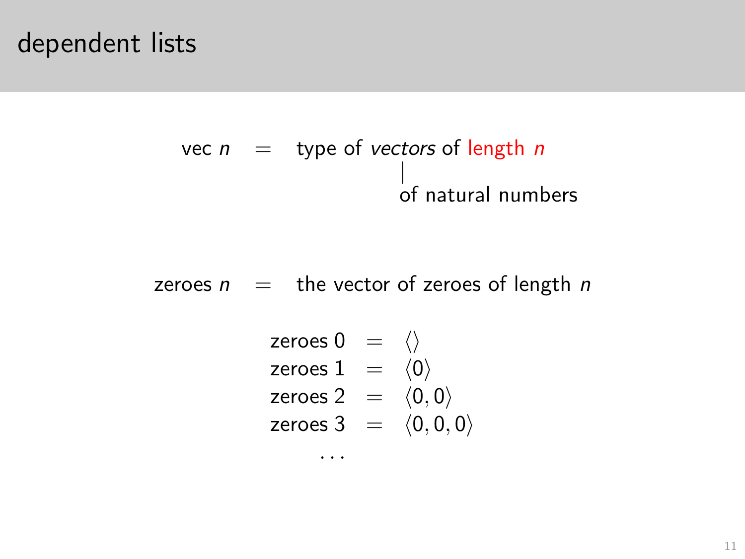# dependent lists

vec $n$ = type of *vectors* of length $n$

(vectors: of natural numbers)

zeroes $n$ = the vector of zeroes of length $n$

$$
\begin{aligned}
\text{zeroes } 0 &= \langle\rangle \\
\text{zeroes } 1 &= \langle 0 \rangle \\
\text{zeroes } 2 &= \langle 0, 0 \rangle \\
\text{zeroes } 3 &= \langle 0, 0, 0 \rangle \\
&\dots
\end{aligned}
$$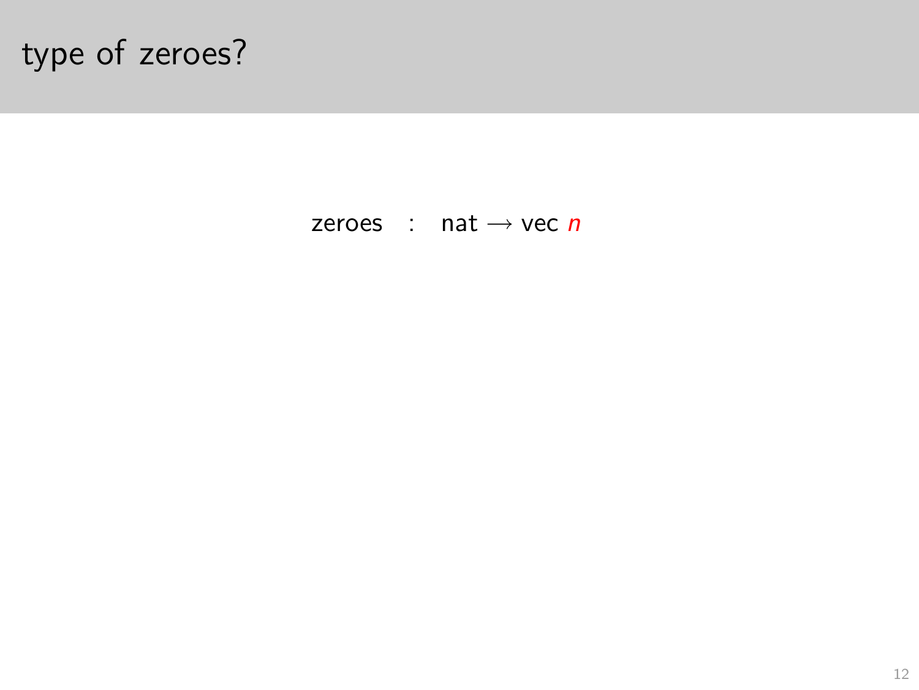# type of zeroes?

$$\text{zeroes} \quad : \quad \text{nat} \longrightarrow \text{vec } \color{red}{n}$$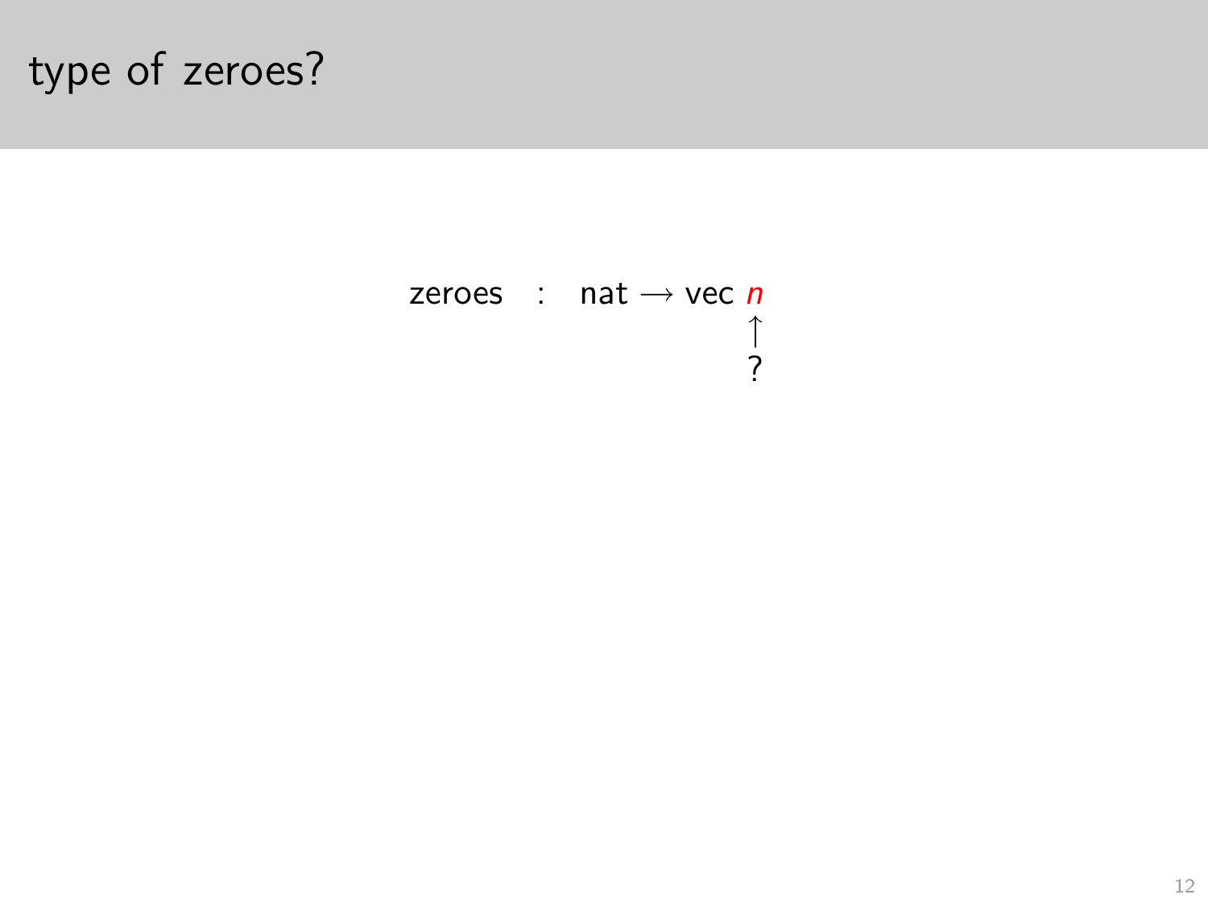# type of zeroes?

$$\text{zeroes} \quad : \quad \text{nat} \longrightarrow \text{vec } \underset{?}{\underset{\uparrow}{\textcolor{red}{n}}}$$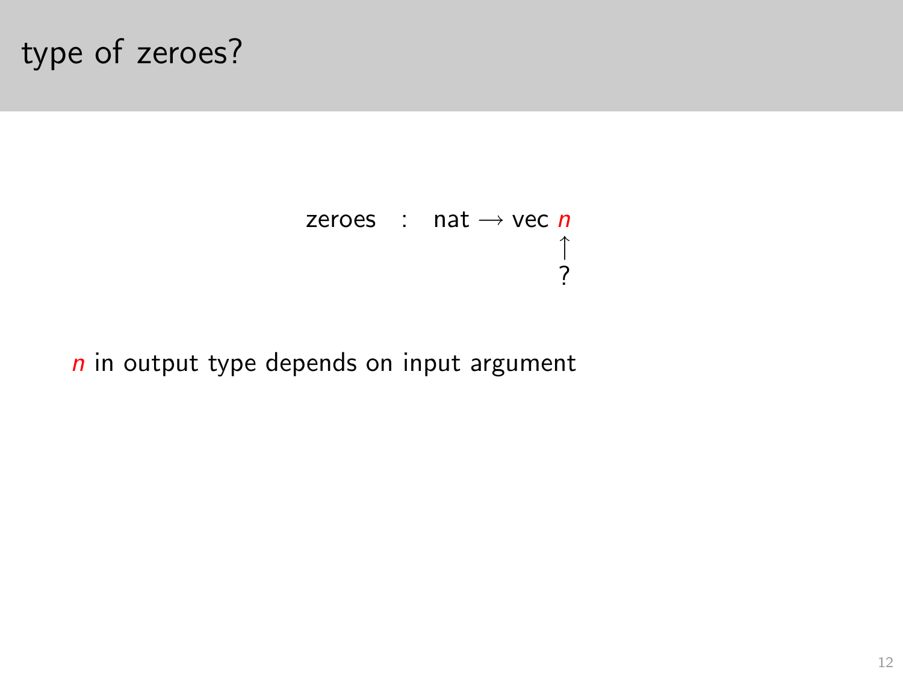# type of zeroes?

$$\text{zeroes} \quad : \quad \text{nat} \longrightarrow \text{vec } \underset{?}{\overset{}{\underset{\uparrow}{\color{red}{n}}}}$$

$\color{red}{n}$ in output type depends on input argument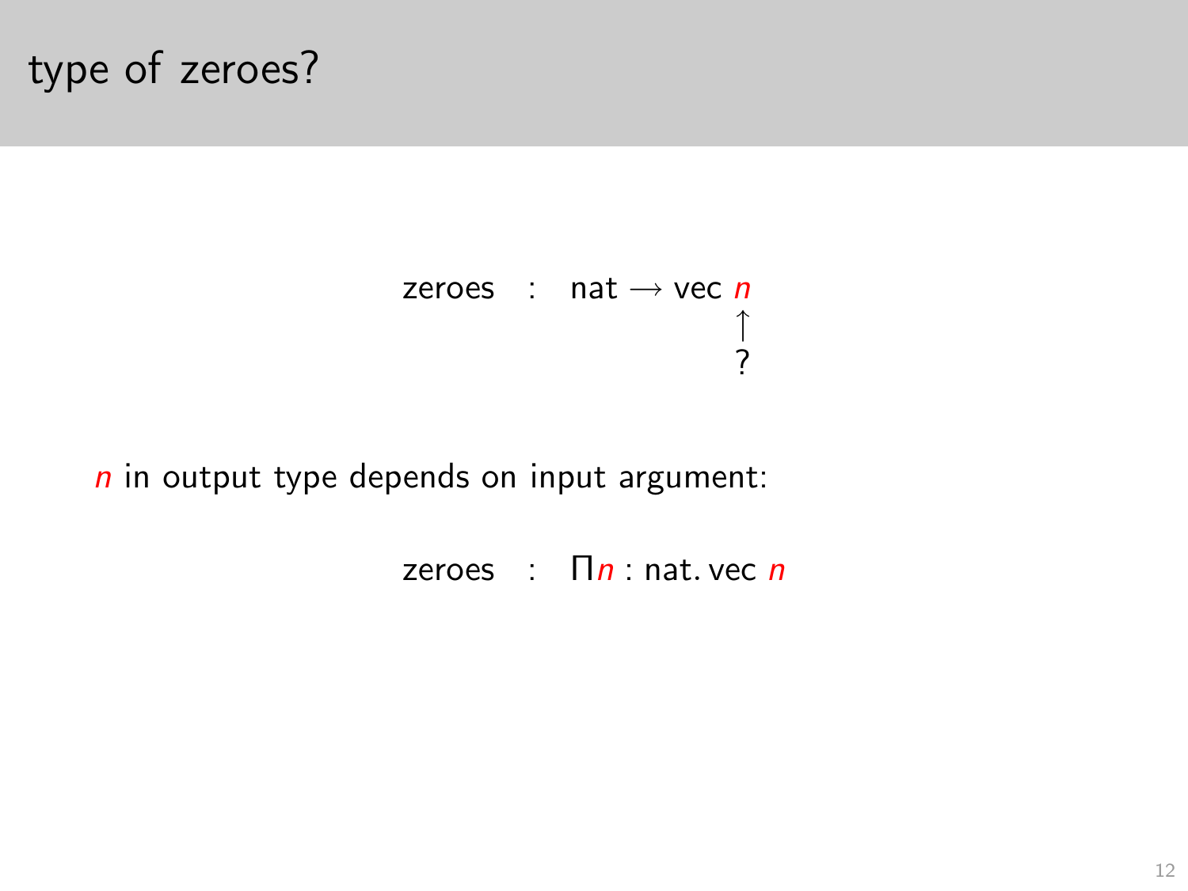# type of zeroes?

$$\text{zeroes} \quad : \quad \text{nat} \longrightarrow \text{vec}\ \color{red}{n}$$

$$\uparrow$$

$$?$$

$\color{red}{n}$ in output type depends on input argument:

$$\text{zeroes} \quad : \quad \Pi \color{red}{n} \color{black}{: \text{nat}.\ \text{vec}}\ \color{red}{n}$$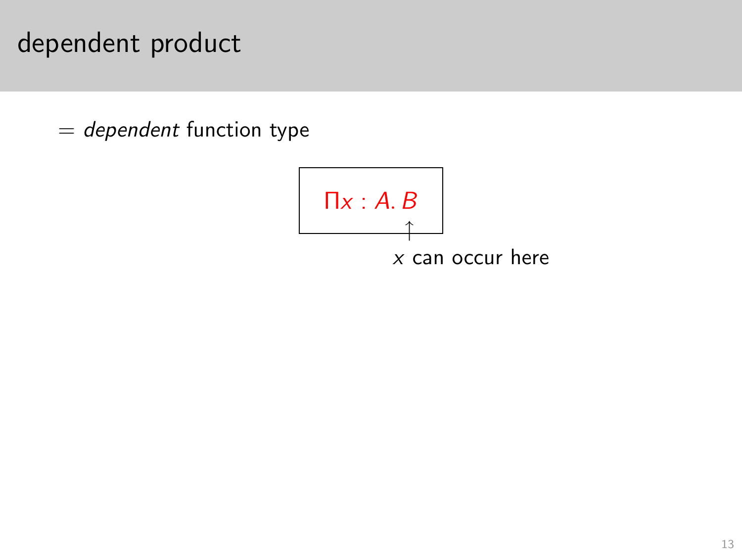# dependent product

= *dependent* function type

$$\boxed{\Pi x : A.\, B}$$

↑ $x$ can occur here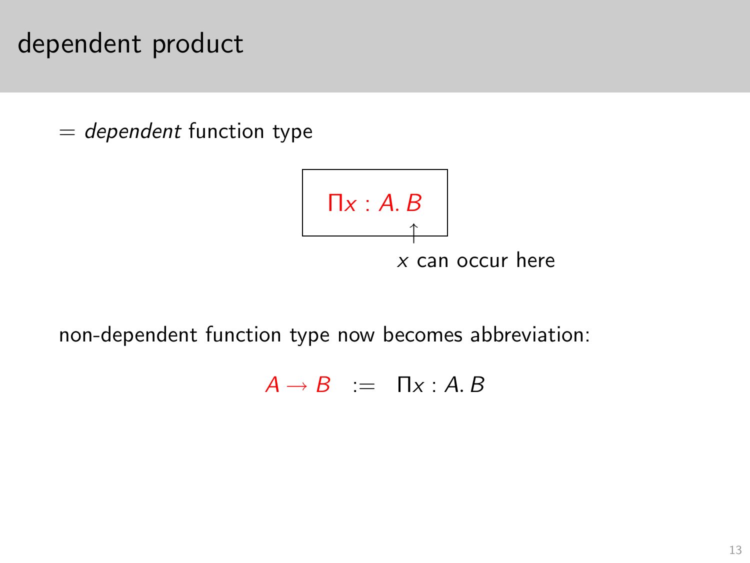# dependent product

$=$ *dependent* function type

$$\boxed{\Pi x : A.\, B}$$

$\uparrow$ $x$ can occur here

non-dependent function type now becomes abbreviation:

$$A \to B \quad := \quad \Pi x : A.\, B$$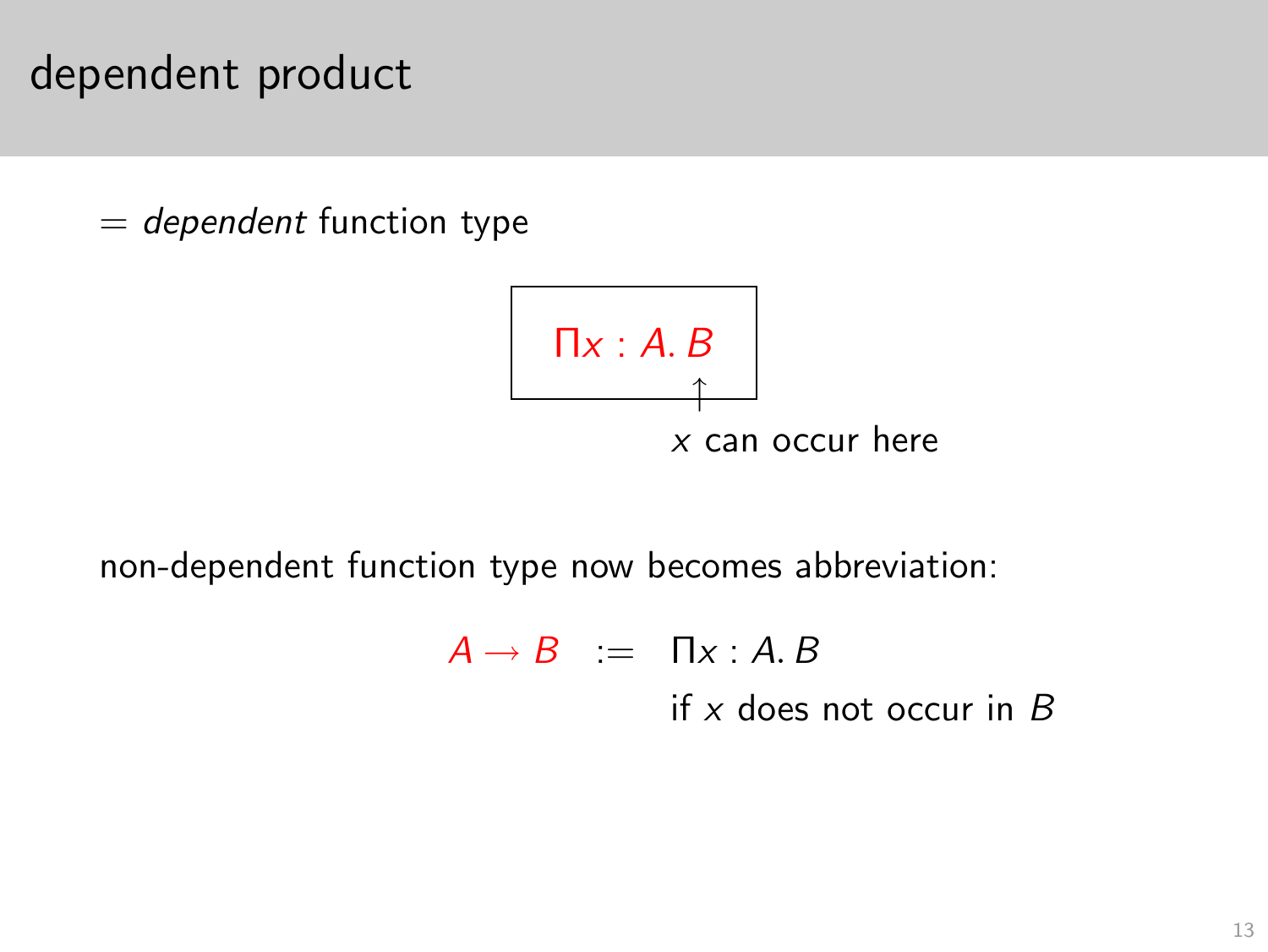# dependent product

= *dependent* function type

$$\Pi x : A.\, B$$

↑ $x$ can occur here (in $B$)

non-dependent function type now becomes abbreviation:

$$A \to B \quad := \quad \Pi x : A.\, B$$

if $x$ does not occur in $B$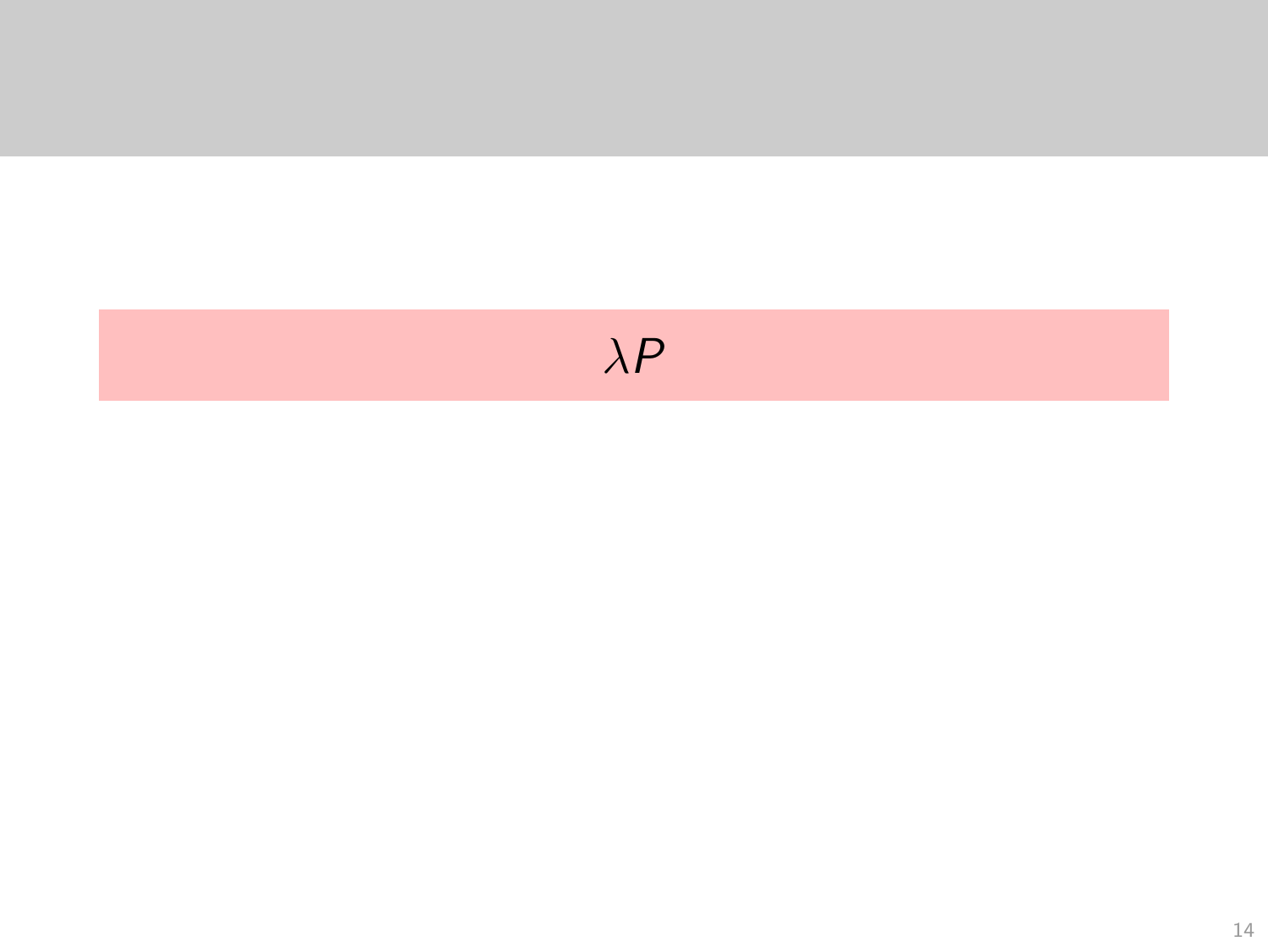$\lambda P$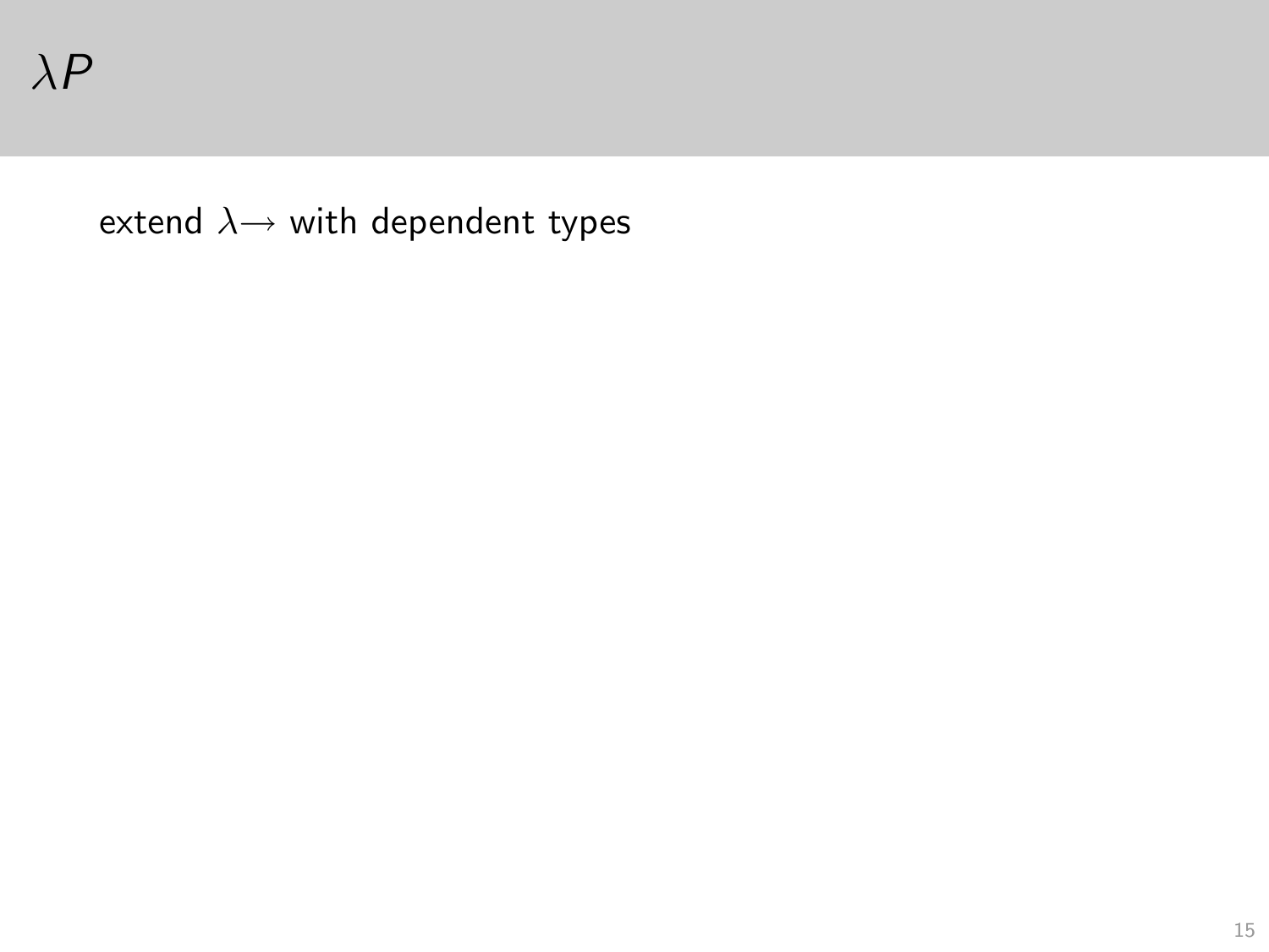# $\lambda P$

extend $\lambda{\rightarrow}$ with dependent types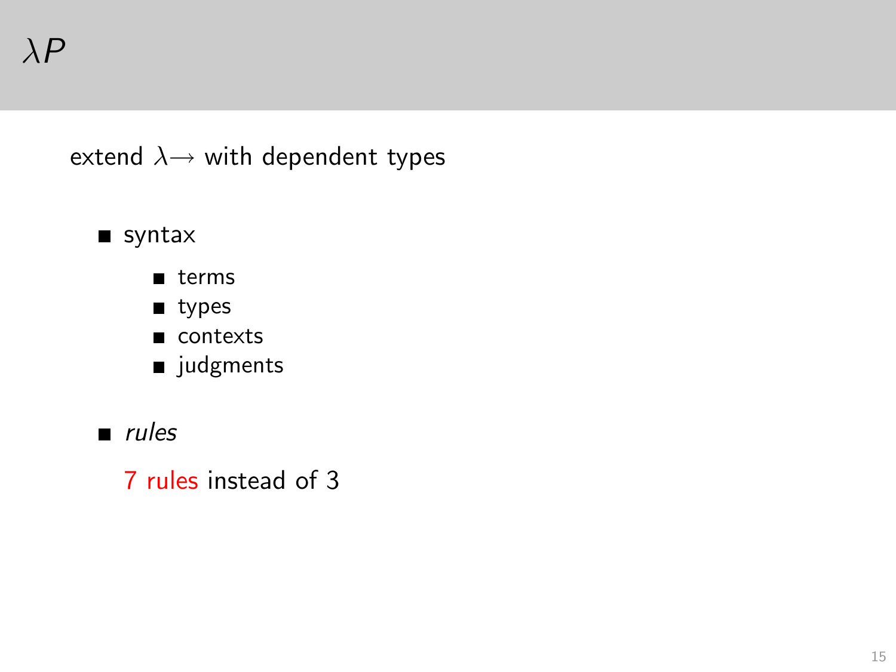# $\lambda P$

extend $\lambda\!\rightarrow$ with dependent types

- syntax
  - terms
  - types
  - contexts
  - judgments

- *rules*

  7 rules instead of 3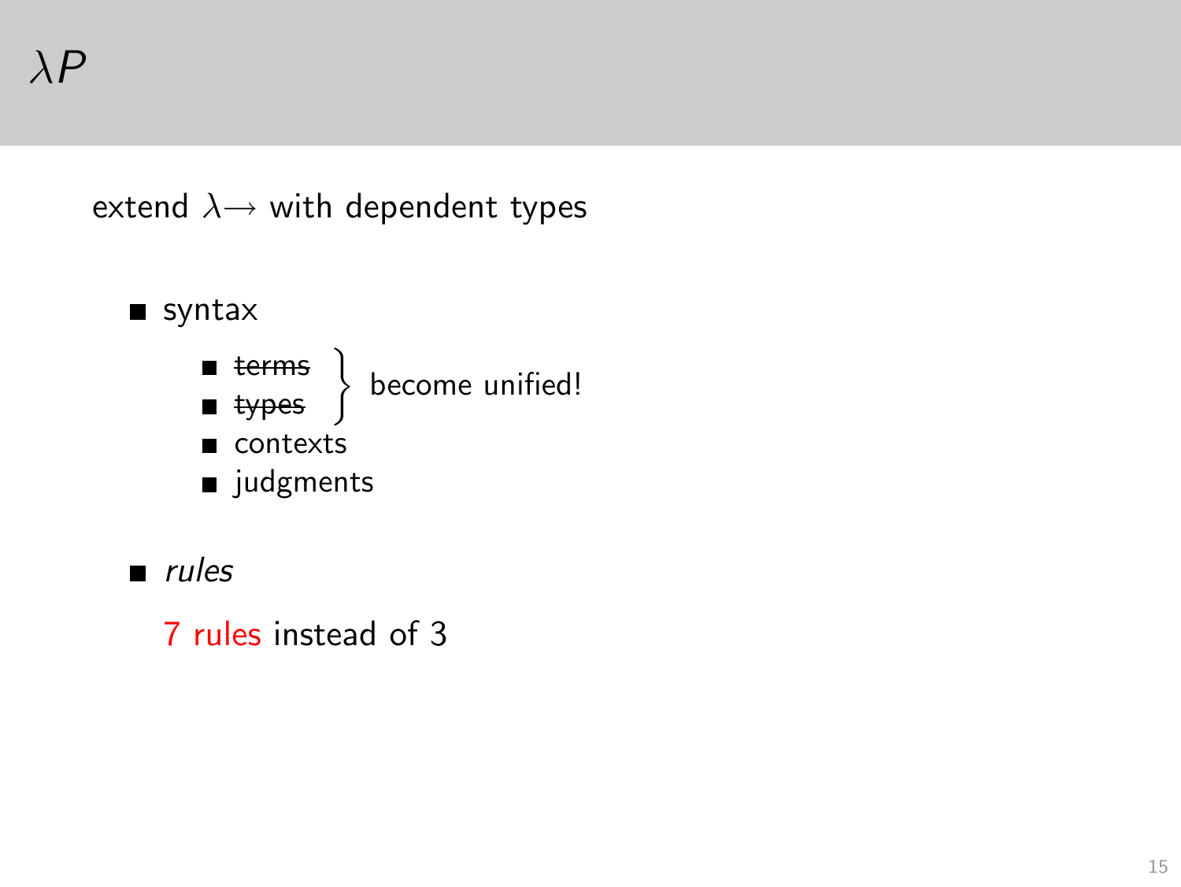# $\lambda P$

extend $\lambda\!\rightarrow$ with dependent types

- syntax
  - ~~terms~~ } become unified!
  - ~~types~~ }
  - contexts
  - judgments

- *rules*

  7 rules instead of 3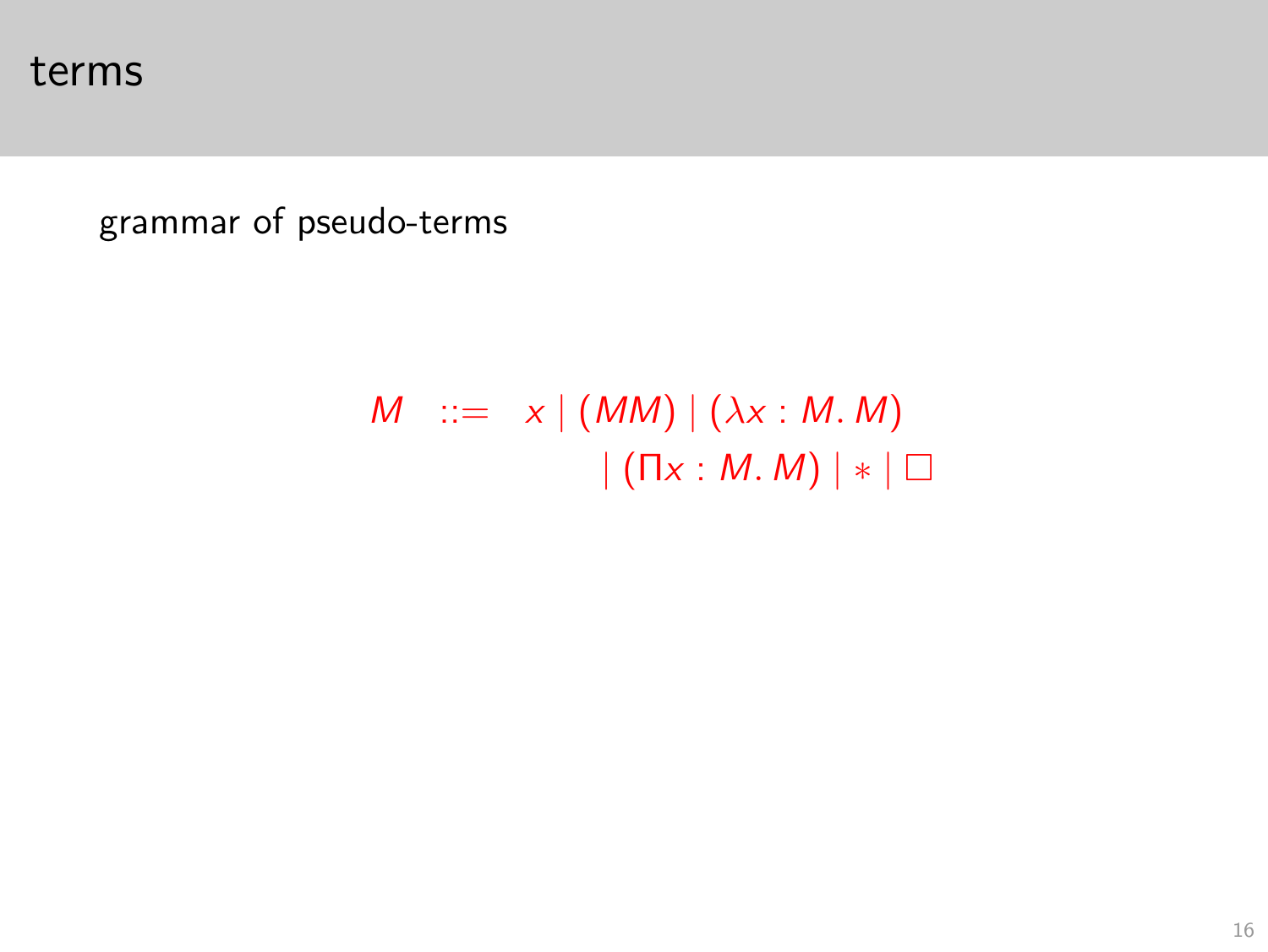# terms

grammar of pseudo-terms

$$
\begin{aligned}
M \quad ::= \quad & x \mid (MM) \mid (\lambda x : M.\, M) \\
& \mid (\Pi x : M.\, M) \mid * \mid \Box
\end{aligned}
$$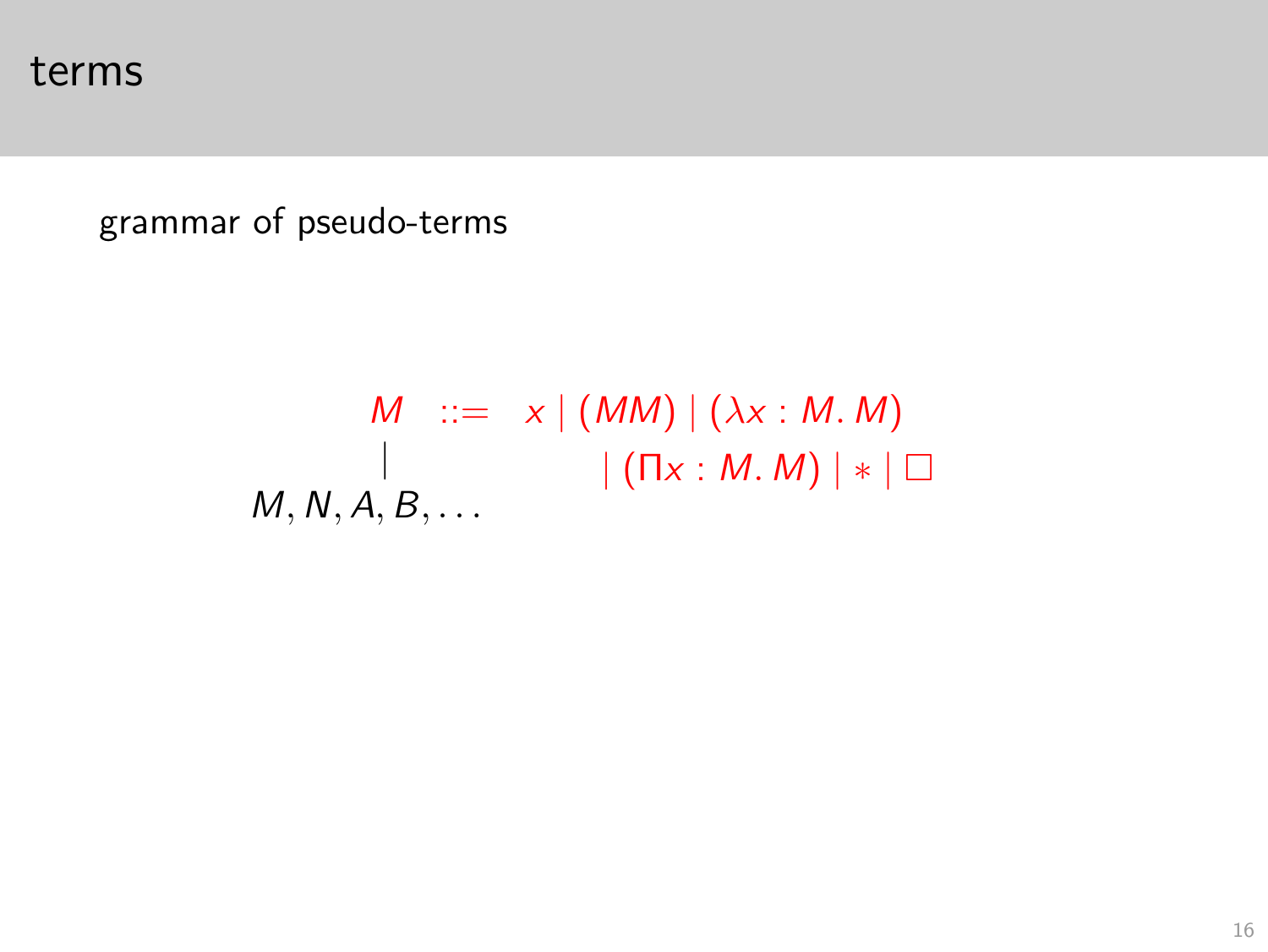# terms

grammar of pseudo-terms

$$
\begin{array}{ccl}
M & ::= & x \mid (MM) \mid (\lambda x : M.\, M) \\
| & & \quad \mid (\Pi x : M.\, M) \mid * \mid \Box \\
M, N, A, B, \ldots & &
\end{array}
$$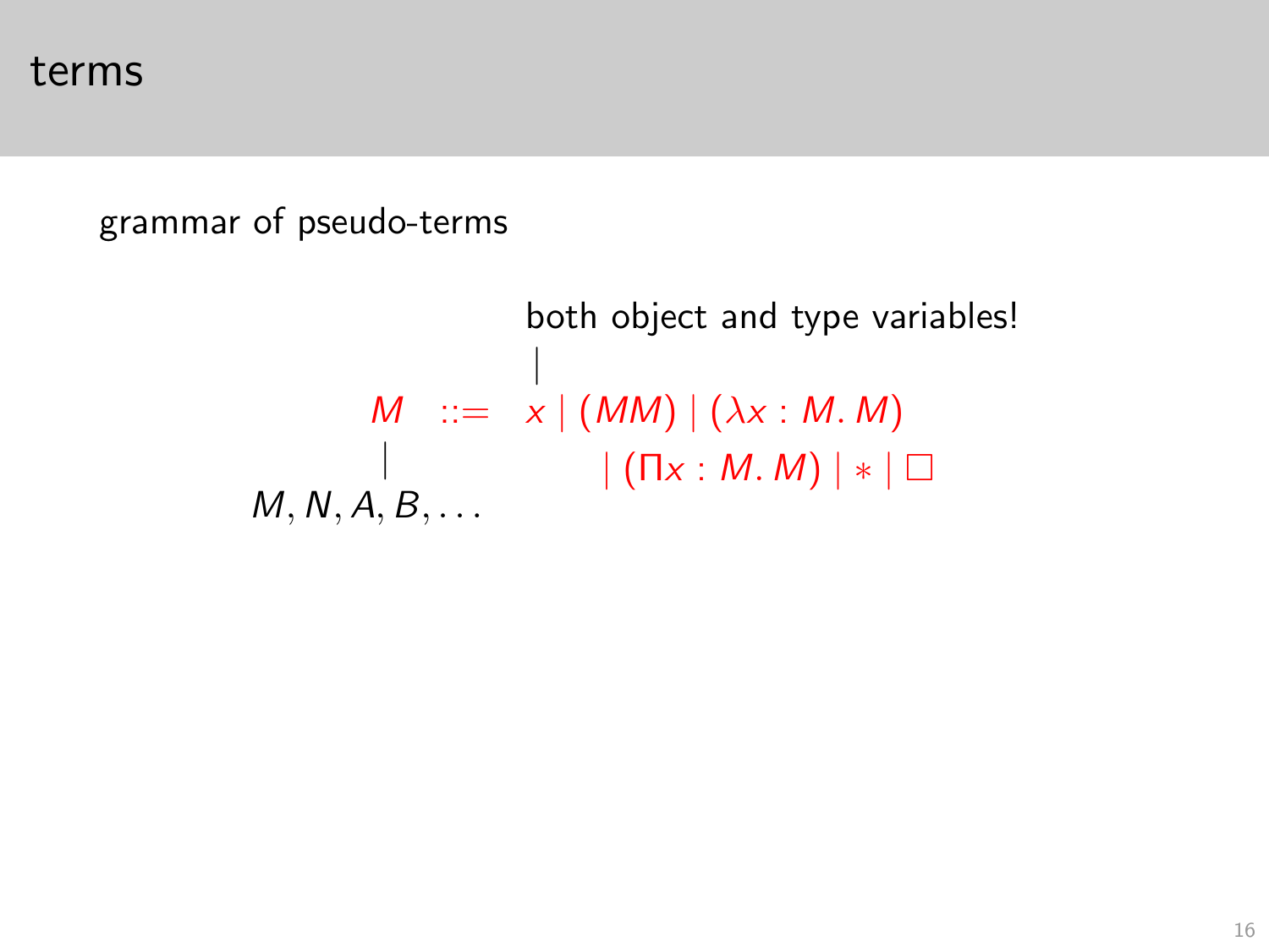# terms

grammar of pseudo-terms

both object and type variables!

$$M \;::=\; x \mid (MM) \mid (\lambda x : M.\, M) \mid (\Pi x : M.\, M) \mid * \mid \square$$

$M, N, A, B, \ldots$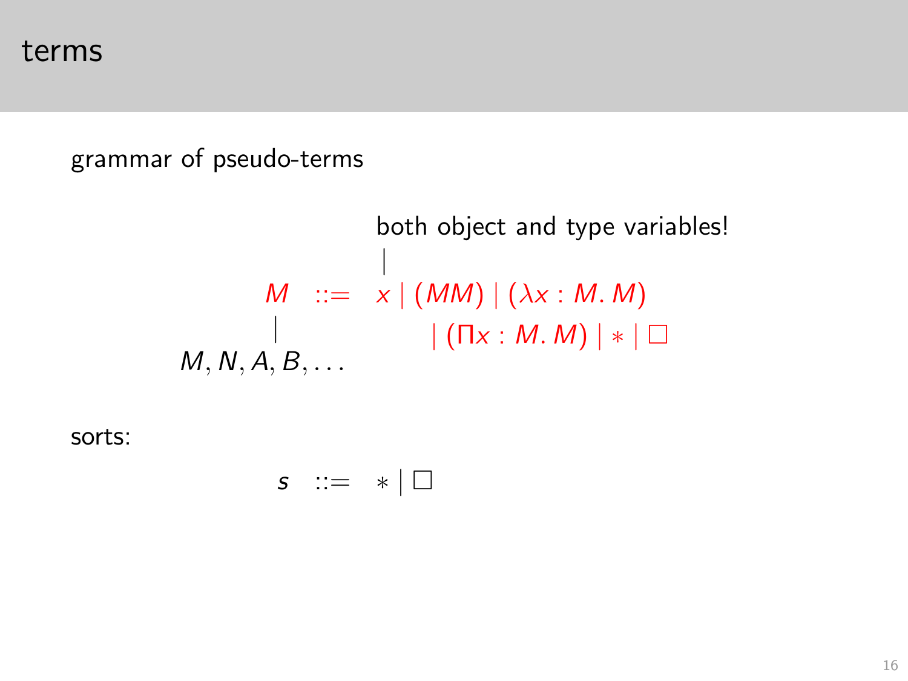# terms

grammar of pseudo-terms

both object and type variables!

$$M \;::=\; x \mid (MM) \mid (\lambda x : M.\, M) \mid (\Pi x : M.\, M) \mid * \mid \Box$$

$M, N, A, B, \ldots$

sorts:

$$s \;::=\; * \mid \Box$$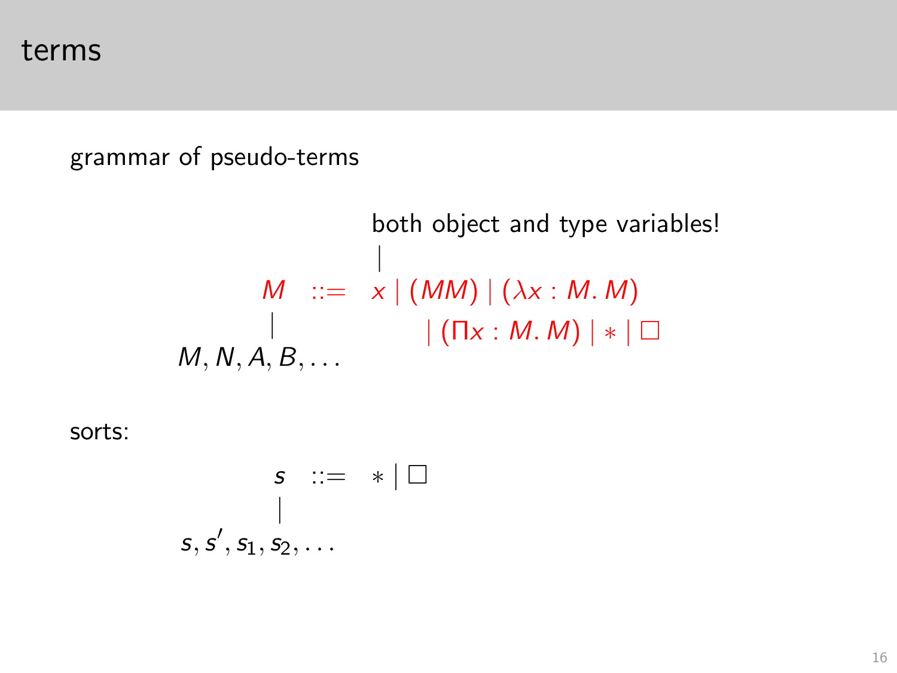# terms

grammar of pseudo-terms

both object and type variables!

$$M \;::=\; x \mid (MM) \mid (\lambda x : M.\, M) \mid (\Pi x : M.\, M) \mid * \mid \square$$

$M, N, A, B, \ldots$

sorts:

$$s \;::=\; * \mid \square$$

$s, s', s_1, s_2, \ldots$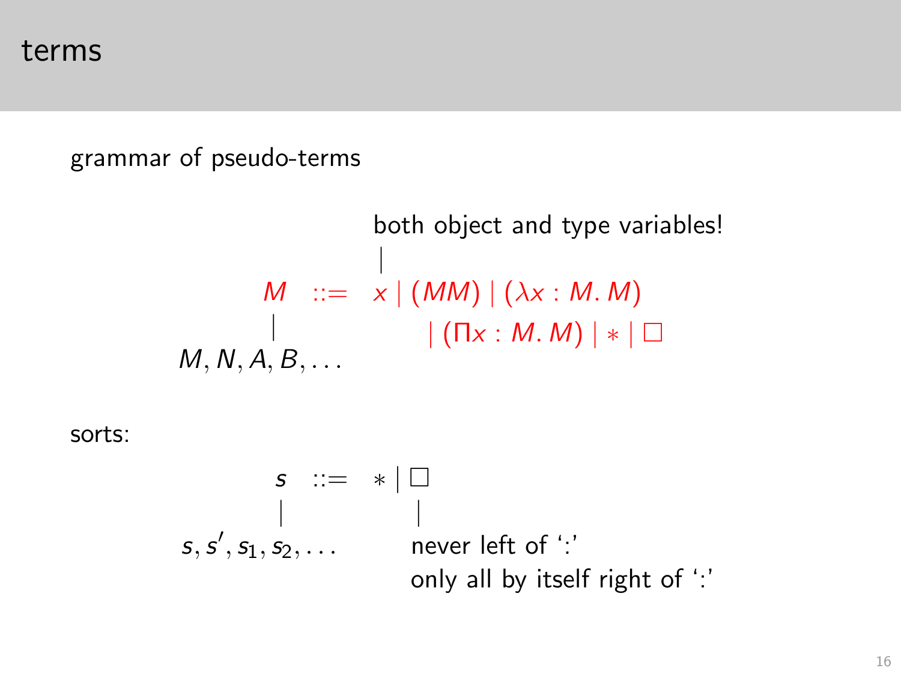# terms

grammar of pseudo-terms

both object and type variables!

$$M \;::=\; x \mid (MM) \mid (\lambda x : M.\, M) \mid (\Pi x : M.\, M) \mid * \mid \Box$$

$M, N, A, B, \ldots$

sorts:

$$s \;::=\; * \mid \Box$$

$s, s', s_1, s_2, \ldots$

$\Box$: never left of ':'  
only all by itself right of ':'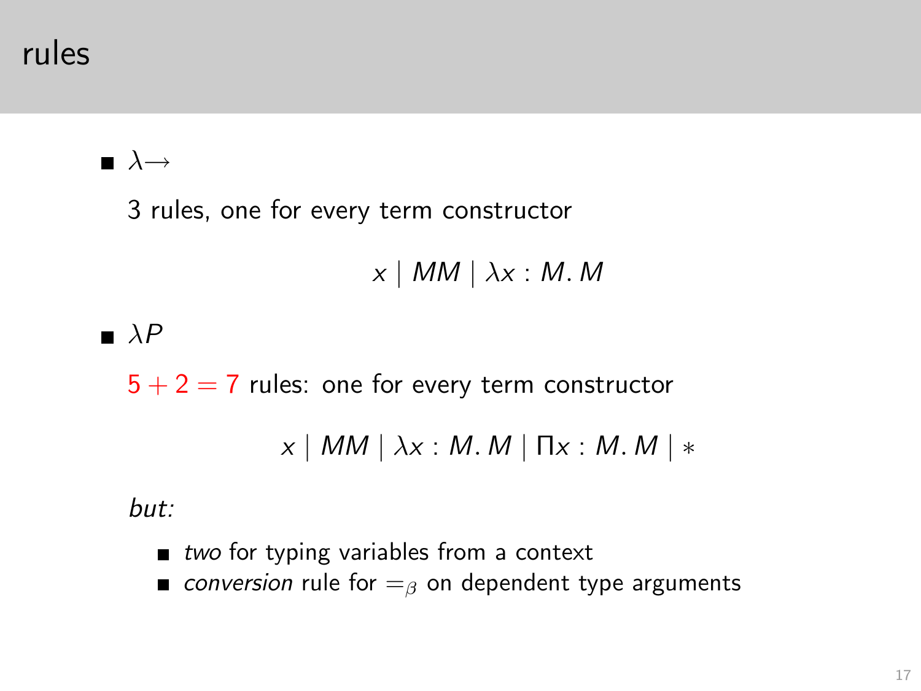# rules

- $\lambda{\rightarrow}$

  3 rules, one for every term constructor

  $$x \mid MM \mid \lambda x : M.\, M$$

- $\lambda P$

  $5 + 2 = 7$ rules: one for every term constructor

  $$x \mid MM \mid \lambda x : M.\, M \mid \Pi x : M.\, M \mid *$$

  *but:*

  - *two* for typing variables from a context
  - *conversion* rule for $=_\beta$ on dependent type arguments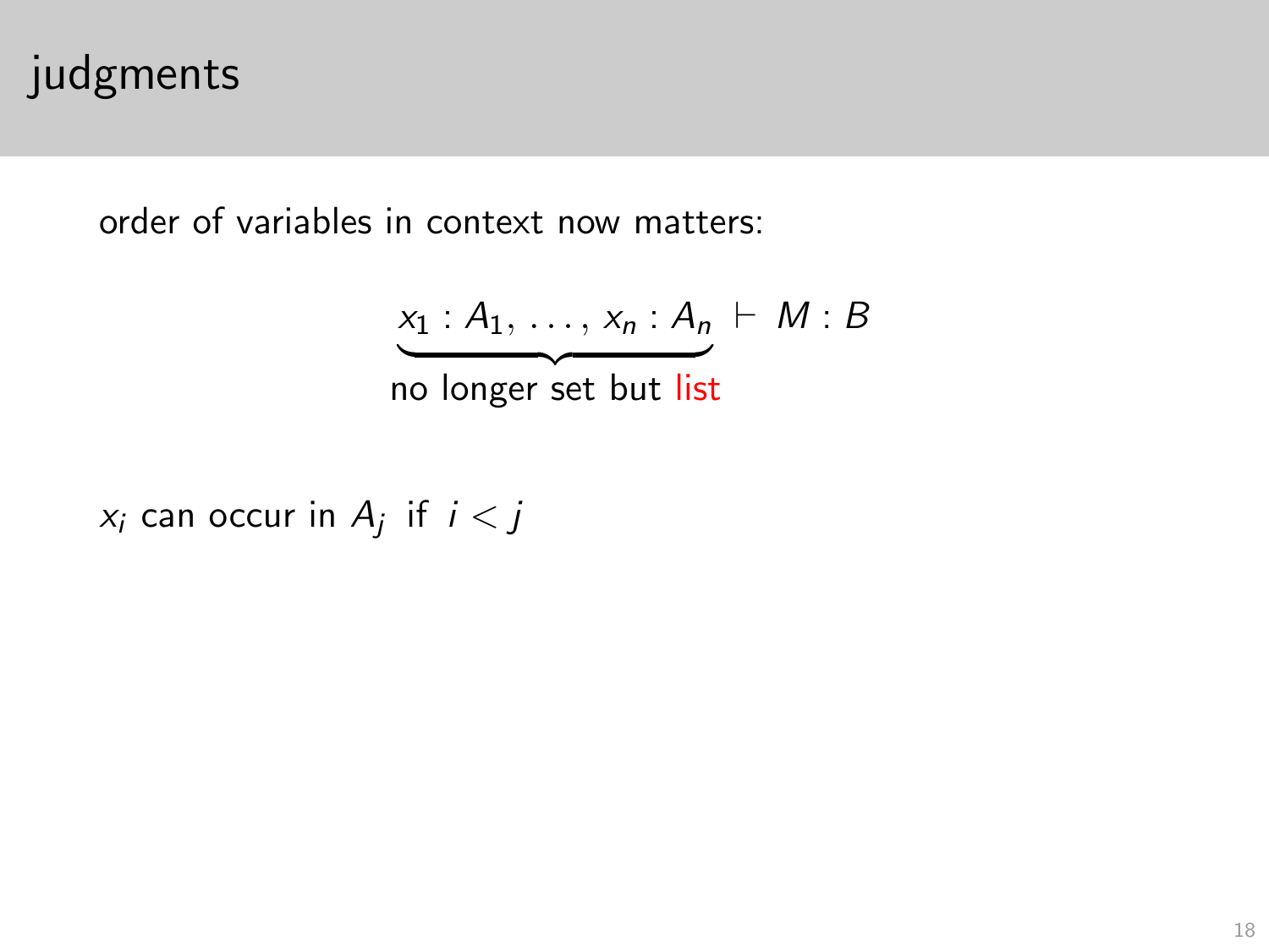# judgments

order of variables in context now matters:

$$\underbrace{x_1 : A_1,\, \ldots,\, x_n : A_n}_{\text{no longer set but list}} \;\vdash\; M : B$$

$x_i$ can occur in $A_j$ if $i < j$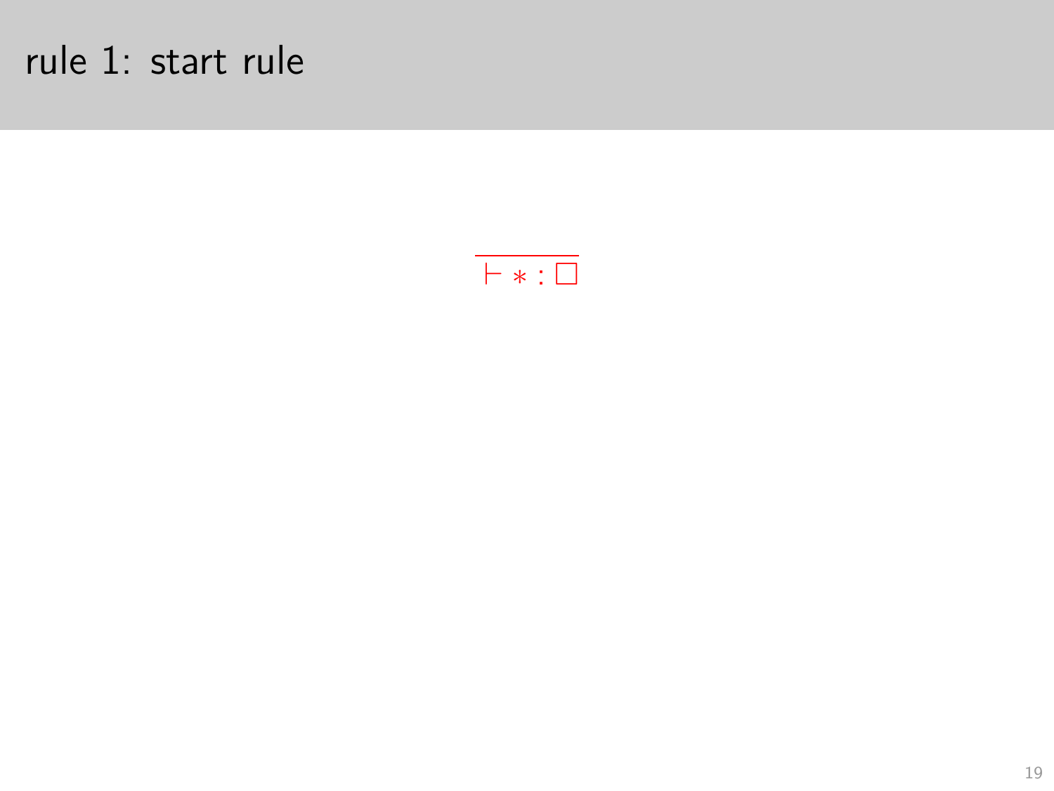# rule 1: start rule

$$\frac{}{\vdash * : \Box}$$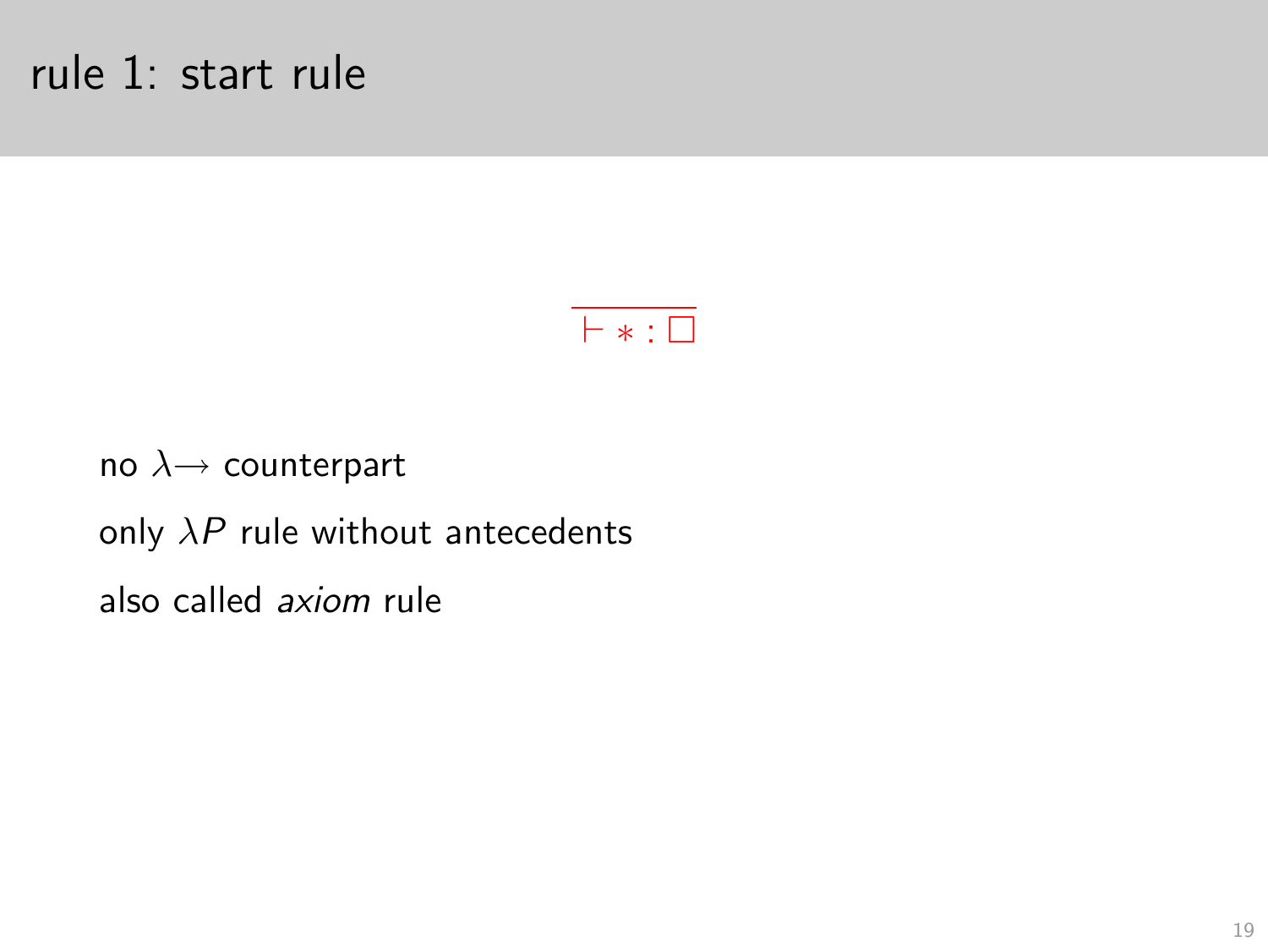# rule 1: start rule

$$\frac{}{\vdash * : \Box}$$

no $\lambda\!\rightarrow$ counterpart

only $\lambda P$ rule without antecedents

also called *axiom* rule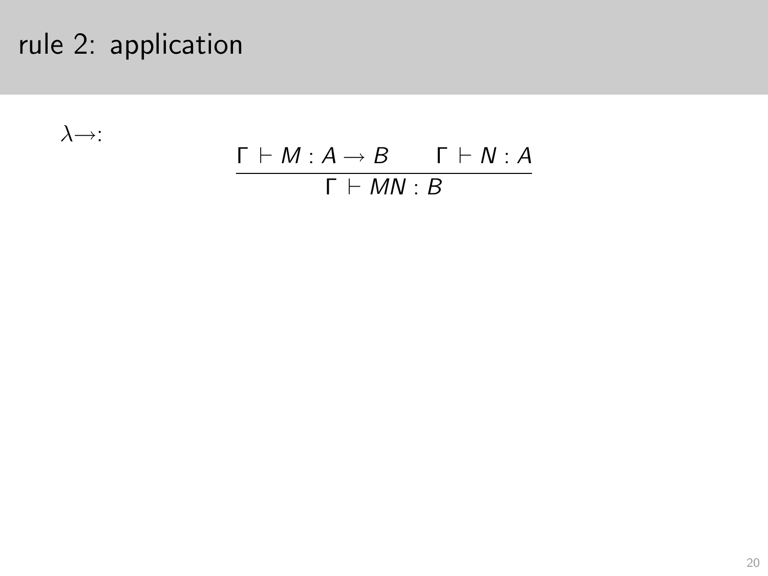# rule 2: application

$\lambda{\rightarrow}$:

$$\frac{\Gamma \vdash M : A \to B \qquad \Gamma \vdash N : A}{\Gamma \vdash MN : B}$$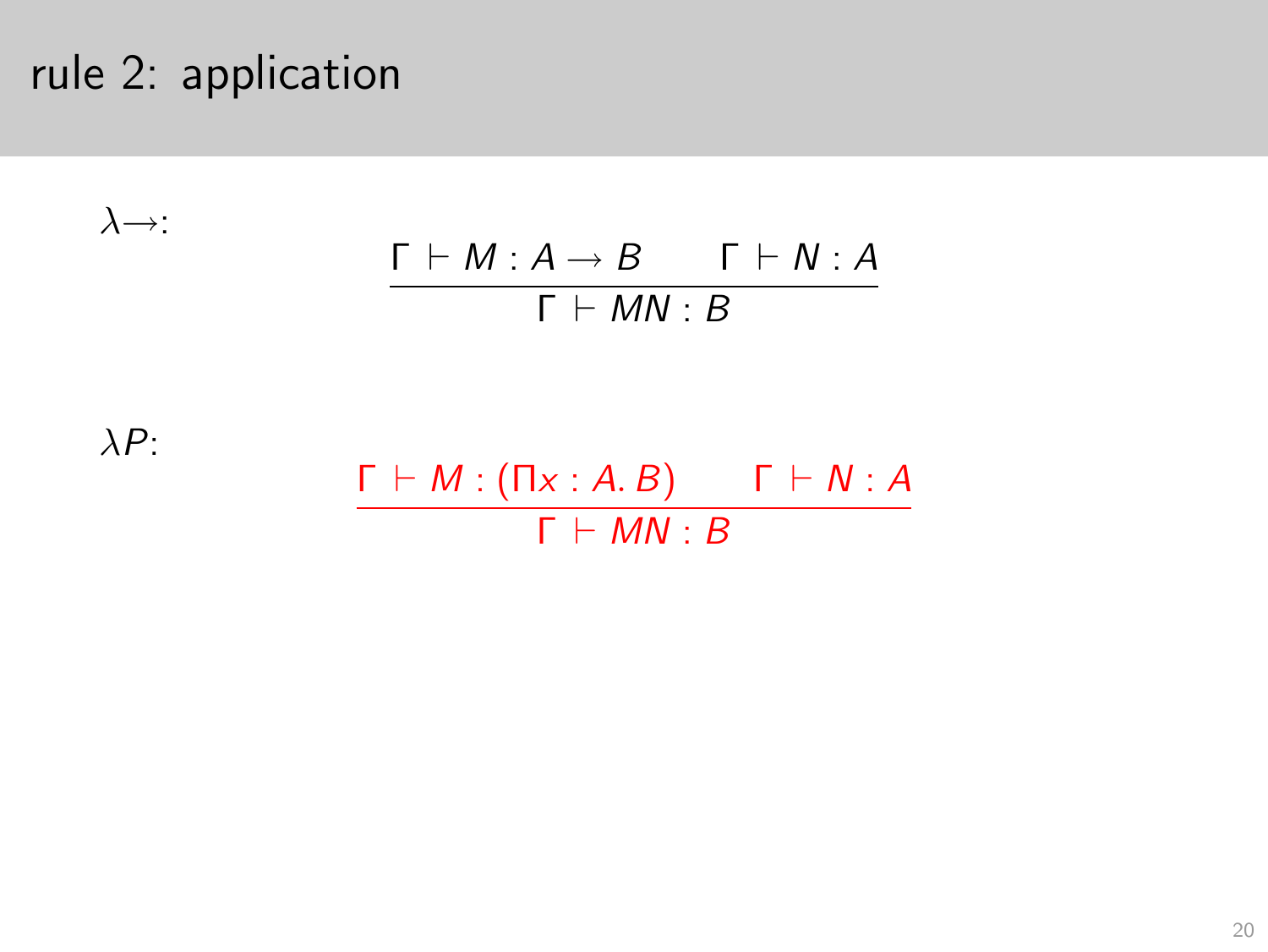# rule 2: application

$\lambda{\to}$:

$$\frac{\Gamma \vdash M : A \to B \qquad \Gamma \vdash N : A}{\Gamma \vdash MN : B}$$

$\lambda P$:

$$\frac{\Gamma \vdash M : (\Pi x : A.\, B) \qquad \Gamma \vdash N : A}{\Gamma \vdash MN : B}$$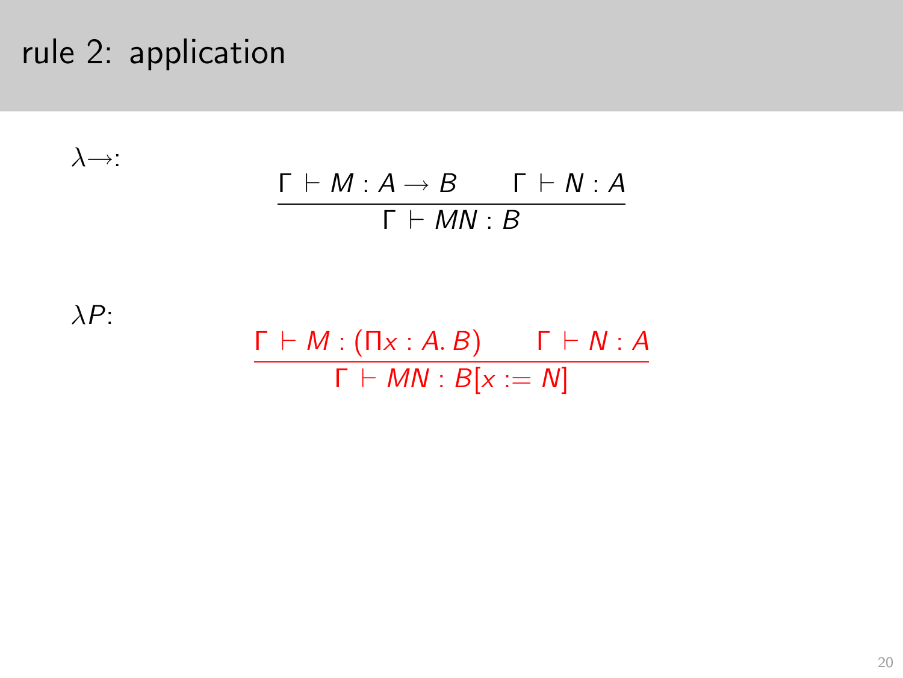# rule 2: application

$\lambda{\rightarrow}$:

$$\frac{\Gamma \vdash M : A \rightarrow B \qquad \Gamma \vdash N : A}{\Gamma \vdash MN : B}$$

$\lambda P$:

$$\frac{\Gamma \vdash M : (\Pi x : A.\, B) \qquad \Gamma \vdash N : A}{\Gamma \vdash MN : B[x := N]}$$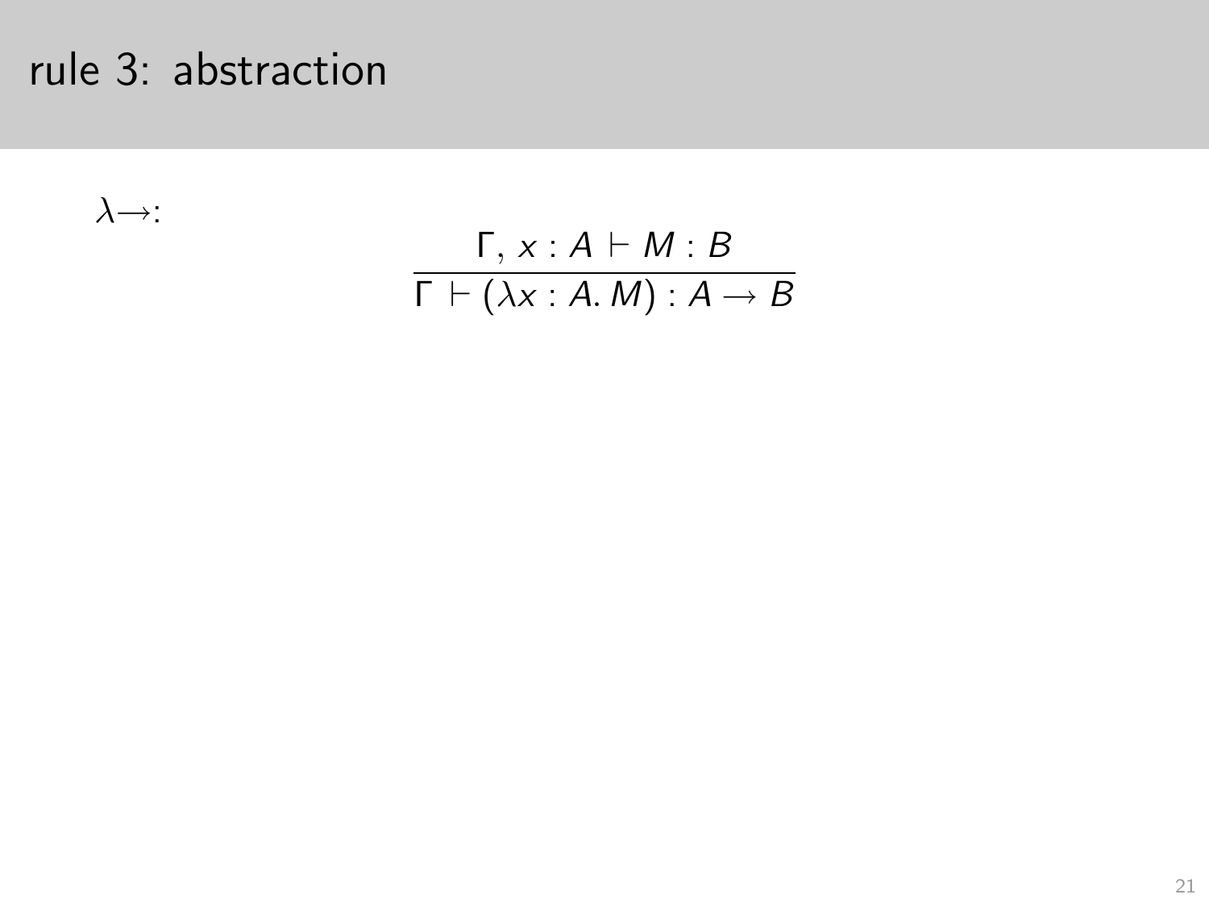# rule 3: abstraction

$\lambda\!\rightarrow$:

$$\frac{\Gamma,\, x : A \vdash M : B}{\Gamma \vdash (\lambda x : A.\, M) : A \rightarrow B}$$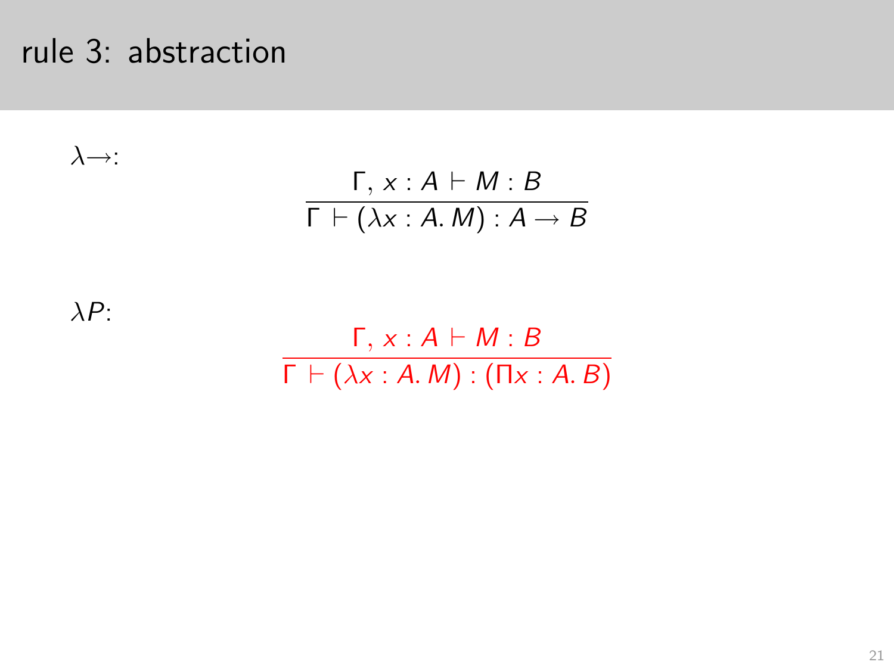# rule 3: abstraction

$\lambda{\to}$:

$$\frac{\Gamma,\, x : A \vdash M : B}{\Gamma \vdash (\lambda x : A.\, M) : A \to B}$$

$\lambda P$:

$$\frac{\Gamma,\, x : A \vdash M : B}{\Gamma \vdash (\lambda x : A.\, M) : (\Pi x : A.\, B)}$$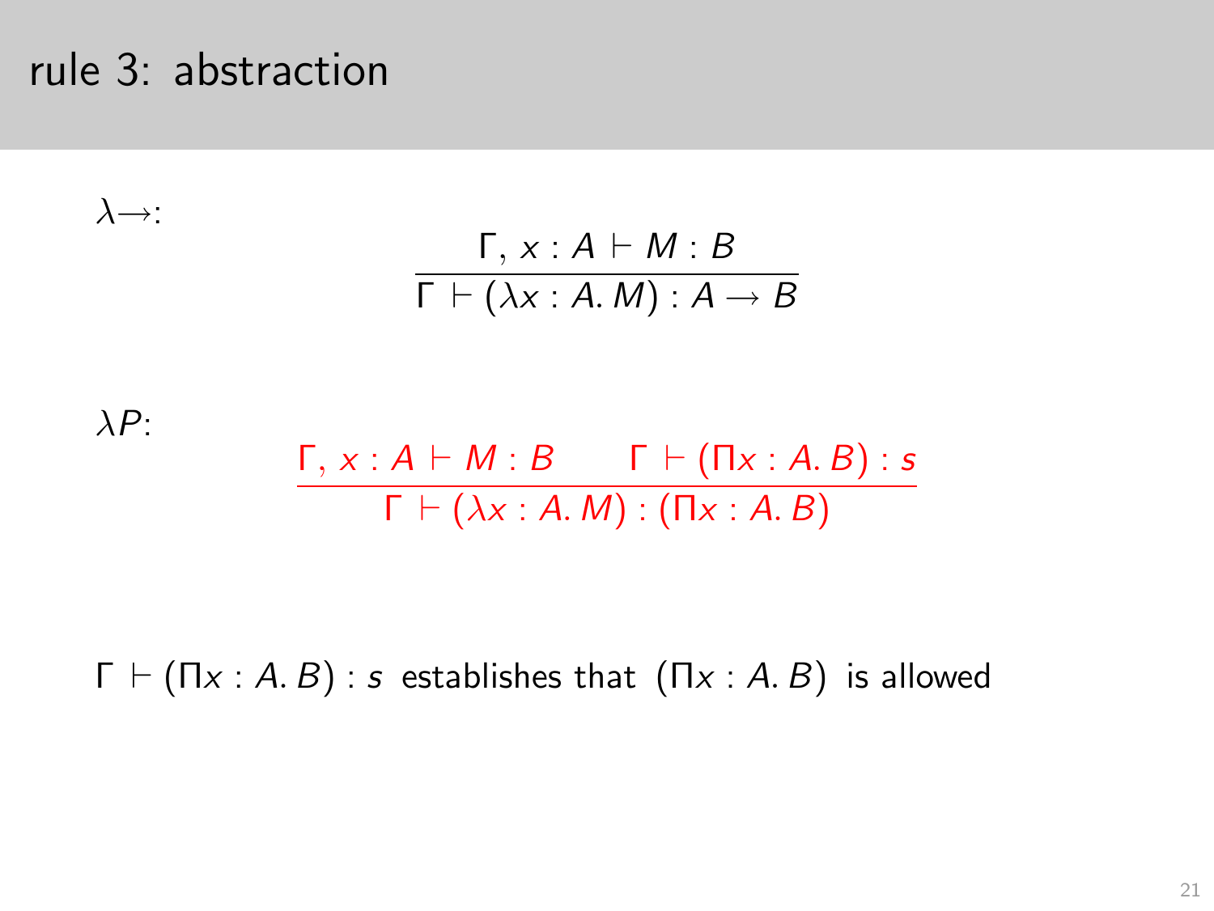# rule 3: abstraction

$\lambda{\rightarrow}$:

$$\frac{\Gamma,\, x : A \vdash M : B}{\Gamma \vdash (\lambda x : A.\, M) : A \rightarrow B}$$

$\lambda P$:

$$\frac{\Gamma,\, x : A \vdash M : B \qquad \Gamma \vdash (\Pi x : A.\, B) : s}{\Gamma \vdash (\lambda x : A.\, M) : (\Pi x : A.\, B)}$$

$\Gamma \vdash (\Pi x : A.\, B) : s$ establishes that $(\Pi x : A.\, B)$ is allowed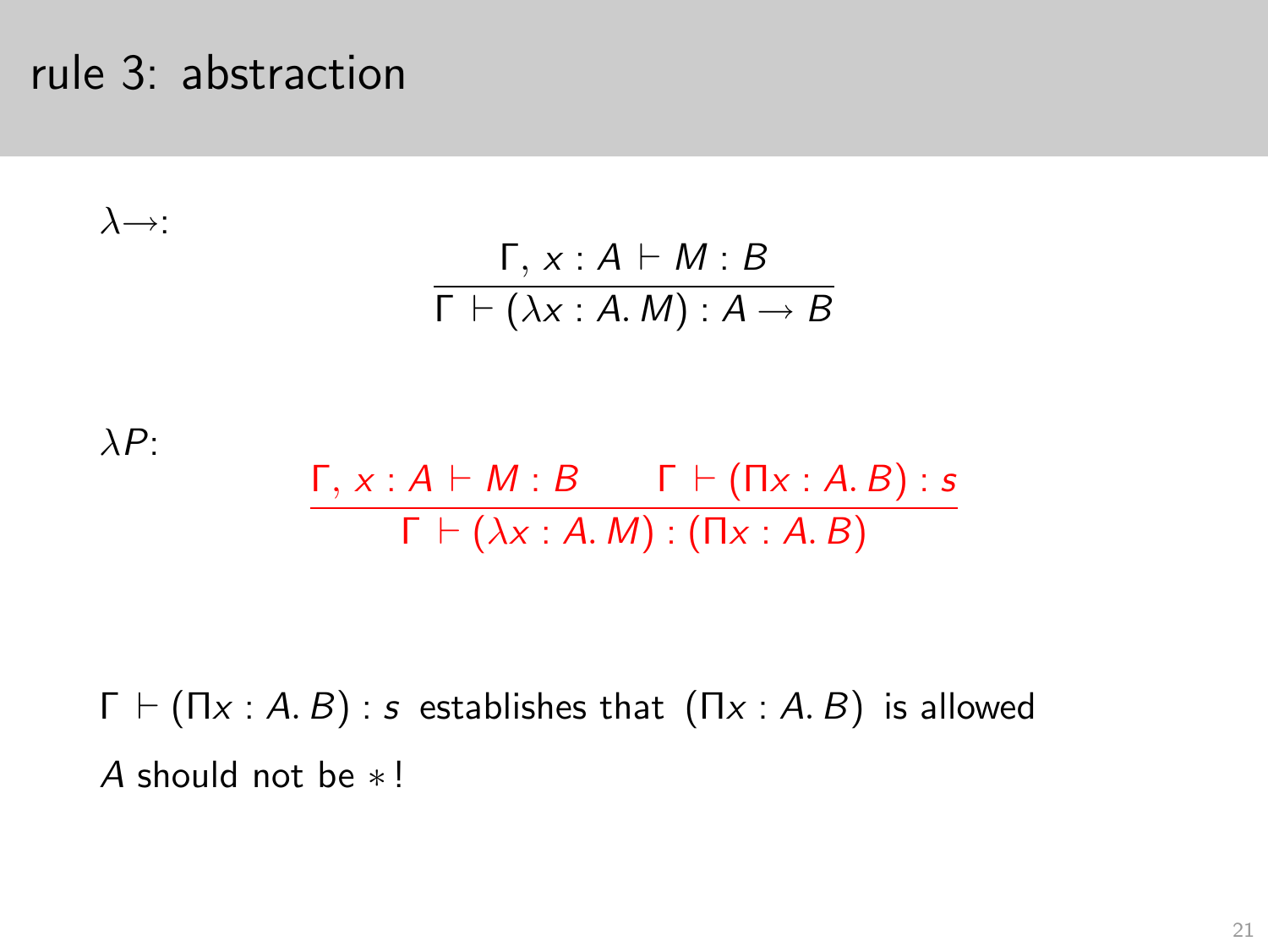# rule 3: abstraction

$\lambda{\rightarrow}$:

$$\frac{\Gamma,\, x : A \vdash M : B}{\Gamma \vdash (\lambda x : A.\, M) : A \rightarrow B}$$

$\lambda P$:

$$\frac{\Gamma,\, x : A \vdash M : B \qquad \Gamma \vdash (\Pi x : A.\, B) : s}{\Gamma \vdash (\lambda x : A.\, M) : (\Pi x : A.\, B)}$$

$\Gamma \vdash (\Pi x : A.\, B) : s$ establishes that $(\Pi x : A.\, B)$ is allowed

$A$ should not be $*$!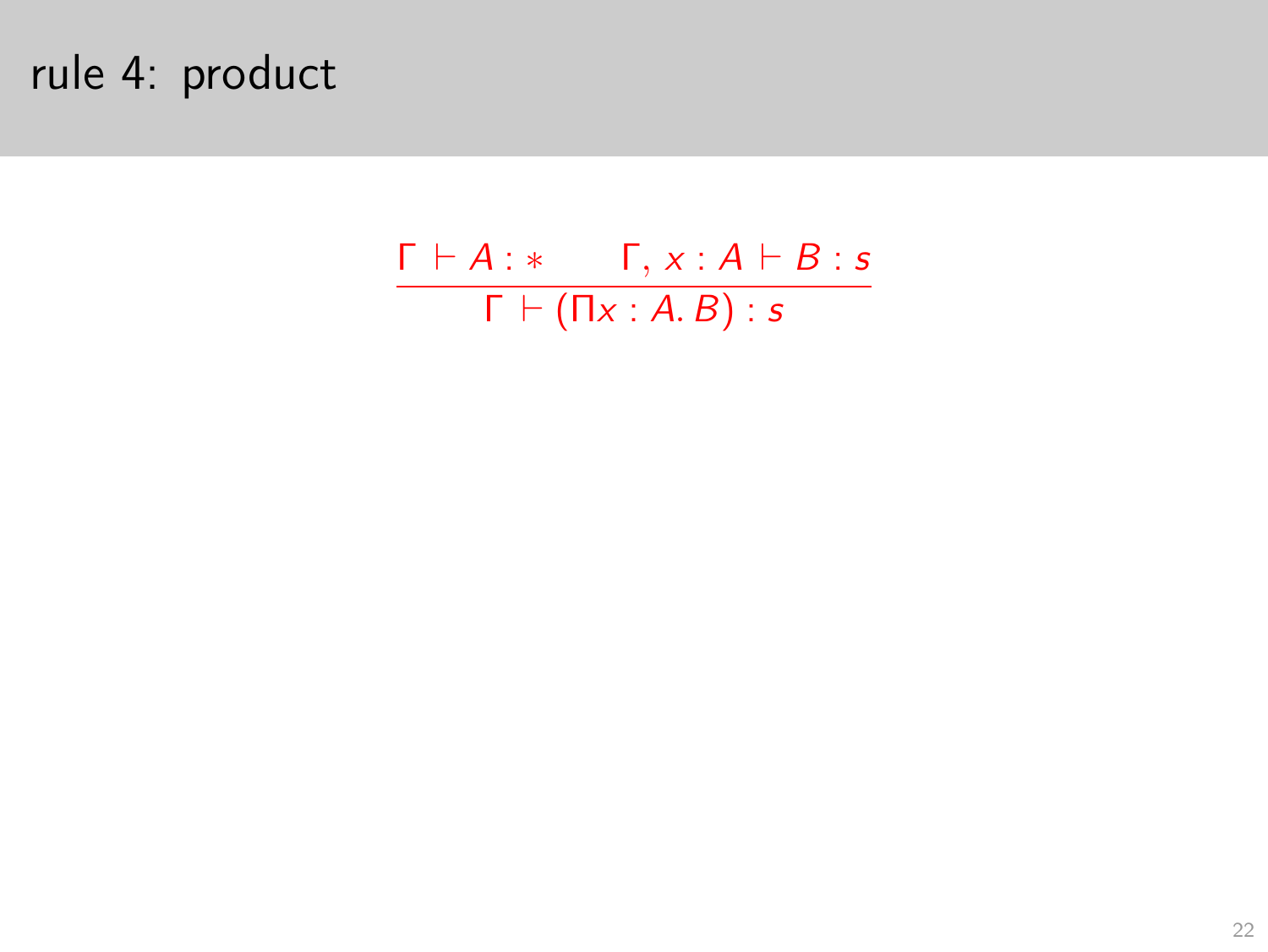# rule 4: product

$$\frac{\Gamma \vdash A : * \qquad \Gamma, x : A \vdash B : s}{\Gamma \vdash (\Pi x : A.\, B) : s}$$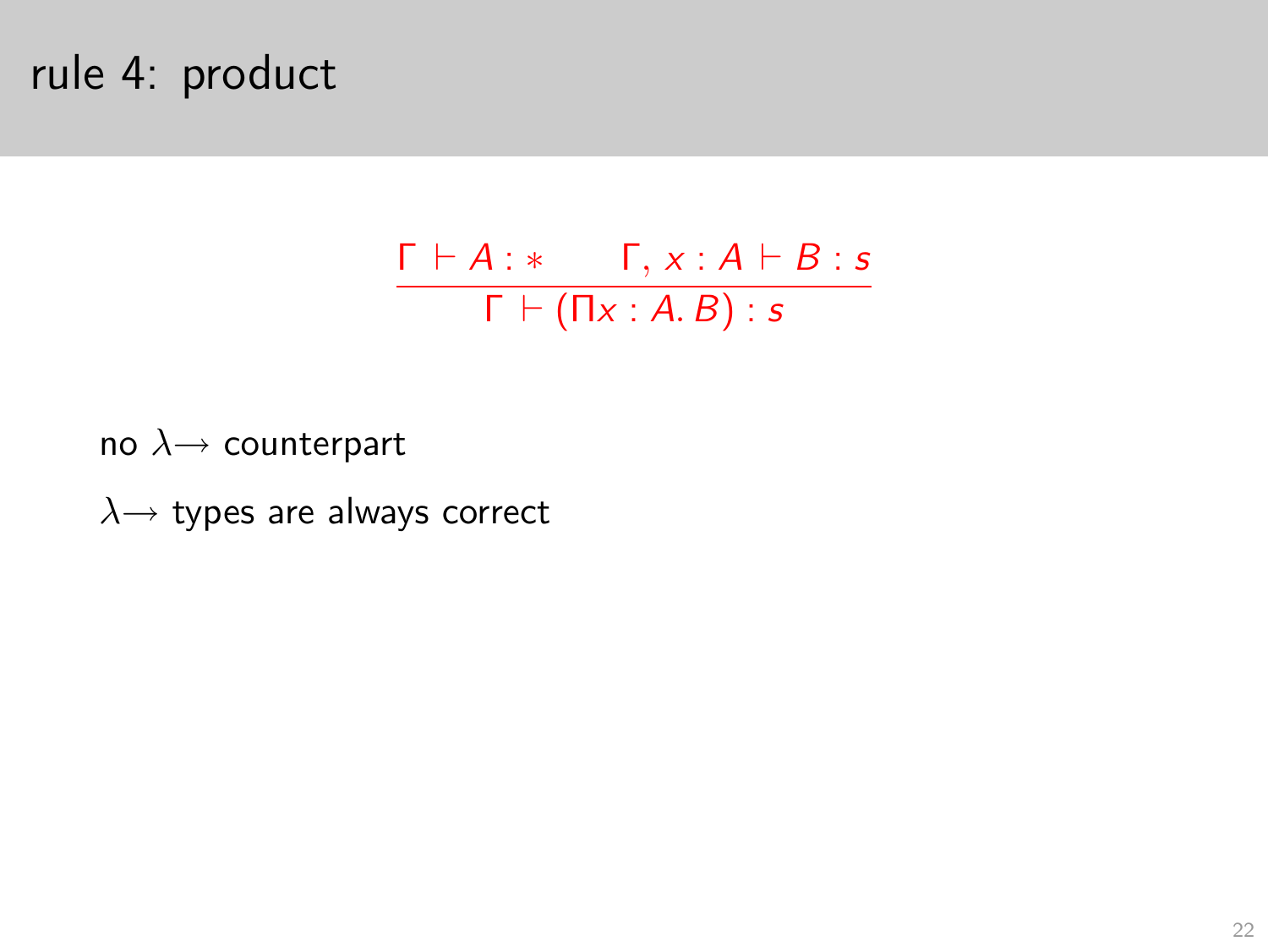# rule 4: product

$$\frac{\Gamma \vdash A : * \qquad \Gamma, x : A \vdash B : s}{\Gamma \vdash (\Pi x : A.\, B) : s}$$

no $\lambda\!\rightarrow$ counterpart

$\lambda\!\rightarrow$ types are always correct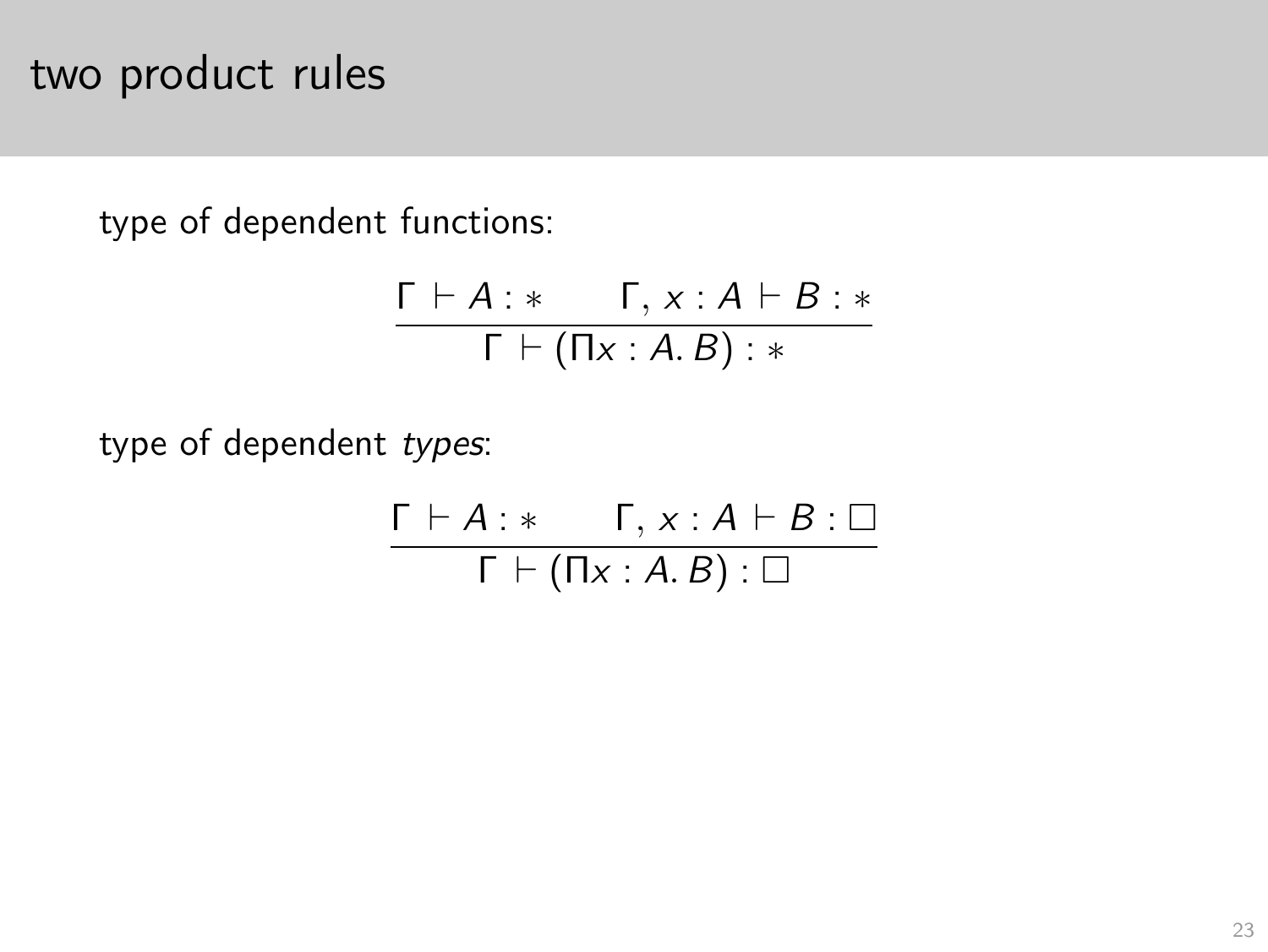# two product rules

type of dependent functions:

$$\frac{\Gamma \vdash A : * \qquad \Gamma, x : A \vdash B : *}{\Gamma \vdash (\Pi x : A.\, B) : *}$$

type of dependent *types*:

$$\frac{\Gamma \vdash A : * \qquad \Gamma, x : A \vdash B : \Box}{\Gamma \vdash (\Pi x : A.\, B) : \Box}$$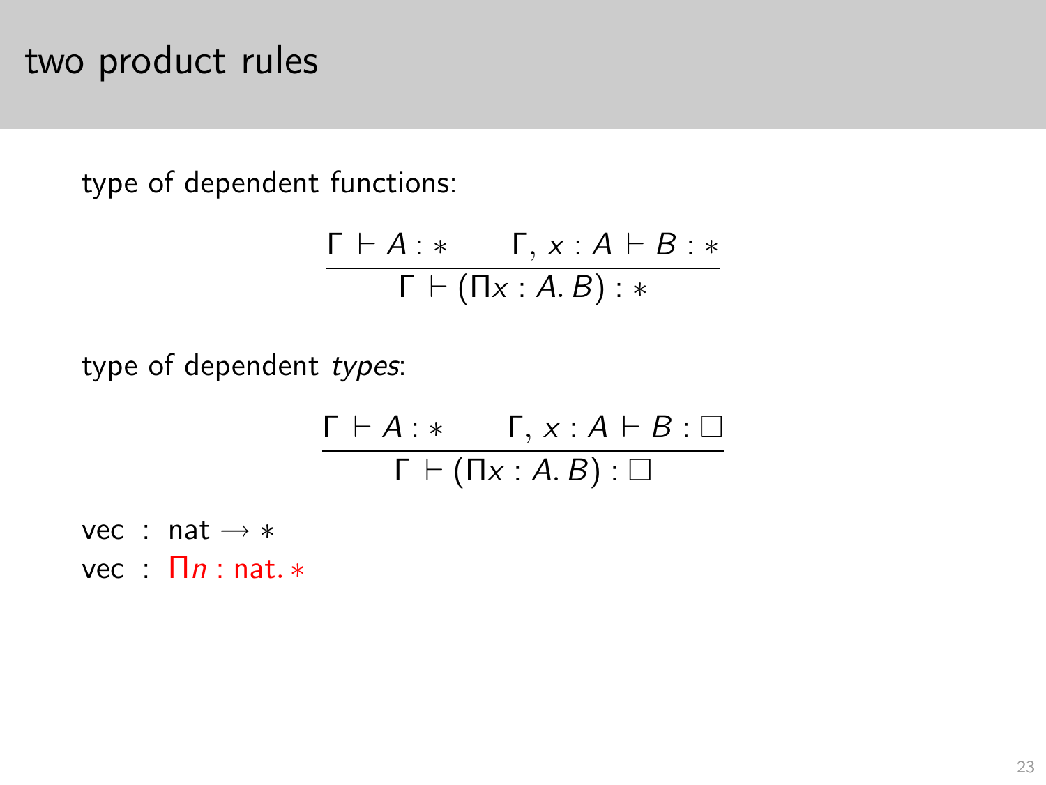# two product rules

type of dependent functions:

$$\frac{\Gamma \vdash A : * \qquad \Gamma, x : A \vdash B : *}{\Gamma \vdash (\Pi x : A.\, B) : *}$$

type of dependent *types*:

$$\frac{\Gamma \vdash A : * \qquad \Gamma, x : A \vdash B : \Box}{\Gamma \vdash (\Pi x : A.\, B) : \Box}$$

vec : $\mathsf{nat} \to *$

vec : $\Pi n : \mathsf{nat}.\, *$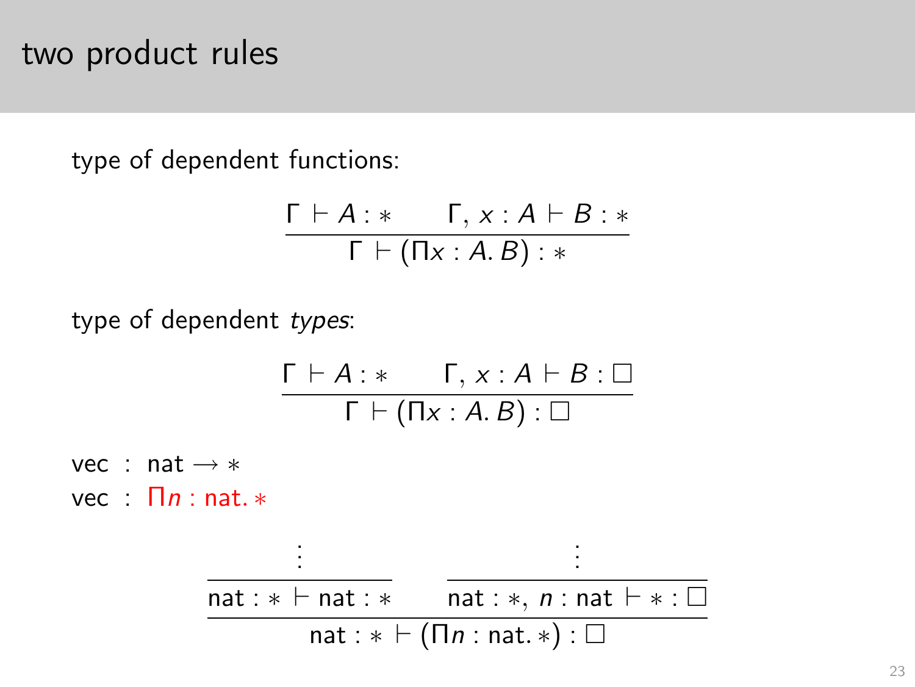# two product rules

type of dependent functions:

$$\frac{\Gamma \vdash A : * \qquad \Gamma, x : A \vdash B : *}{\Gamma \vdash (\Pi x : A.\, B) : *}$$

type of dependent *types*:

$$\frac{\Gamma \vdash A : * \qquad \Gamma, x : A \vdash B : \square}{\Gamma \vdash (\Pi x : A.\, B) : \square}$$

vec : nat $\rightarrow *$

vec : $\Pi n : \text{nat}.\, *$

$$\frac{\dfrac{\vdots}{\text{nat} : * \vdash \text{nat} : *} \qquad \dfrac{\vdots}{\text{nat} : *,\ n : \text{nat} \vdash * : \square}}{\text{nat} : * \vdash (\Pi n : \text{nat}.\, *) : \square}$$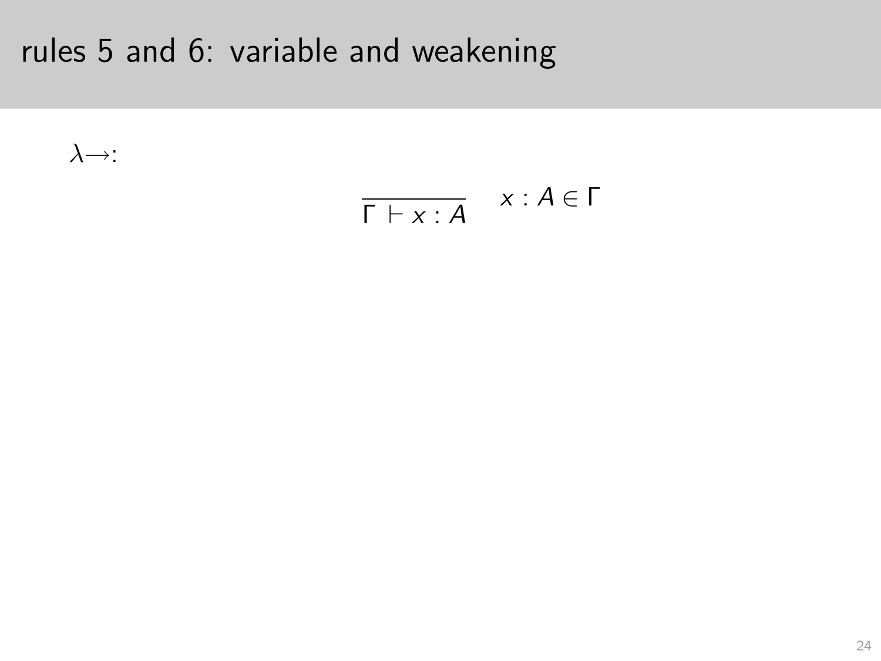# rules 5 and 6: variable and weakening

$\lambda{\rightarrow}$:

$$\frac{}{\Gamma \vdash x : A} \quad x : A \in \Gamma$$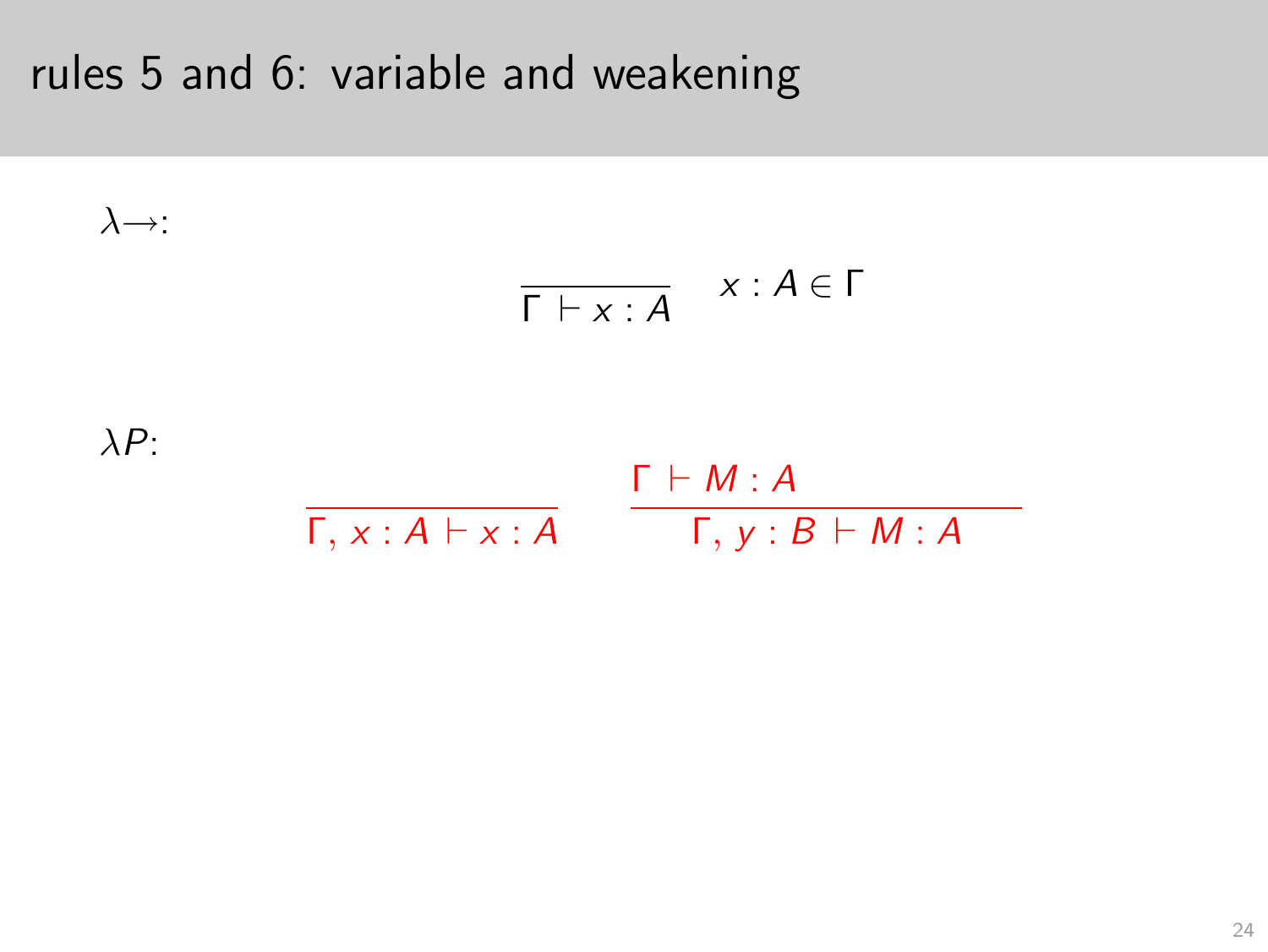# rules 5 and 6: variable and weakening

$\lambda{\rightarrow}$:

$$\frac{}{\Gamma \vdash x : A} \quad x : A \in \Gamma$$

$\lambda P$:

$$\frac{}{\Gamma, x : A \vdash x : A} \qquad \frac{\Gamma \vdash M : A}{\Gamma, y : B \vdash M : A}$$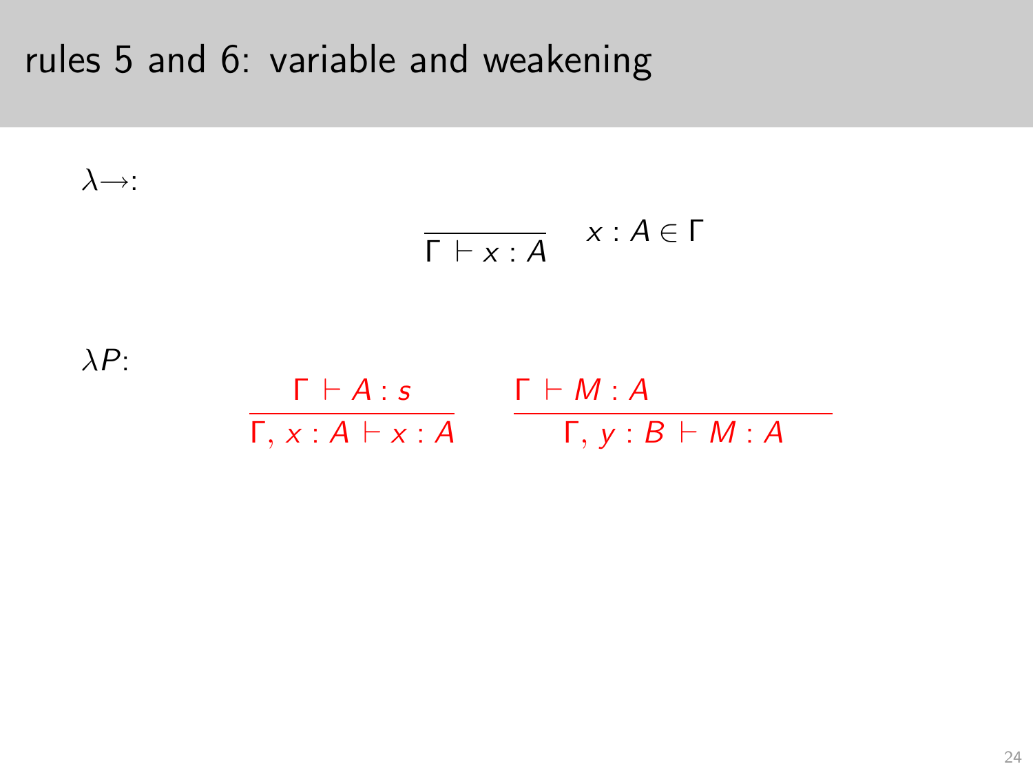# rules 5 and 6: variable and weakening

$\lambda{\rightarrow}$:

$$\frac{}{\Gamma \vdash x : A} \quad x : A \in \Gamma$$

$\lambda P$:

$$\frac{\Gamma \vdash A : s}{\Gamma, x : A \vdash x : A} \qquad \frac{\Gamma \vdash M : A}{\Gamma, y : B \vdash M : A}$$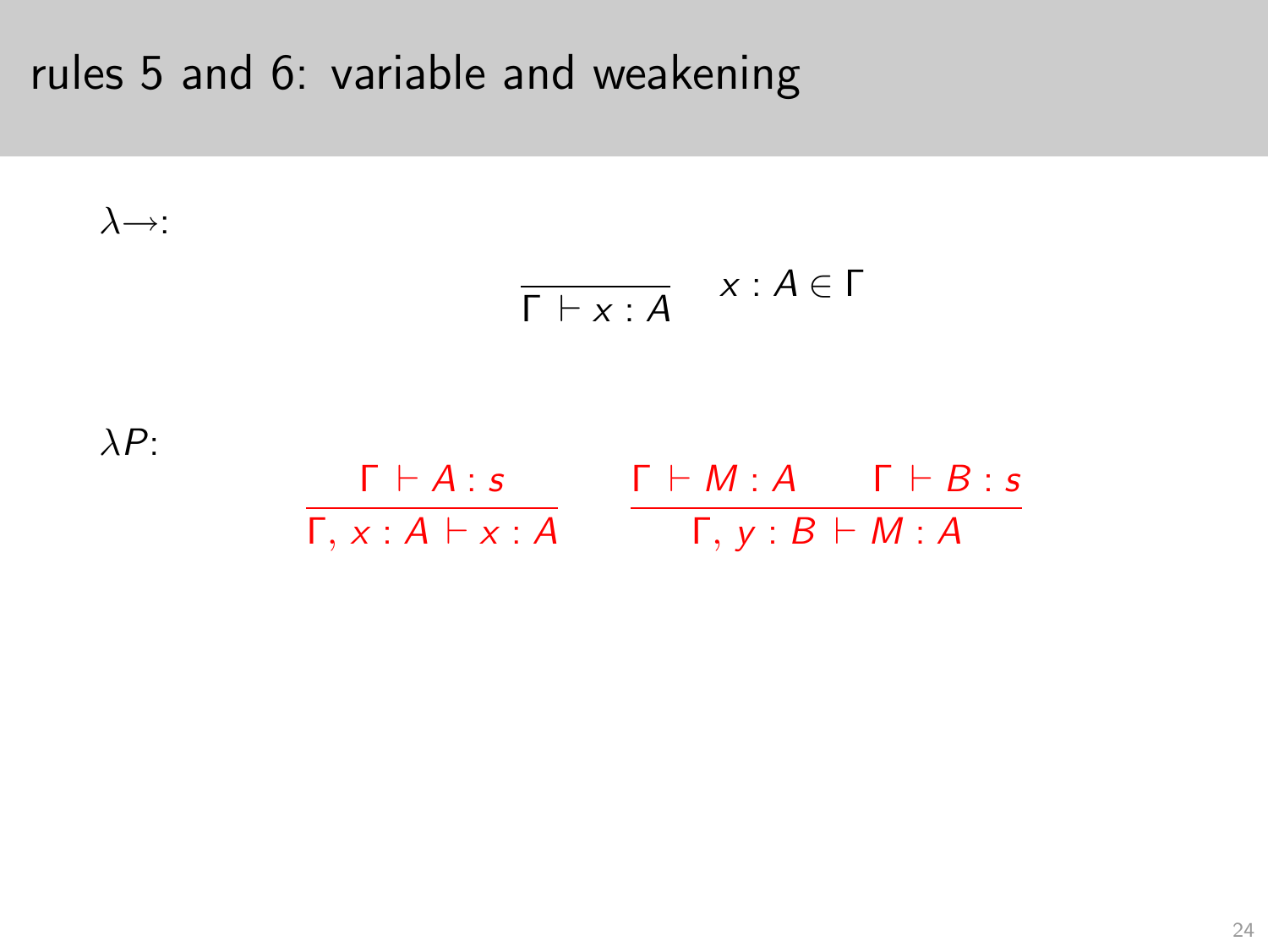# rules 5 and 6: variable and weakening

$\lambda{\rightarrow}$:

$$\frac{}{\Gamma \vdash x : A} \quad x : A \in \Gamma$$

$\lambda P$:

$$\frac{\Gamma \vdash A : s}{\Gamma, x : A \vdash x : A} \qquad \frac{\Gamma \vdash M : A \qquad \Gamma \vdash B : s}{\Gamma, y : B \vdash M : A}$$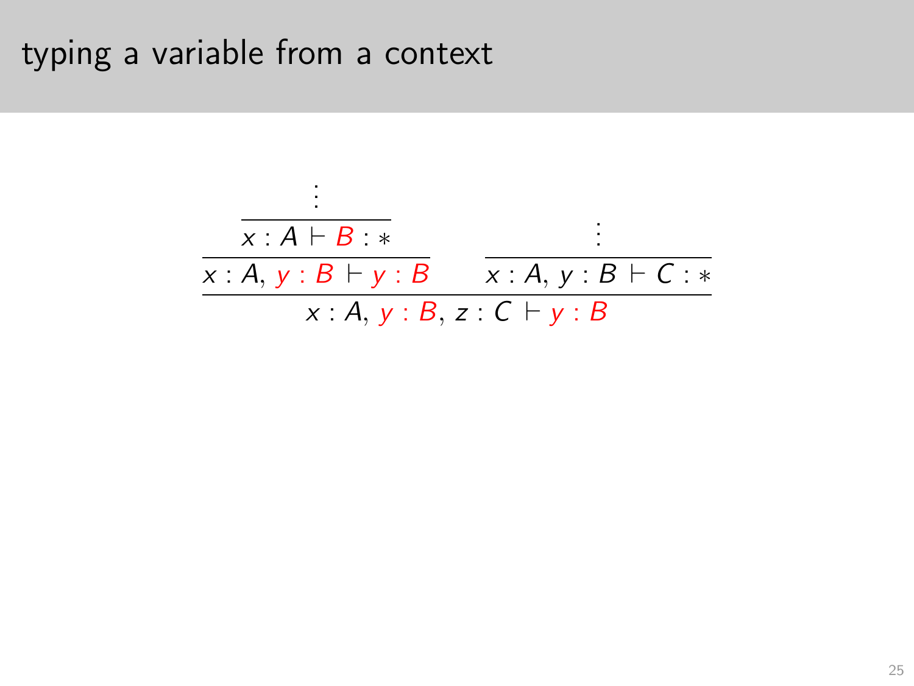# typing a variable from a context

$$
\dfrac{\dfrac{\dfrac{\vdots}{x : A \vdash \color{red}{B} : *}}{x : A, \color{red}{y : B} \vdash \color{red}{y : B}} \qquad \dfrac{\vdots}{x : A, y : B \vdash C : *}}{x : A, \color{red}{y : B}, z : C \vdash \color{red}{y : B}}
$$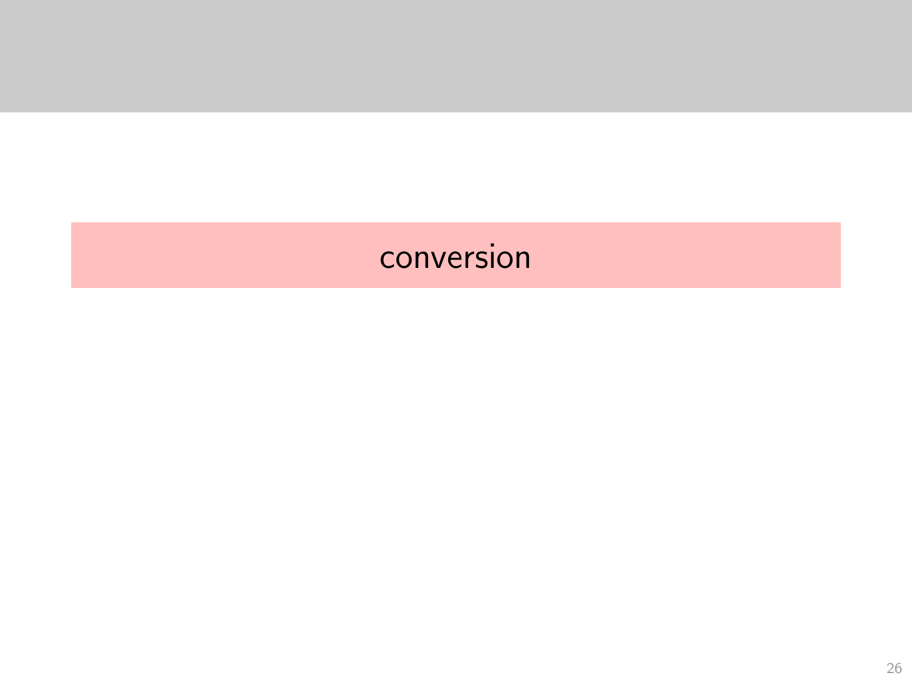## conversion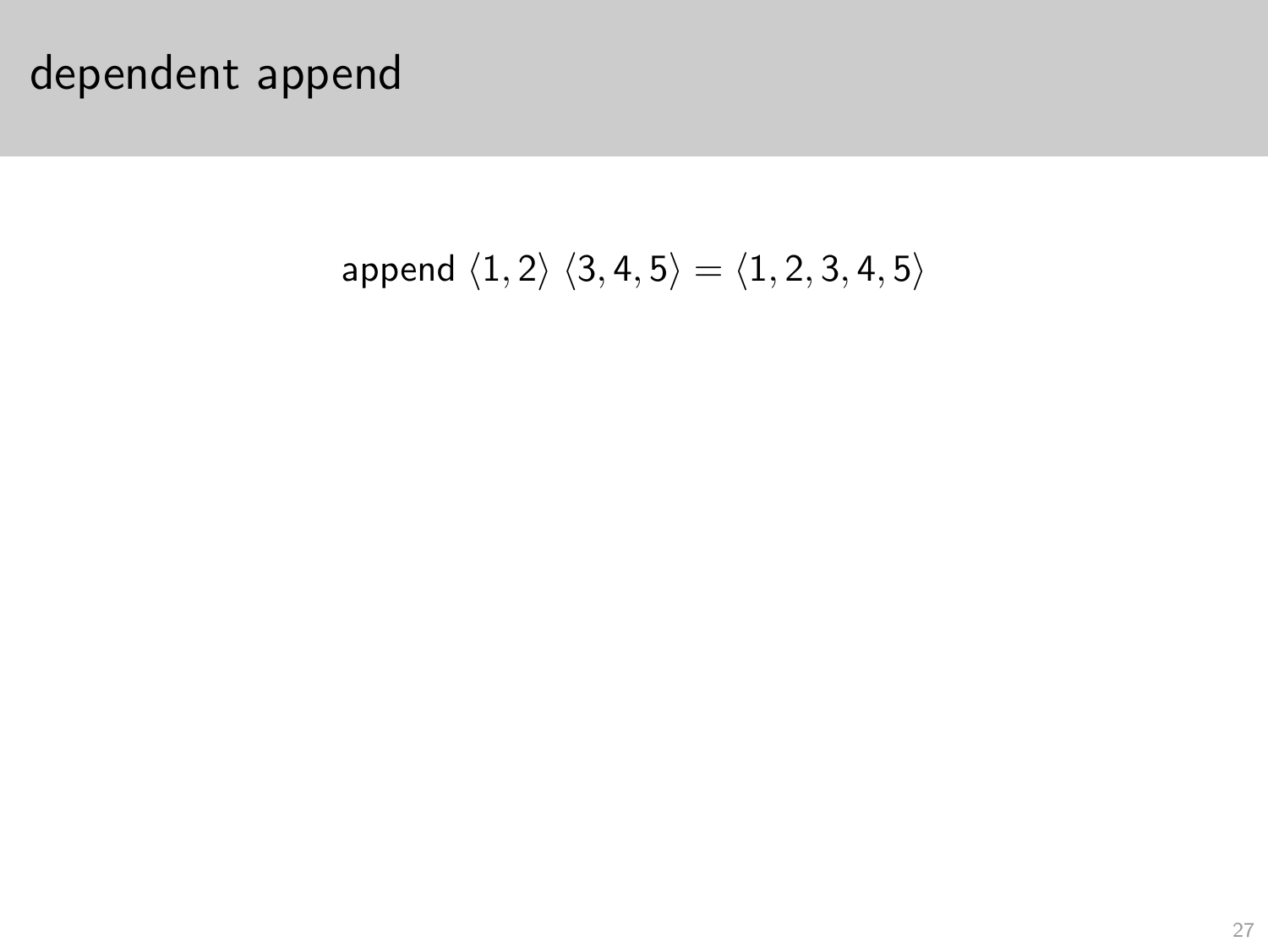# dependent append

$$\text{append}\ \langle 1, 2\rangle\ \langle 3, 4, 5\rangle = \langle 1, 2, 3, 4, 5\rangle$$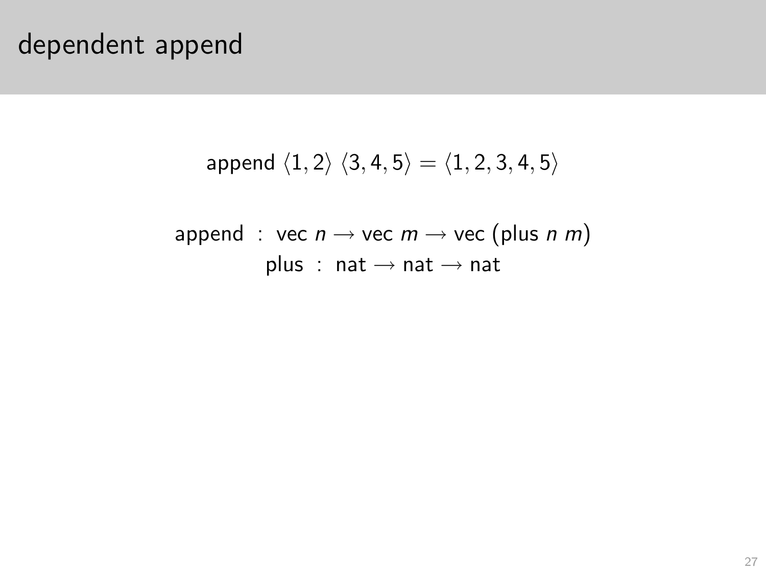# dependent append

$$\text{append } \langle 1, 2 \rangle \ \langle 3, 4, 5 \rangle = \langle 1, 2, 3, 4, 5 \rangle$$

$$\begin{aligned} \text{append} &: \text{vec } n \rightarrow \text{vec } m \rightarrow \text{vec } (\text{plus } n \ m) \\ \text{plus} &: \text{nat} \rightarrow \text{nat} \rightarrow \text{nat} \end{aligned}$$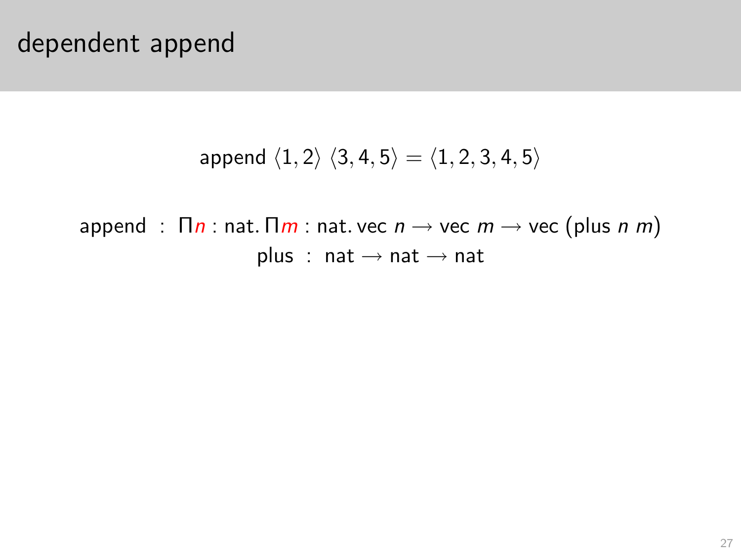# dependent append

$$\mathsf{append}\ \langle 1, 2\rangle\ \langle 3, 4, 5\rangle = \langle 1, 2, 3, 4, 5\rangle$$

$$\begin{aligned}
\mathsf{append} &: \Pi n : \mathsf{nat}.\, \Pi m : \mathsf{nat}.\, \mathsf{vec}\ n \rightarrow \mathsf{vec}\ m \rightarrow \mathsf{vec}\ (\mathsf{plus}\ n\ m) \\
\mathsf{plus} &: \mathsf{nat} \rightarrow \mathsf{nat} \rightarrow \mathsf{nat}
\end{aligned}$$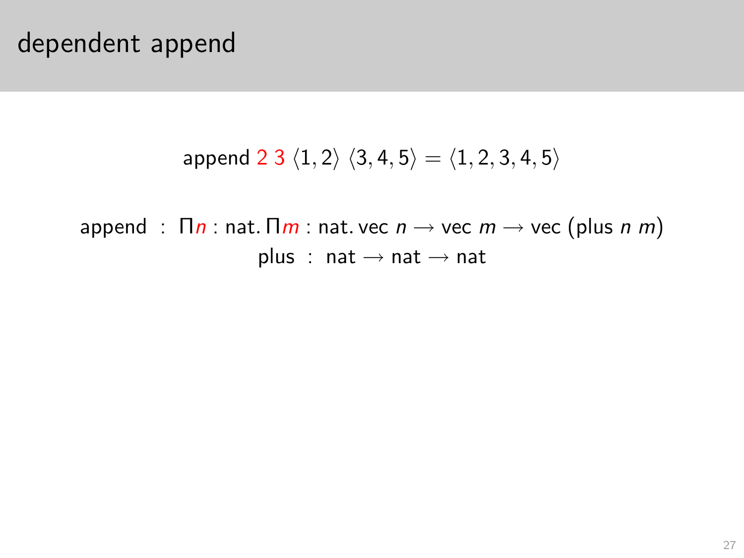# dependent append

$$\text{append } \color{red}{2}\ \color{red}{3}\ \langle 1, 2 \rangle\ \langle 3, 4, 5 \rangle = \langle 1, 2, 3, 4, 5 \rangle$$

$$\begin{aligned}
\text{append} &: \Pi \color{red}{n} : \text{nat}.\, \Pi \color{red}{m} : \text{nat}.\, \text{vec}\ n \rightarrow \text{vec}\ m \rightarrow \text{vec}\ (\text{plus}\ n\ m) \\
\text{plus} &: \text{nat} \rightarrow \text{nat} \rightarrow \text{nat}
\end{aligned}$$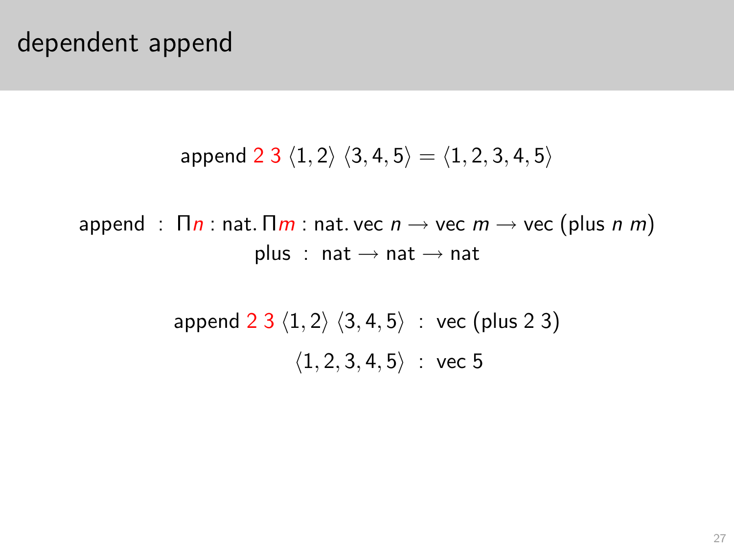# dependent append

$$\text{append } 2\ 3\ \langle 1, 2\rangle\ \langle 3, 4, 5\rangle = \langle 1, 2, 3, 4, 5\rangle$$

$$\begin{aligned} \text{append} &: \Pi n : \text{nat}.\, \Pi m : \text{nat}.\, \text{vec } n \rightarrow \text{vec } m \rightarrow \text{vec } (\text{plus } n\ m) \\ \text{plus} &: \text{nat} \rightarrow \text{nat} \rightarrow \text{nat} \end{aligned}$$

$$\begin{aligned} \text{append } 2\ 3\ \langle 1, 2\rangle\ \langle 3, 4, 5\rangle &: \text{vec } (\text{plus } 2\ 3) \\ \langle 1, 2, 3, 4, 5\rangle &: \text{vec } 5 \end{aligned}$$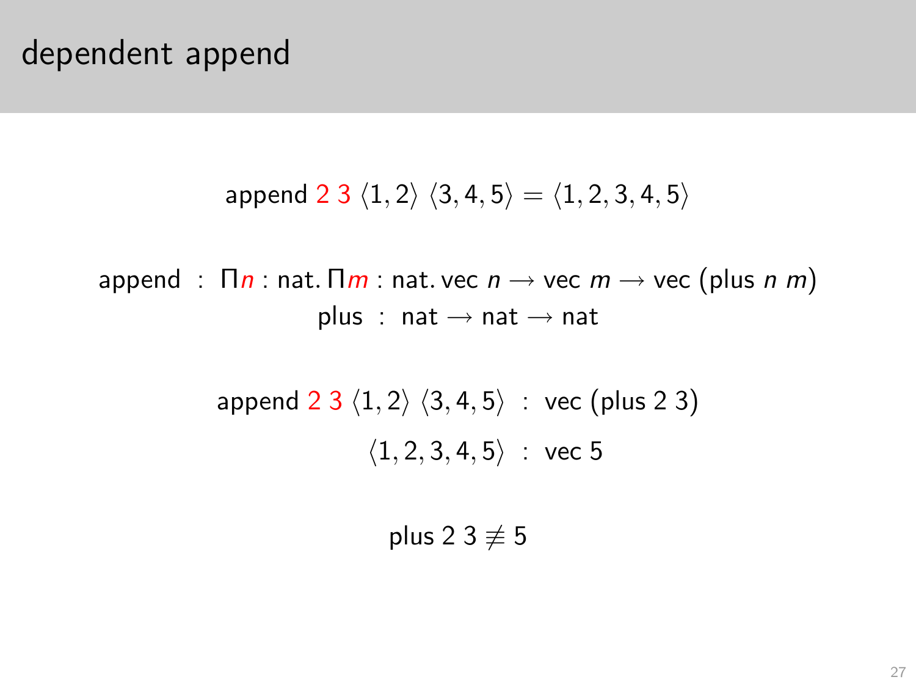# dependent append

$$\text{append } \color{red}{2}\ \color{red}{3}\ \langle 1, 2\rangle\ \langle 3, 4, 5\rangle = \langle 1, 2, 3, 4, 5\rangle$$

$$\text{append} \;:\; \Pi \color{red}{n} : \text{nat}.\, \Pi \color{red}{m} : \text{nat}.\, \text{vec } n \rightarrow \text{vec } m \rightarrow \text{vec } (\text{plus } n\ m)$$

$$\text{plus} \;:\; \text{nat} \rightarrow \text{nat} \rightarrow \text{nat}$$

$$\text{append } \color{red}{2}\ \color{red}{3}\ \langle 1, 2\rangle\ \langle 3, 4, 5\rangle \;:\; \text{vec } (\text{plus } 2\ 3)$$

$$\langle 1, 2, 3, 4, 5\rangle \;:\; \text{vec } 5$$

$$\text{plus } 2\ 3 \not\equiv 5$$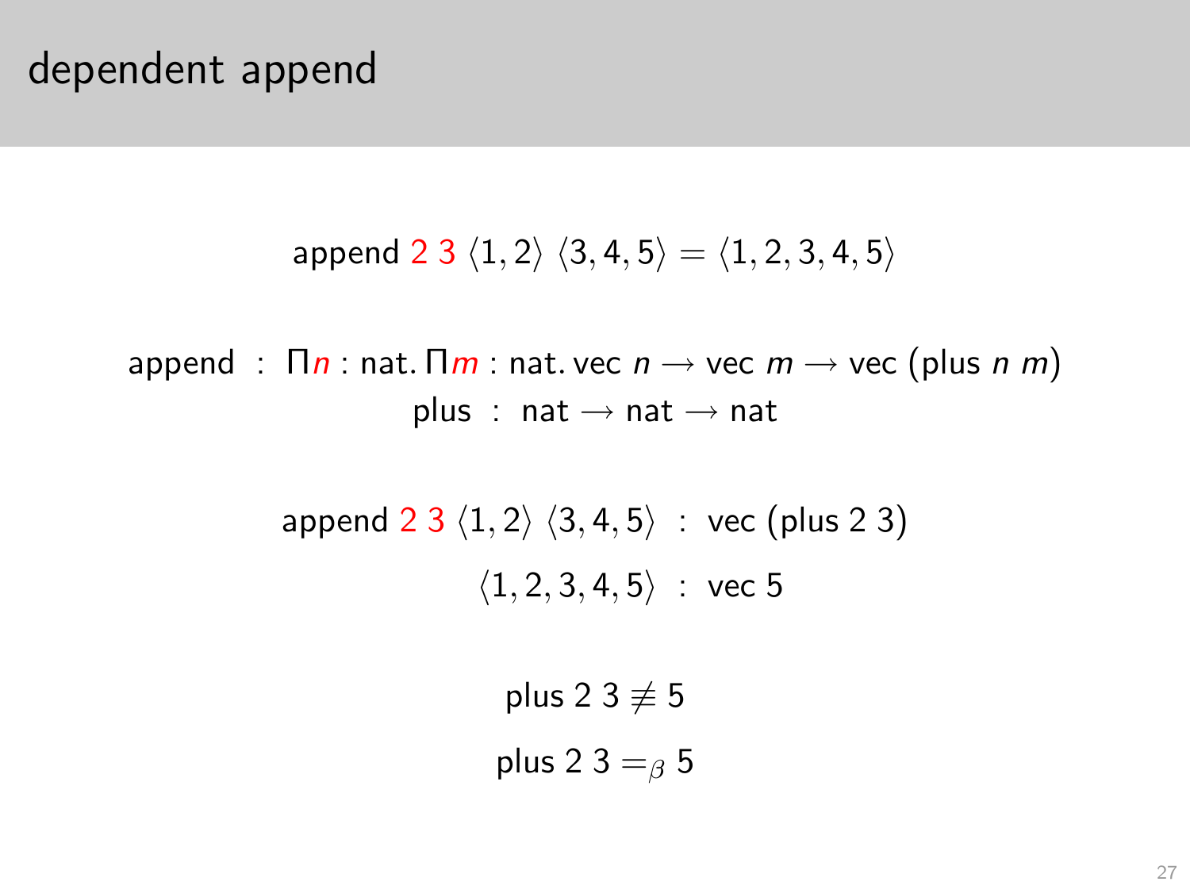# dependent append

$$\text{append } 2\ 3\ \langle 1, 2\rangle\ \langle 3, 4, 5\rangle = \langle 1, 2, 3, 4, 5\rangle$$

$$\text{append} \ : \ \Pi n : \text{nat}.\, \Pi m : \text{nat}.\, \text{vec}\ n \rightarrow \text{vec}\ m \rightarrow \text{vec}\ (\text{plus}\ n\ m)$$

$$\text{plus} \ : \ \text{nat} \rightarrow \text{nat} \rightarrow \text{nat}$$

$$\text{append } 2\ 3\ \langle 1, 2\rangle\ \langle 3, 4, 5\rangle \ : \ \text{vec}\ (\text{plus}\ 2\ 3)$$

$$\langle 1, 2, 3, 4, 5\rangle \ : \ \text{vec}\ 5$$

$$\text{plus}\ 2\ 3 \not\equiv 5$$

$$\text{plus}\ 2\ 3 =_{\beta} 5$$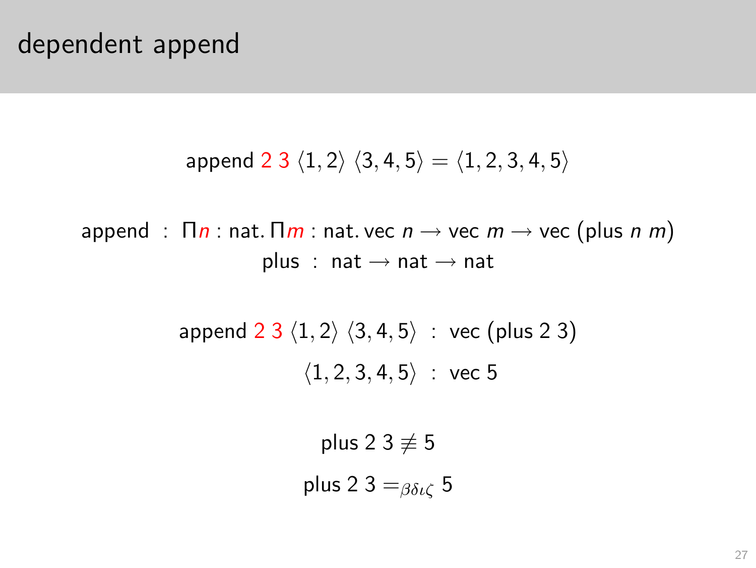# dependent append

$$\text{append}\ {\color{red}2}\ {\color{red}3}\ \langle 1, 2\rangle\ \langle 3, 4, 5\rangle = \langle 1, 2, 3, 4, 5\rangle$$

$$\text{append} \ : \ \Pi {\color{red}n} : \text{nat}.\, \Pi {\color{red}m} : \text{nat}.\, \text{vec}\ n \rightarrow \text{vec}\ m \rightarrow \text{vec}\ (\text{plus}\ n\ m)$$

$$\text{plus} \ : \ \text{nat} \rightarrow \text{nat} \rightarrow \text{nat}$$

$$\text{append}\ {\color{red}2}\ {\color{red}3}\ \langle 1, 2\rangle\ \langle 3, 4, 5\rangle \ : \ \text{vec}\ (\text{plus}\ 2\ 3)$$

$$\langle 1, 2, 3, 4, 5\rangle \ : \ \text{vec}\ 5$$

$$\text{plus}\ 2\ 3 \not\equiv 5$$

$$\text{plus}\ 2\ 3 =_{\beta\delta\iota\zeta} 5$$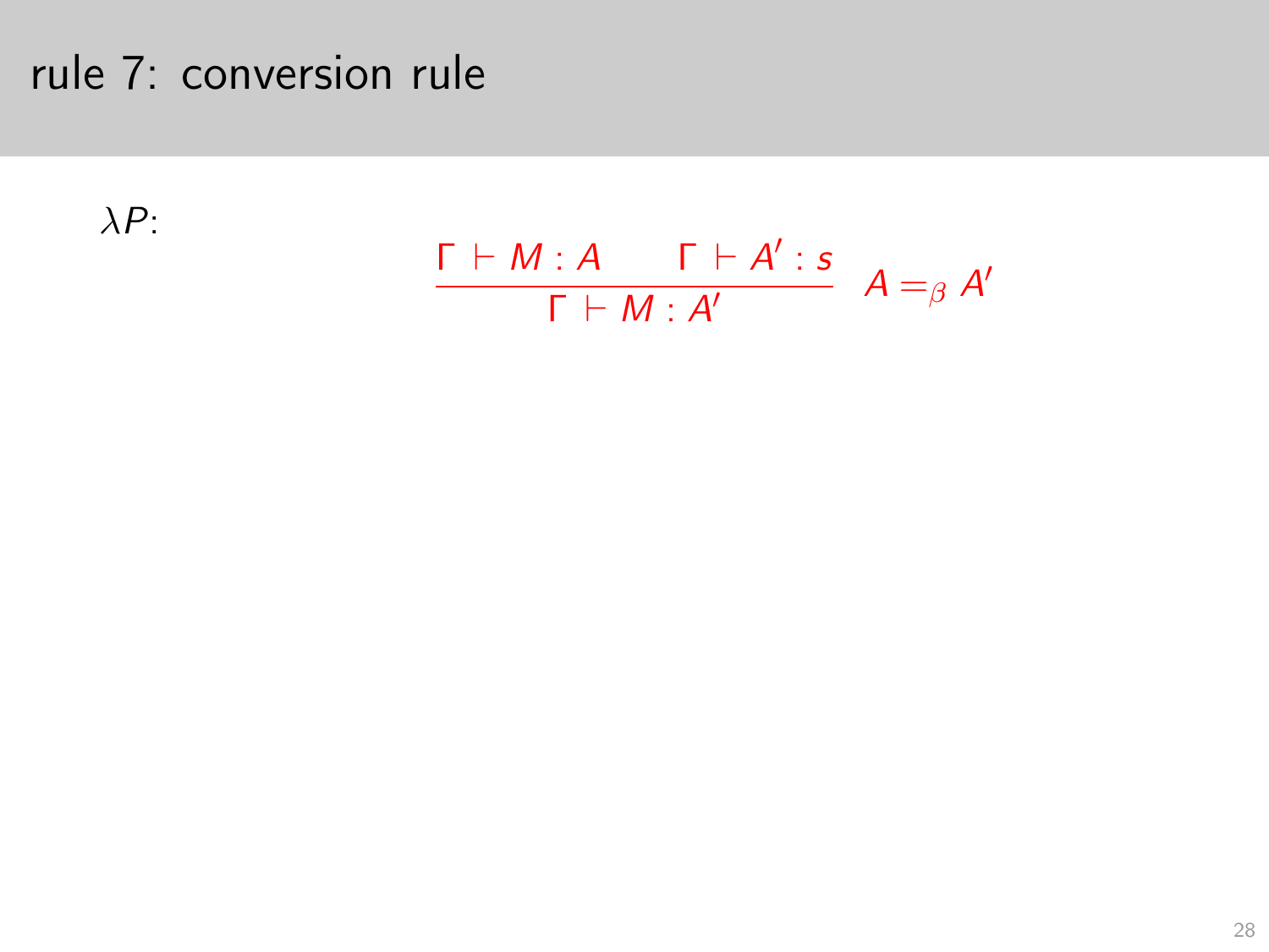# rule 7: conversion rule

$\lambda P$:

$$\frac{\Gamma \vdash M : A \qquad \Gamma \vdash A' : s}{\Gamma \vdash M : A'} \quad A =_\beta A'$$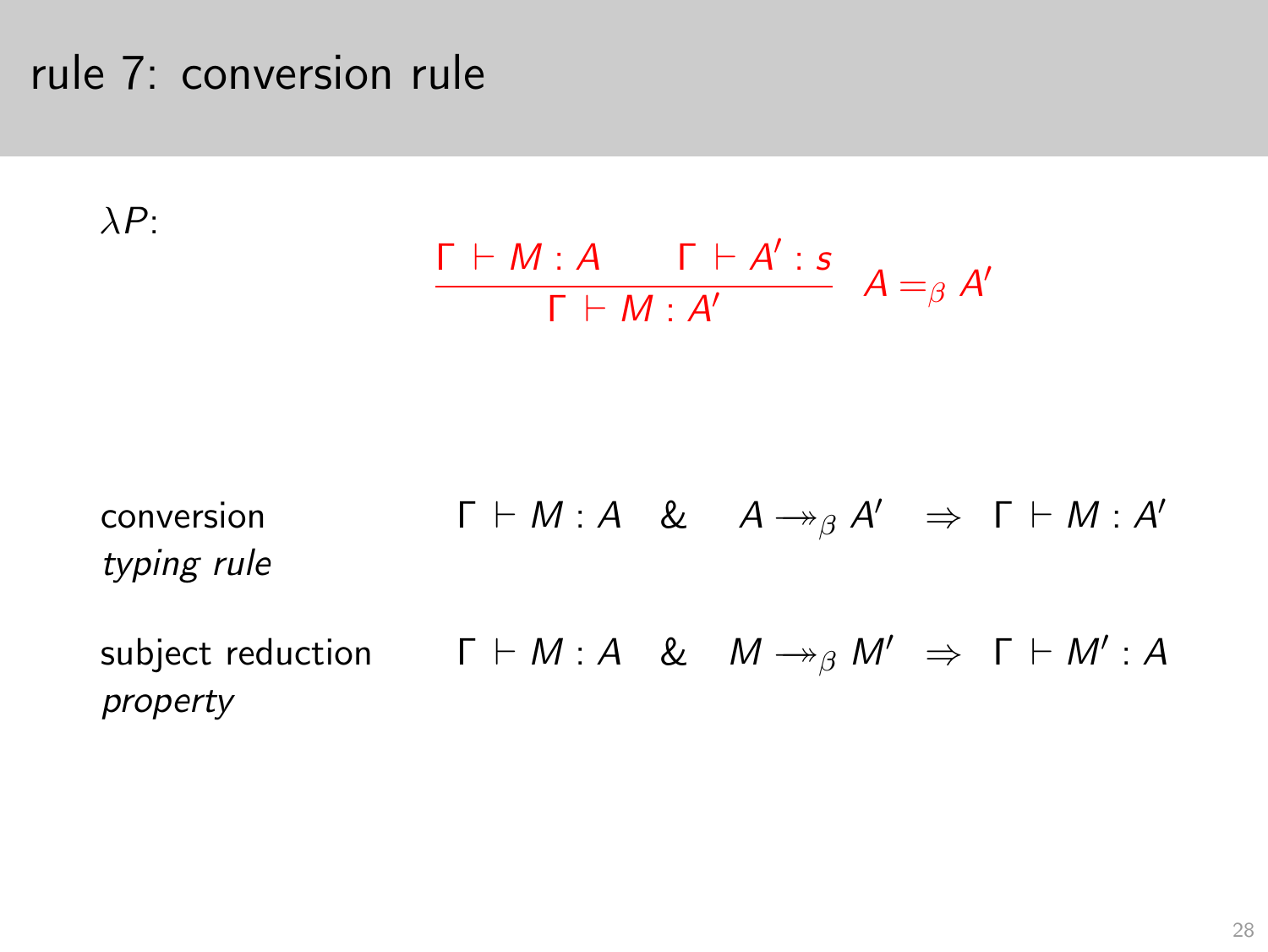# rule 7: conversion rule

$\lambda P$:

$$\frac{\Gamma \vdash M : A \qquad \Gamma \vdash A' : s}{\Gamma \vdash M : A'} \; A =_\beta A'$$

conversion *typing rule* $\quad \Gamma \vdash M : A \;\;\&\;\; A \twoheadrightarrow_\beta A' \;\Rightarrow\; \Gamma \vdash M : A'$

subject reduction *property* $\quad \Gamma \vdash M : A \;\;\&\;\; M \twoheadrightarrow_\beta M' \;\Rightarrow\; \Gamma \vdash M' : A$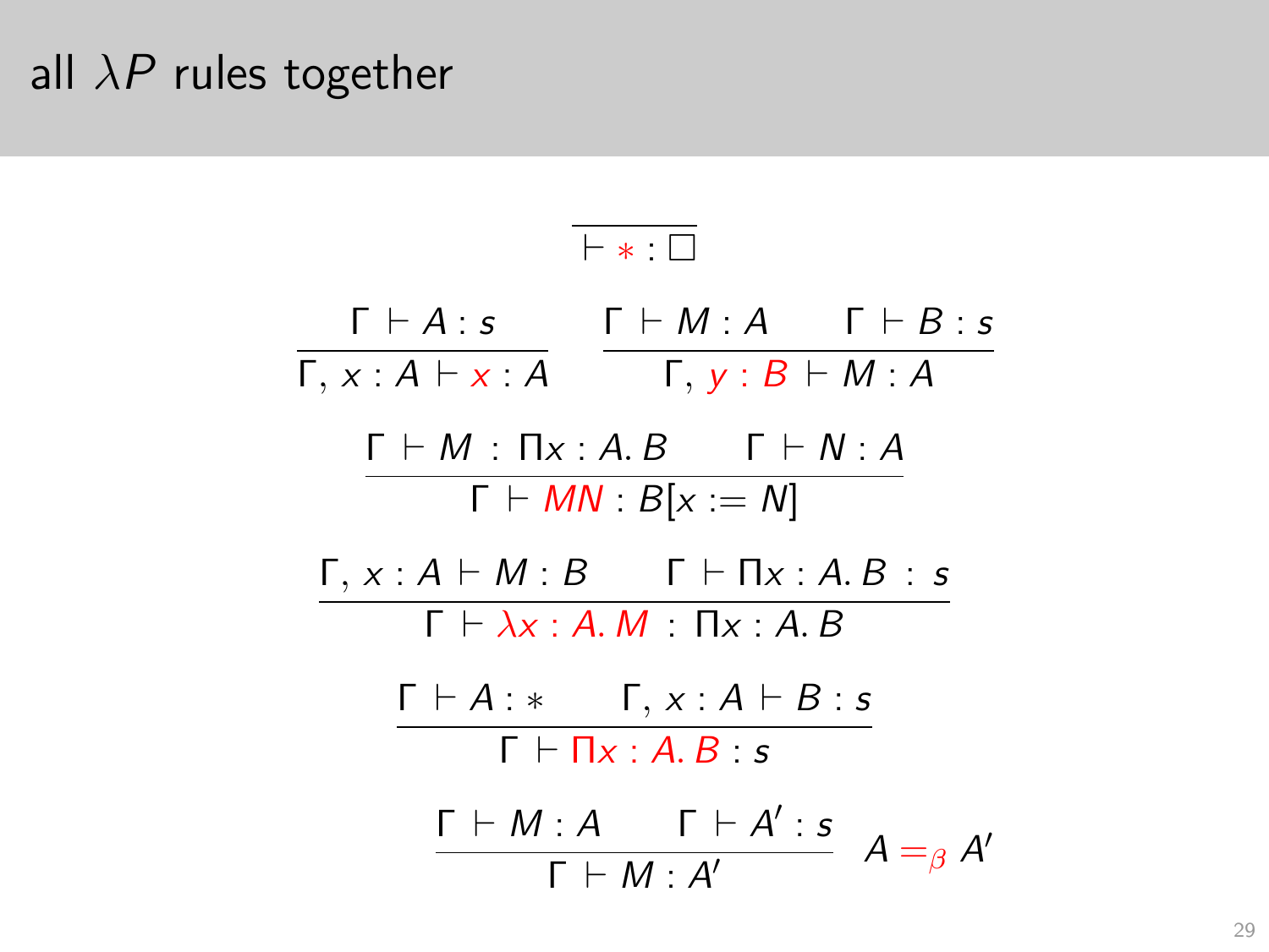# all $\lambda P$ rules together

$$\frac{}{\vdash * : \Box}$$

$$\frac{\Gamma \vdash A : s}{\Gamma, x : A \vdash x : A} \qquad \frac{\Gamma \vdash M : A \qquad \Gamma \vdash B : s}{\Gamma, y : B \vdash M : A}$$

$$\frac{\Gamma \vdash M : \Pi x : A.\, B \qquad \Gamma \vdash N : A}{\Gamma \vdash MN : B[x := N]}$$

$$\frac{\Gamma, x : A \vdash M : B \qquad \Gamma \vdash \Pi x : A.\, B : s}{\Gamma \vdash \lambda x : A.\, M : \Pi x : A.\, B}$$

$$\frac{\Gamma \vdash A : * \qquad \Gamma, x : A \vdash B : s}{\Gamma \vdash \Pi x : A.\, B : s}$$

$$\frac{\Gamma \vdash M : A \qquad \Gamma \vdash A' : s}{\Gamma \vdash M : A'} \quad A =_\beta A'$$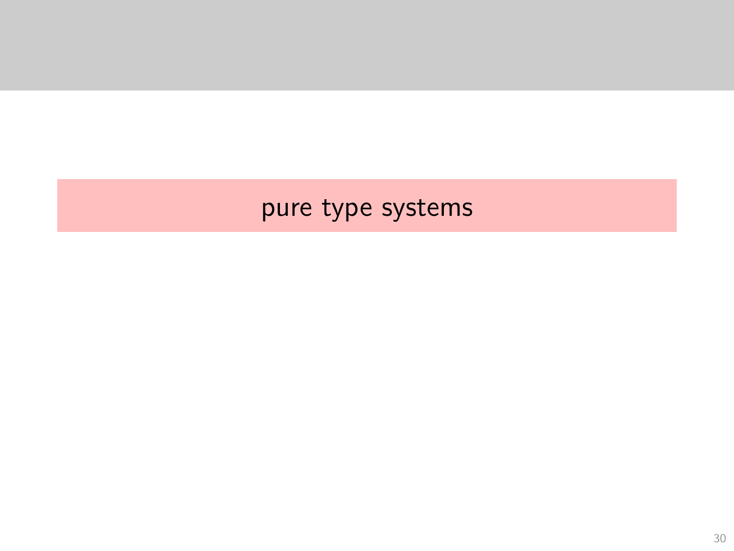# pure type systems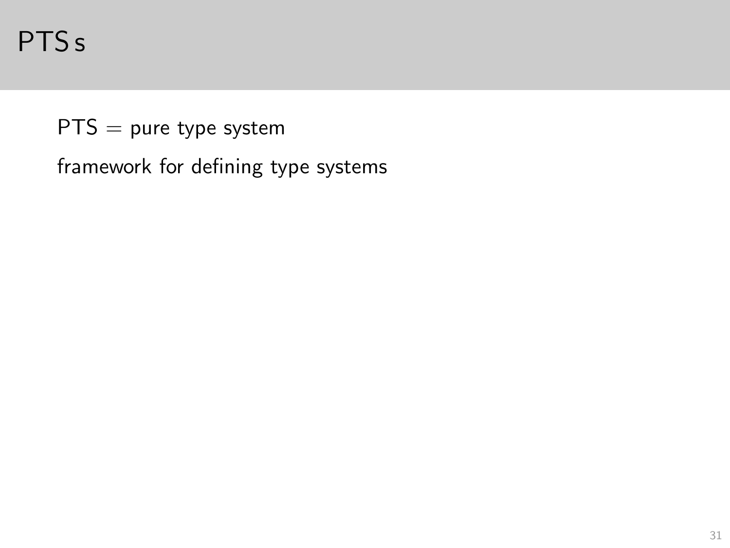# PTSs

PTS = pure type system

framework for defining type systems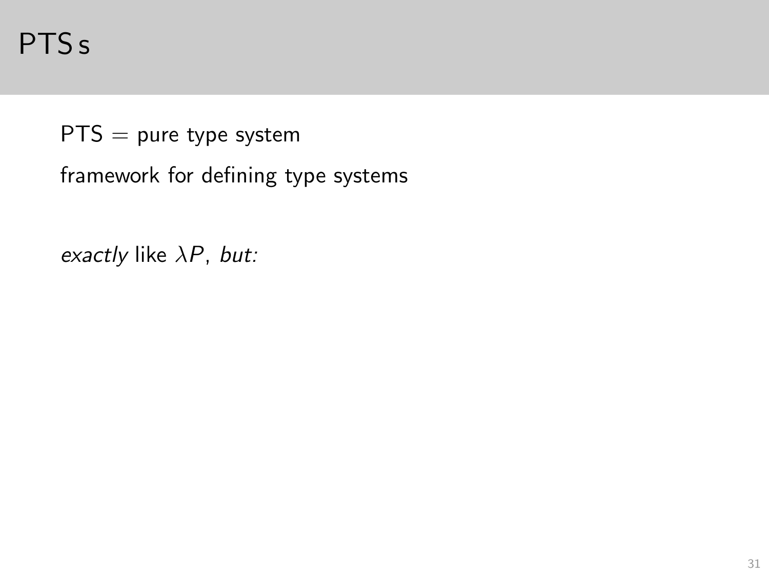# PTSs

PTS = pure type system

framework for defining type systems

*exactly* like $\lambda P$, *but:*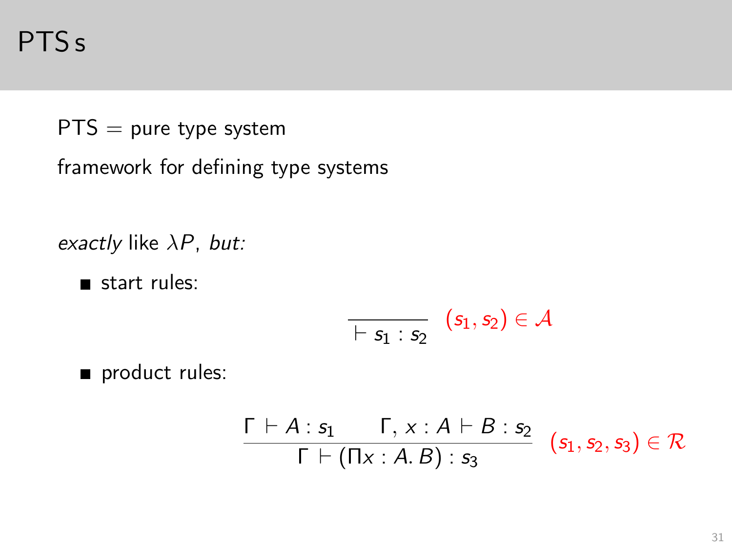# PTS s

PTS = pure type system

framework for defining type systems

*exactly* like $\lambda P$, *but:*

- start rules:

$$\frac{}{\vdash s_1 : s_2} \quad (s_1, s_2) \in \mathcal{A}$$

- product rules:

$$\frac{\Gamma \vdash A : s_1 \qquad \Gamma, x : A \vdash B : s_2}{\Gamma \vdash (\Pi x : A.\, B) : s_3} \quad (s_1, s_2, s_3) \in \mathcal{R}$$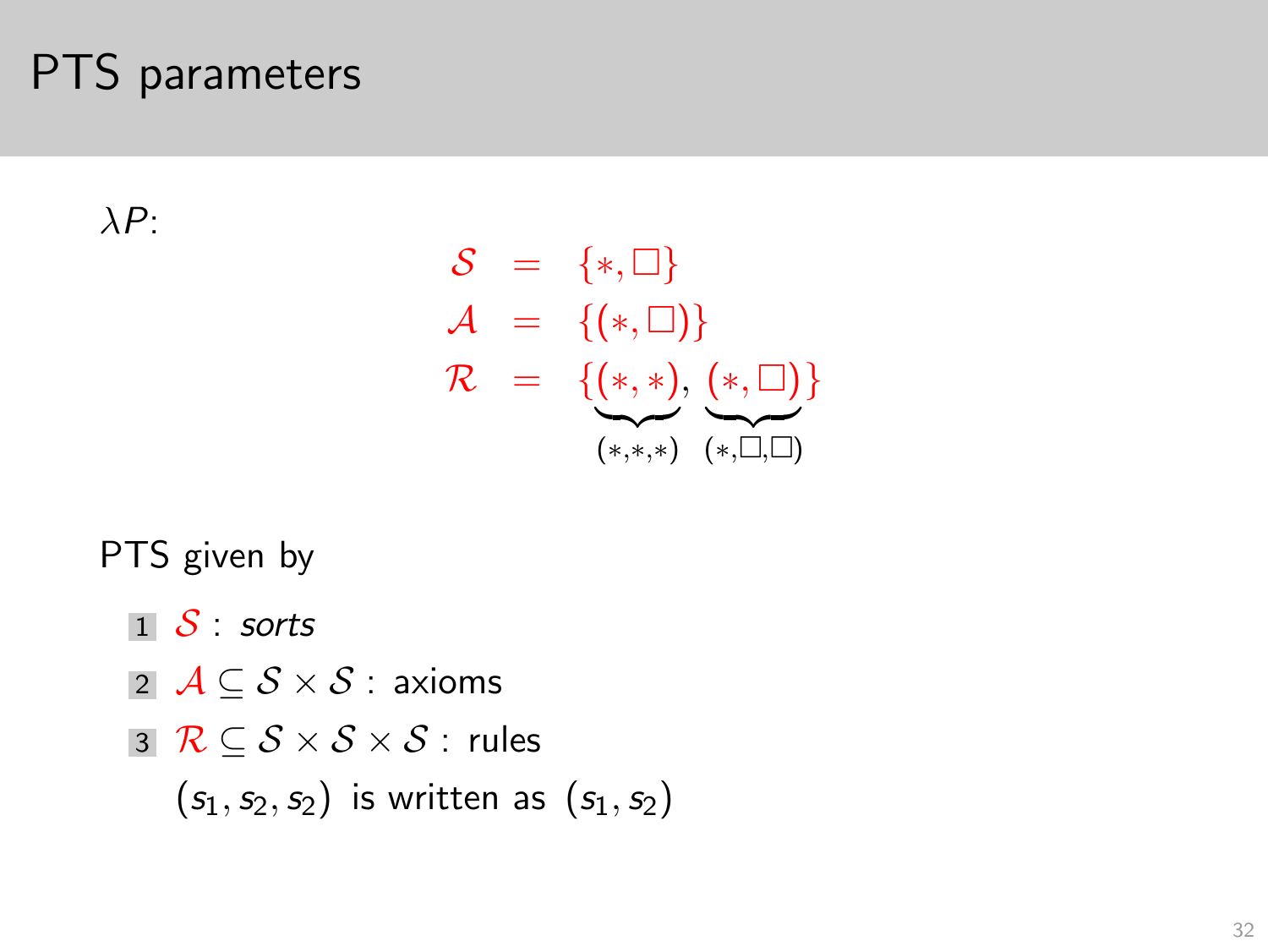# PTS parameters

$\lambda P$:

$$
\begin{aligned}
\mathcal{S} &= \{*, \Box\} \\
\mathcal{A} &= \{(*, \Box)\} \\
\mathcal{R} &= \{\underbrace{(*, *)}_{(*,*,*)}, \underbrace{(*, \Box)}_{(*,\Box,\Box)}\}
\end{aligned}
$$

PTS given by

1. $\mathcal{S}$ : *sorts*
2. $\mathcal{A} \subseteq \mathcal{S} \times \mathcal{S}$ : axioms
3. $\mathcal{R} \subseteq \mathcal{S} \times \mathcal{S} \times \mathcal{S}$ : rules

   $(s_1, s_2, s_2)$ is written as $(s_1, s_2)$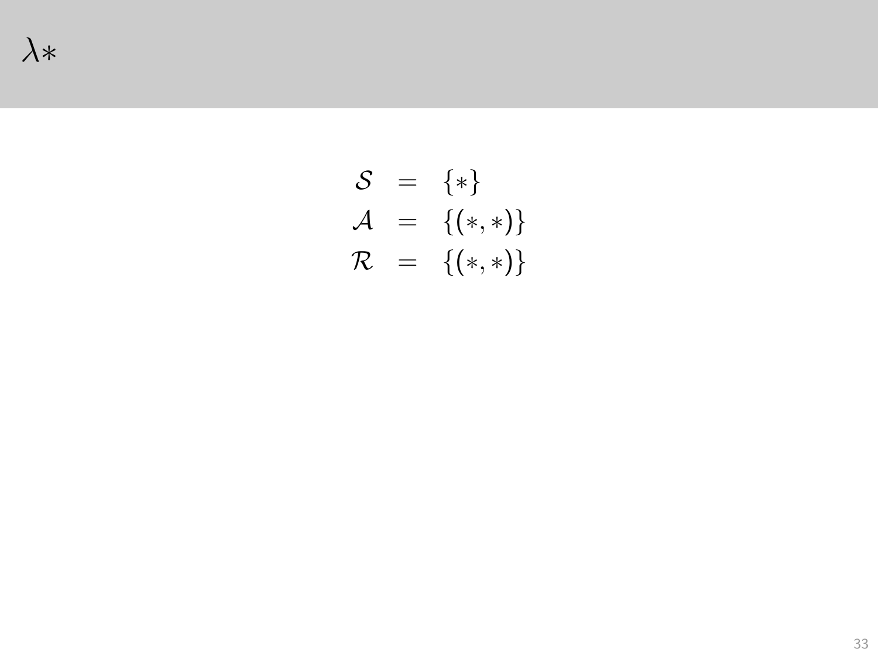# $\lambda*$

$$
\begin{aligned}
\mathcal{S} &= \{*\} \\
\mathcal{A} &= \{(*, *)\} \\
\mathcal{R} &= \{(*, *)\}
\end{aligned}
$$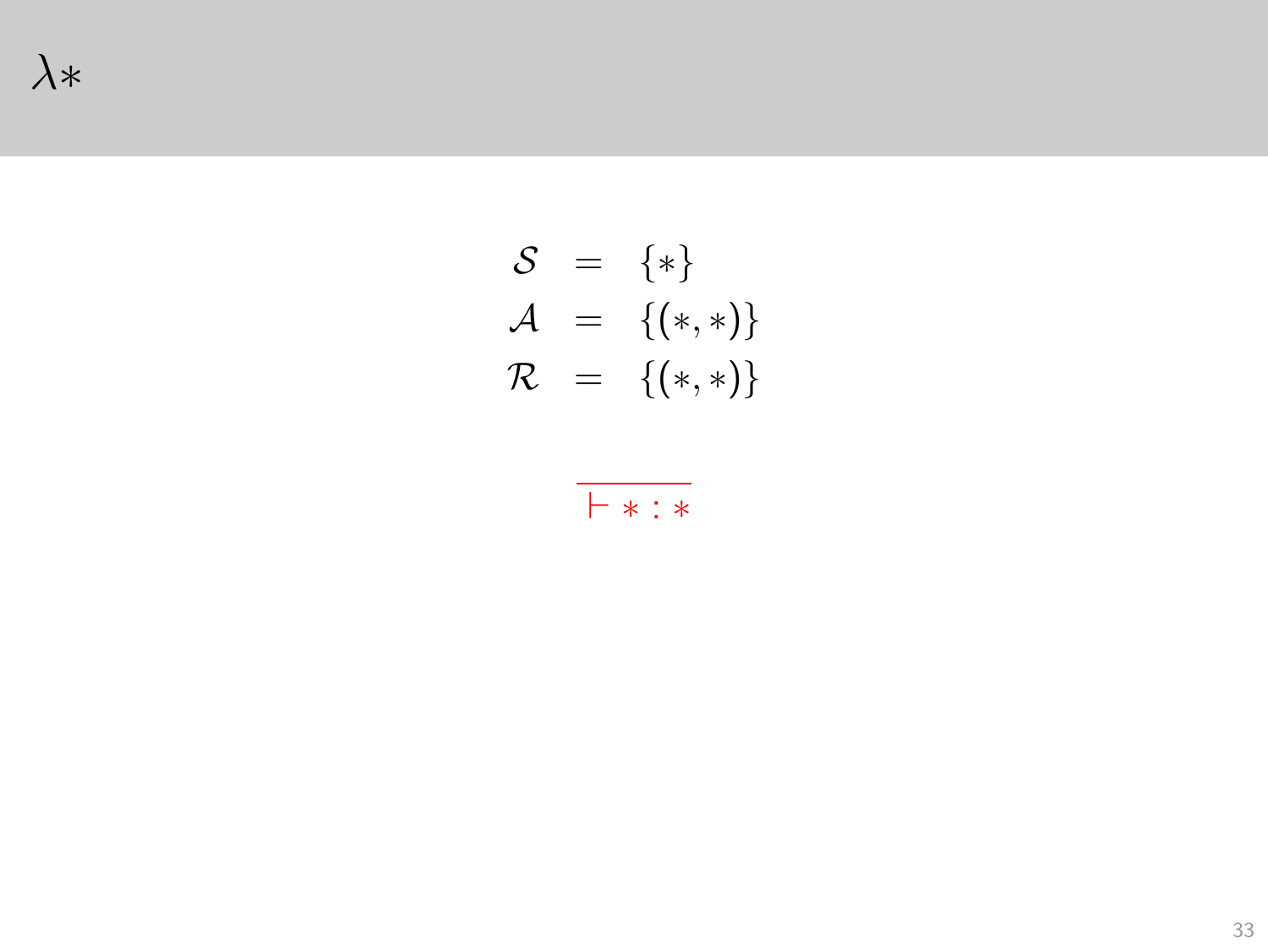# $\lambda *$

$$
\begin{array}{rcl}
\mathcal{S} & = & \{*\} \\
\mathcal{A} & = & \{(*, *)\} \\
\mathcal{R} & = & \{(*, *)\}
\end{array}
$$

$$
\frac{}{\vdash * : *}
$$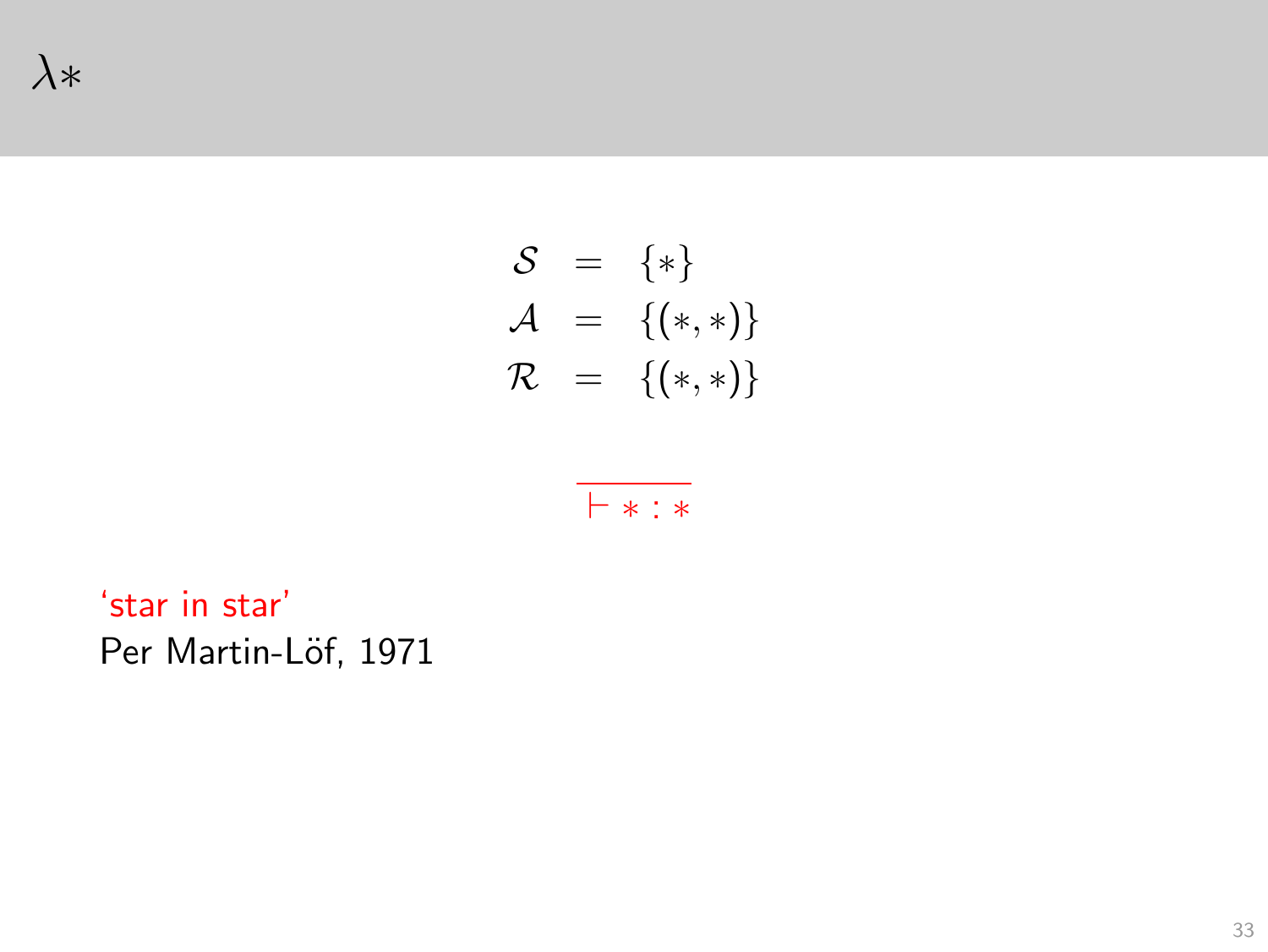# $\lambda *$

$$
\begin{array}{rcl}
\mathcal{S} & = & \{*\} \\
\mathcal{A} & = & \{(*, *)\} \\
\mathcal{R} & = & \{(*, *)\}
\end{array}
$$

$$
\frac{}{\vdash * : *}
$$

'star in star'
Per Martin-Löf, 1971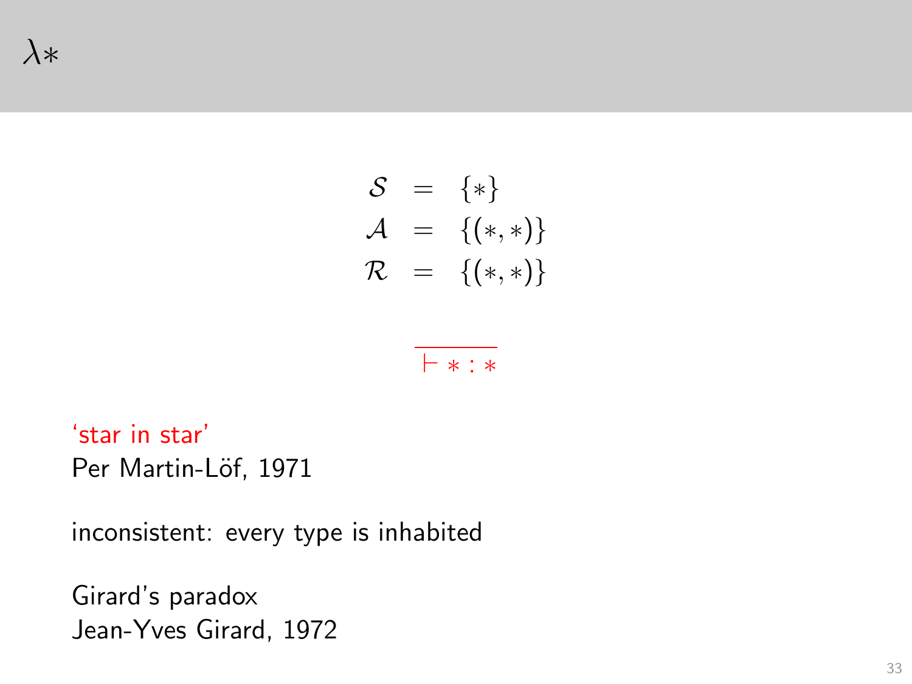# $\lambda *$

$$
\begin{aligned}
\mathcal{S} &= \{*\} \\
\mathcal{A} &= \{(*, *)\} \\
\mathcal{R} &= \{(*, *)\}
\end{aligned}
$$

$$\frac{}{\vdash * : *}$$

'star in star'
Per Martin-Löf, 1971

inconsistent: every type is inhabited

Girard's paradox
Jean-Yves Girard, 1972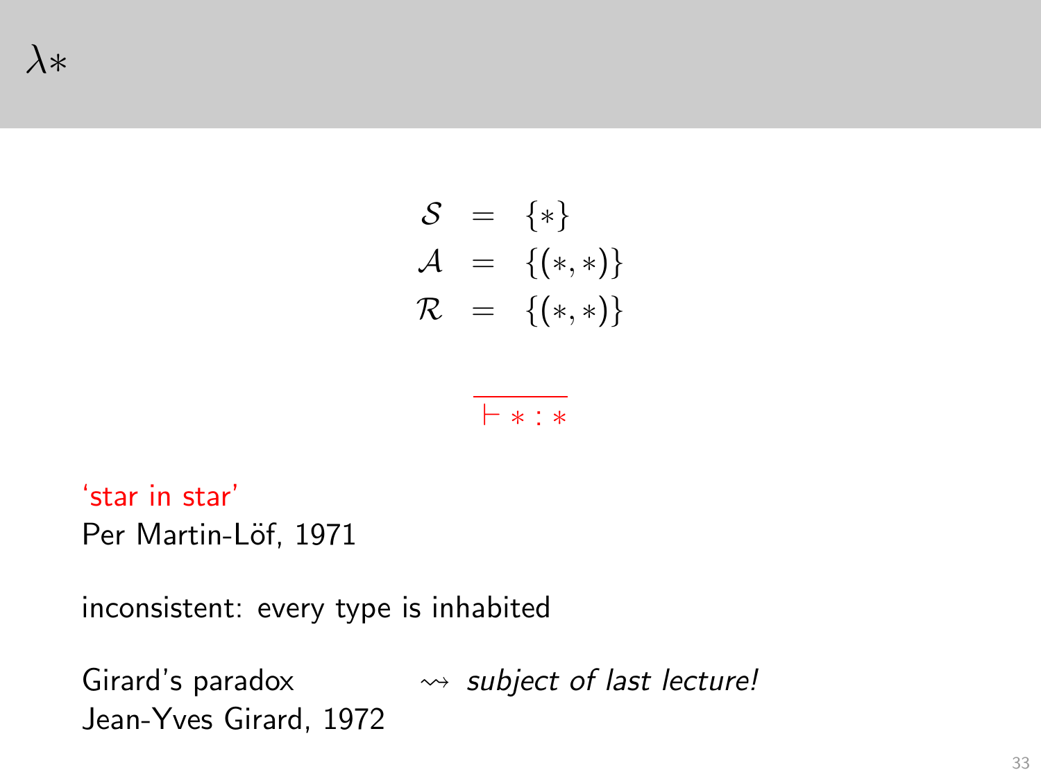# $\lambda *$

$$
\begin{aligned}
\mathcal{S} &= \{*\} \\
\mathcal{A} &= \{(*, *)\} \\
\mathcal{R} &= \{(*, *)\}
\end{aligned}
$$

$$
\frac{}{\vdash * : *}
$$

'star in star'
Per Martin-Löf, 1971

inconsistent: every type is inhabited

Girard's paradox $\rightsquigarrow$ *subject of last lecture!*
Jean-Yves Girard, 1972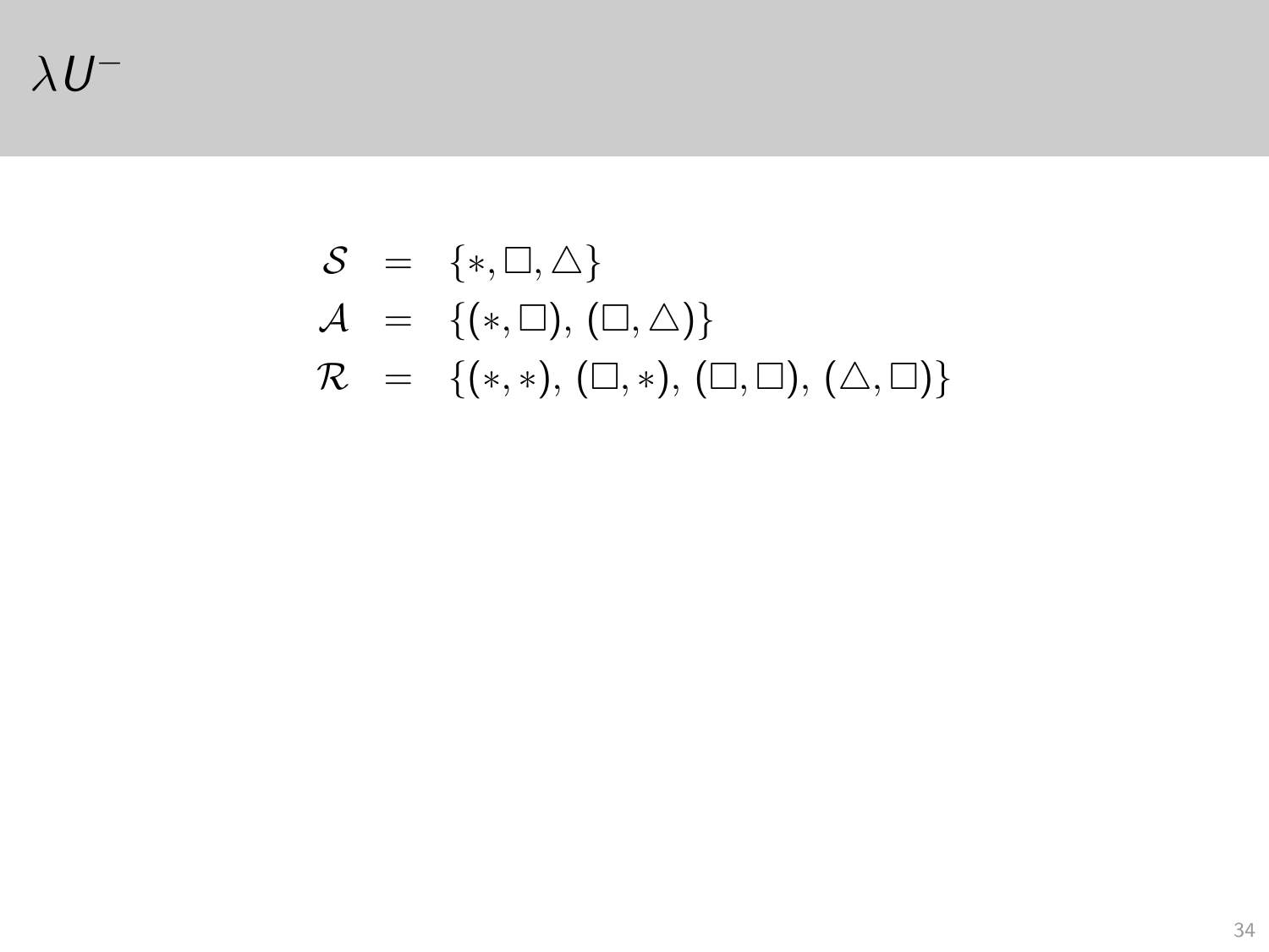# $\lambda U^-$

$$
\begin{aligned}
\mathcal{S} &= \{*, \Box, \triangle\} \\
\mathcal{A} &= \{(*, \Box),\ (\Box, \triangle)\} \\
\mathcal{R} &= \{(*, *),\ (\Box, *),\ (\Box, \Box),\ (\triangle, \Box)\}
\end{aligned}
$$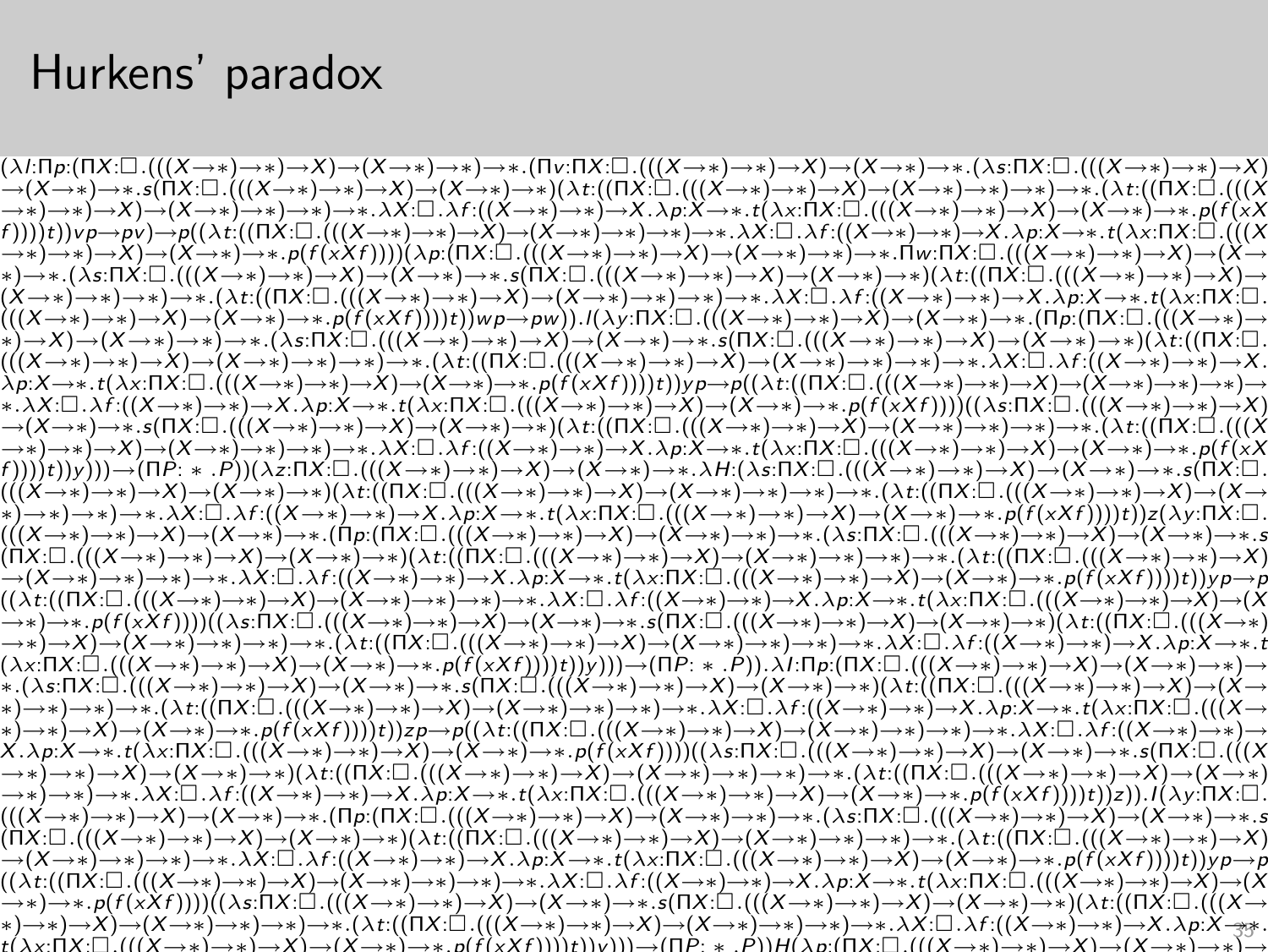# Hurkens' paradox

$$(\lambda l:\Pi p:(\Pi X:\Box.(((X\to *)\to *)\to X)\to(X\to *)\to *)\to *.(\Pi v:\Pi X:\Box.(((X\to *)\to *)\to X)\to(X\to *)\to *.(\lambda s:\Pi X:\Box.(((X\to *)\to *)\to X)$$

$$\to(X\to *)\to *.s(\Pi X:\Box.(((X\to *)\to *)\to X)\to(X\to *)\to *)(\lambda t:((\Pi X:\Box.(((X\to *)\to *)\to X)\to(X\to *)\to *)\to *)\to *.(\lambda t:((\Pi X:\Box.(((X$$

$$\to *)\to *)\to X)\to(X\to *)\to *)\to *)\to *.\lambda X:\Box.\lambda f:((X\to *)\to *)\to X.\lambda p:X\to *.t(\lambda x:\Pi X:\Box.(((X\to *)\to *)\to X)\to(X\to *)\to *.p(f(xXf$$

$$f))))t))vp\to pv)\to p((\lambda t:((\Pi X:\Box.(((X\to *)\to *)\to X)\to(X\to *)\to *)\to *)\to *.\lambda X:\Box.\lambda f:((X\to *)\to *)\to X.\lambda p:X\to *.t(\lambda x:\Pi X:\Box.(((X$$

$$\to *)\to *)\to X)\to(X\to *)\to *.p(f(xXf))))(\lambda p:(\Pi X:\Box.(((X\to *)\to *)\to X)\to(X\to *)\to *)\to *.\Pi w:\Pi X:\Box.(((X\to *)\to *)\to X)\to(X\to$$

$$*)\to *.(\lambda s:\Pi X:\Box.(((X\to *)\to *)\to X)\to(X\to *)\to *.s(\Pi X:\Box.(((X\to *)\to *)\to X)\to(X\to *)\to *)(\lambda t:((\Pi X:\Box.(((X\to *)\to *)\to X)\to$$

$$(X\to *)\to *)\to *)\to *.(\lambda t:((\Pi X:\Box.(((X\to *)\to *)\to X)\to(X\to *)\to *)\to *)\to *.\lambda X:\Box.\lambda f:((X\to *)\to *)\to X.\lambda p:X\to *.t(\lambda x:\Pi X:\Box.$$

$$(((X\to *)\to *)\to X)\to(X\to *)\to *.p(f(xXf))))t))wp\to pw)).l(\lambda y:\Pi X:\Box.(((X\to *)\to *)\to X)\to(X\to *)\to *.(\Pi p:(\Pi X:\Box.(((X\to *)\to$$

$$*)\to X)\to(X\to *)\to *)\to *.(\lambda s:\Pi X:\Box.(((X\to *)\to *)\to X)\to(X\to *)\to *.s(\Pi X:\Box.(((X\to *)\to *)\to X)\to(X\to *)\to *)(\lambda t:((\Pi X:\Box.$$

$$(((X\to *)\to *)\to X)\to(X\to *)\to *)\to *)\to *.(\lambda t:((\Pi X:\Box.(((X\to *)\to *)\to X)\to(X\to *)\to *)\to *)\to *.\lambda X:\Box.\lambda f:((X\to *)\to *)\to X.$$

$$\lambda p:X\to *.t(\lambda x:\Pi X:\Box.(((X\to *)\to *)\to X)\to(X\to *)\to *.p(f(xXf))))t))yp\to p((\lambda t:((\Pi X:\Box.(((X\to *)\to *)\to X)\to(X\to *)\to *)\to *)\to$$

$$*.\lambda X:\Box.\lambda f:((X\to *)\to *)\to X.\lambda p:X\to *.t(\lambda x:\Pi X:\Box.(((X\to *)\to *)\to X)\to(X\to *)\to *.p(f(xXf))))((\lambda s:\Pi X:\Box.(((X\to *)\to *)\to X)$$

$$\to(X\to *)\to *.s(\Pi X:\Box.(((X\to *)\to *)\to X)\to(X\to *)\to *)(\lambda t:((\Pi X:\Box.(((X\to *)\to *)\to X)\to(X\to *)\to *)\to *)\to *.(\lambda t:((\Pi X:\Box.(((X$$

$$\to *)\to *)\to X)\to(X\to *)\to *)\to *)\to *.\lambda X:\Box.\lambda f:((X\to *)\to *)\to X.\lambda p:X\to *.t(\lambda x:\Pi X:\Box.(((X\to *)\to *)\to X)\to(X\to *)\to *.p(f(xX$$

$$f))))t))y)))\to(\Pi P:*.P))(\lambda z:\Pi X:\Box.(((X\to *)\to *)\to X)\to(X\to *)\to *.\lambda H:(\lambda s:\Pi X:\Box.(((X\to *)\to *)\to X)\to(X\to *)\to *.s(\Pi X:\Box.$$

$$(((X\to *)\to *)\to X)\to(X\to *)\to *)(\lambda t:((\Pi X:\Box.(((X\to *)\to *)\to X)\to(X\to *)\to *)\to *)\to *.(\lambda t:((\Pi X:\Box.(((X\to *)\to *)\to X)\to(X\to$$

$$*)\to *)\to *)\to *.\lambda X:\Box.\lambda f:((X\to *)\to *)\to X.\lambda p:X\to *.t(\lambda x:\Pi X:\Box.(((X\to *)\to *)\to X)\to(X\to *)\to *.p(f(xXf))))t))z(\lambda y:\Pi X:\Box.$$

$$(((X\to *)\to *)\to X)\to(X\to *)\to *.(\Pi p:(\Pi X:\Box.(((X\to *)\to *)\to X)\to(X\to *)\to *)\to *.(\lambda s:\Pi X:\Box.(((X\to *)\to *)\to X)\to(X\to *)\to *.s$$

$$(\Pi X:\Box.(((X\to *)\to *)\to X)\to(X\to *)\to *)(\lambda t:((\Pi X:\Box.(((X\to *)\to *)\to X)\to(X\to *)\to *)\to *)\to *.(\lambda t:((\Pi X:\Box.(((X\to *)\to *)\to X)$$

$$\to(X\to *)\to *)\to *)\to *.\lambda X:\Box.\lambda f:((X\to *)\to *)\to X.\lambda p:X\to *.t(\lambda x:\Pi X:\Box.(((X\to *)\to *)\to X)\to(X\to *)\to *.p(f(xXf))))t))yp\to p$$

$$((\lambda t:((\Pi X:\Box.(((X\to *)\to *)\to X)\to(X\to *)\to *)\to *)\to *.\lambda X:\Box.\lambda f:((X\to *)\to *)\to X.\lambda p:X\to *.t(\lambda x:\Pi X:\Box.(((X\to *)\to *)\to X)\to(X$$

$$\to *)\to *.p(f(xXf))))((\lambda s:\Pi X:\Box.(((X\to *)\to *)\to X)\to(X\to *)\to *.s(\Pi X:\Box.(((X\to *)\to *)\to X)\to(X\to *)\to *)(\lambda t:((\Pi X:\Box.(((X\to *)$$

$$\to *)\to X)\to(X\to *)\to *)\to *)\to *.(\lambda t:((\Pi X:\Box.(((X\to *)\to *)\to X)\to(X\to *)\to *)\to *)\to *.\lambda X:\Box.\lambda f:((X\to *)\to *)\to X.\lambda p:X\to *.t$$

$$(\lambda x:\Pi X:\Box.(((X\to *)\to *)\to X)\to(X\to *)\to *.p(f(xXf))))t))y)))\to(\Pi P:*.P)).\lambda l:\Pi p:(\Pi X:\Box.(((X\to *)\to *)\to X)\to(X\to *)\to *)\to$$

$$*.(\lambda s:\Pi X:\Box.(((X\to *)\to *)\to X)\to(X\to *)\to *.s(\Pi X:\Box.(((X\to *)\to *)\to X)\to(X\to *)\to *)(\lambda t:((\Pi X:\Box.(((X\to *)\to *)\to X)\to(X\to$$

$$*)\to *)\to *)\to *.(\lambda t:((\Pi X:\Box.(((X\to *)\to *)\to X)\to(X\to *)\to *)\to *)\to *.\lambda X:\Box.\lambda f:((X\to *)\to *)\to X.\lambda p:X\to *.t(\lambda x:\Pi X:\Box.(((X\to$$

$$*)\to *)\to X)\to(X\to *)\to *.p(f(xXf))))t))zp\to p((\lambda t:((\Pi X:\Box.(((X\to *)\to *)\to X)\to(X\to *)\to *)\to *)\to *.\lambda X:\Box.\lambda f:((X\to *)\to *)\to$$

$$X.\lambda p:X\to *.t(\lambda x:\Pi X:\Box.(((X\to *)\to *)\to X)\to(X\to *)\to *.p(f(xXf))))((\lambda s:\Pi X:\Box.(((X\to *)\to *)\to X)\to(X\to *)\to *.s(\Pi X:\Box.(((X$$

$$\to *)\to *)\to X)\to(X\to *)\to *)(\lambda t:((\Pi X:\Box.(((X\to *)\to *)\to X)\to(X\to *)\to *)\to *)\to *.(\lambda t:((\Pi X:\Box.(((X\to *)\to *)\to X)\to(X\to *)$$

$$\to *)\to *)\to *.\lambda X:\Box.\lambda f:((X\to *)\to *)\to X.\lambda p:X\to *.t(\lambda x:\Pi X:\Box.(((X\to *)\to *)\to X)\to(X\to *)\to *.p(f(xXf))))t))z)).l(\lambda y:\Pi X:\Box.$$

$$(((X\to *)\to *)\to X)\to(X\to *)\to *.(\Pi p:(\Pi X:\Box.(((X\to *)\to *)\to X)\to(X\to *)\to *)\to *.(\lambda s:\Pi X:\Box.(((X\to *)\to *)\to X)\to(X\to *)\to *.s$$

$$(\Pi X:\Box.(((X\to *)\to *)\to X)\to(X\to *)\to *)(\lambda t:((\Pi X:\Box.(((X\to *)\to *)\to X)\to(X\to *)\to *)\to *)\to *.(\lambda t:((\Pi X:\Box.(((X\to *)\to *)\to X)$$

$$\to(X\to *)\to *)\to *)\to *.\lambda X:\Box.\lambda f:((X\to *)\to *)\to X.\lambda p:X\to *.t(\lambda x:\Pi X:\Box.(((X\to *)\to *)\to X)\to(X\to *)\to *.p(f(xXf))))t))yp\to p$$

$$((\lambda t:((\Pi X:\Box.(((X\to *)\to *)\to X)\to(X\to *)\to *)\to *)\to *.\lambda X:\Box.\lambda f:((X\to *)\to *)\to X.\lambda p:X\to *.t(\lambda x:\Pi X:\Box.(((X\to *)\to *)\to X)\to(X$$

$$\to *)\to *.p(f(xXf))))((\lambda s:\Pi X:\Box.(((X\to *)\to *)\to X)\to(X\to *)\to *.s(\Pi X:\Box.(((X\to *)\to *)\to X)\to(X\to *)\to *)(\lambda t:((\Pi X:\Box.(((X\to$$

$$*)\to *)\to X)\to(X\to *)\to *)\to *)\to *.(\lambda t:((\Pi X:\Box.(((X\to *)\to *)\to X)\to(X\to *)\to *)\to *)\to *.\lambda X:\Box.\lambda f:((X\to *)\to *)\to X.\lambda p:X\to *.$$

$$t(\lambda x:\Pi X:\Box.(((X\to *)\to *)\to X)\to(X\to *)\to *.p(f(xXf))))t))y)))\to(\Pi P:*.P))H(\lambda p:(\Pi X:\Box.(((X\to *)\to *)\to X)\to(X\to *)\to *)\to$$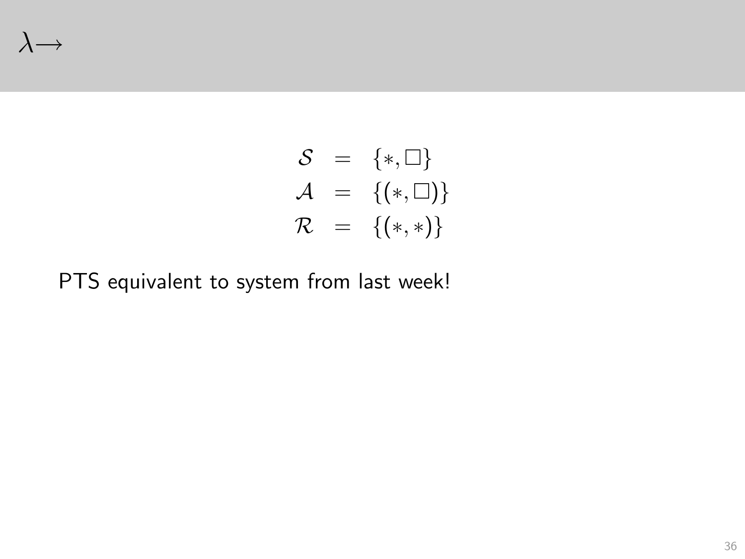# $\lambda\!\rightarrow$

$$
\begin{array}{rcl}
\mathcal{S} & = & \{*, \square\} \\
\mathcal{A} & = & \{(*, \square)\} \\
\mathcal{R} & = & \{(*, *)\}
\end{array}
$$

PTS equivalent to system from last week!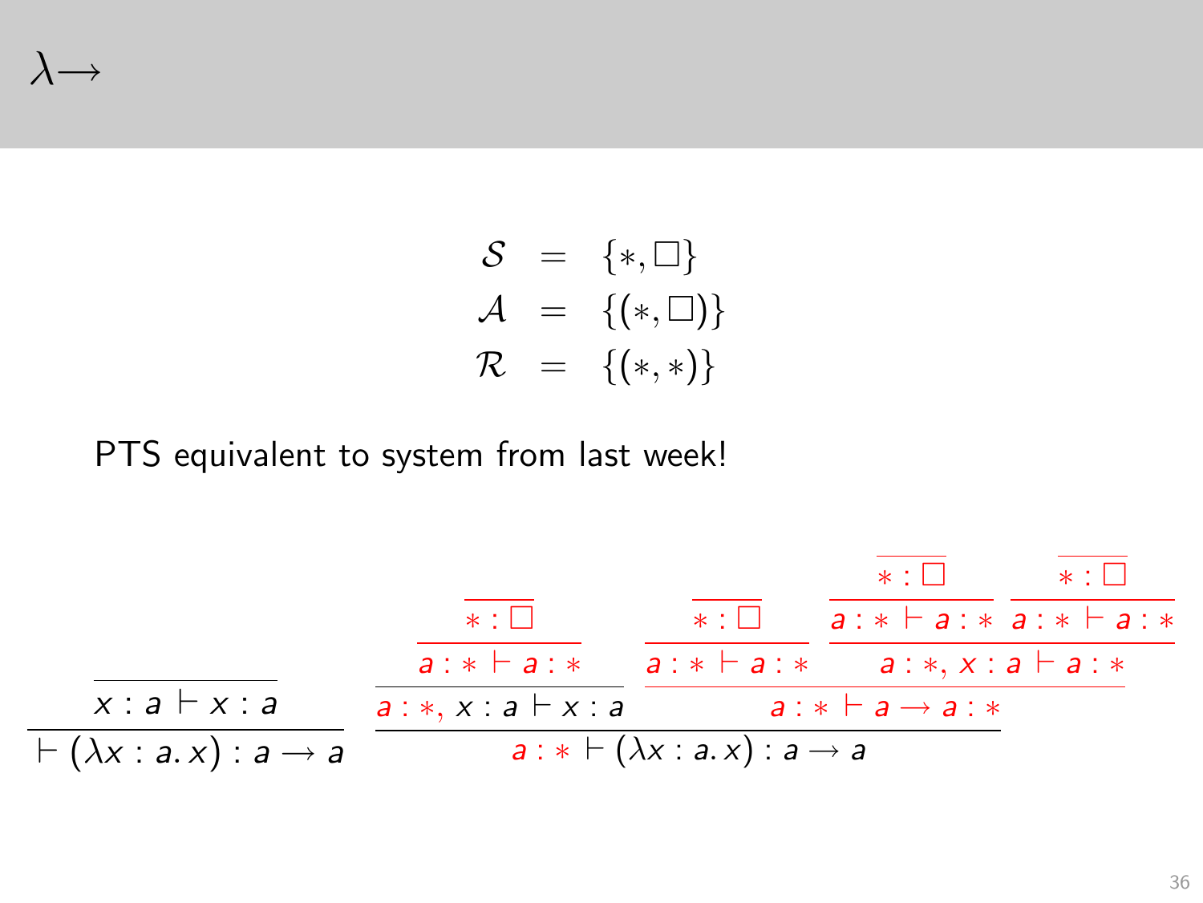# $\lambda\!\rightarrow$

$$
\begin{array}{rcl}
\mathcal{S} & = & \{*, \square\} \\
\mathcal{A} & = & \{(*, \square)\} \\
\mathcal{R} & = & \{(*, *)\}
\end{array}
$$

PTS equivalent to system from last week!

$$
\dfrac{\overline{x : a \vdash x : a}}{\vdash (\lambda x : a.\, x) : a \rightarrow a}
\qquad
\dfrac{\dfrac{\dfrac{\overline{* : \square}}{a : * \vdash a : *}}{a : *, x : a \vdash x : a} \quad \dfrac{\dfrac{\overline{* : \square}}{a : * \vdash a : *} \quad \dfrac{\dfrac{\overline{* : \square}}{a : * \vdash a : *} \quad \dfrac{\overline{* : \square}}{a : * \vdash a : *}}{a : *, x : a \vdash a : *}}{a : * \vdash a \rightarrow a : *}}{a : * \vdash (\lambda x : a.\, x) : a \rightarrow a}
$$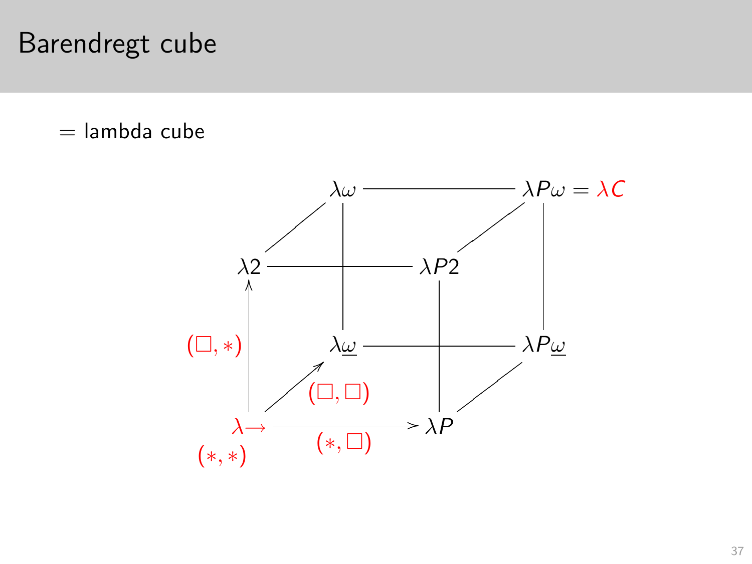# Barendregt cube

= lambda cube

$$
\begin{array}{ccccc}
 & & \lambda\omega & \text{———} & \lambda P\omega = \lambda C \\
 & & & & \\
\lambda 2 & \text{———} & & \lambda P2 & \\
\uparrow (\square, *) & & \lambda\underline{\omega} & \text{———} & \lambda P\underline{\omega} \\
 & \nearrow (\square, \square) & & & \\
\lambda{\to} & \xrightarrow{(*, \square)} & \lambda P & & \\
(*, *) & & & &
\end{array}
$$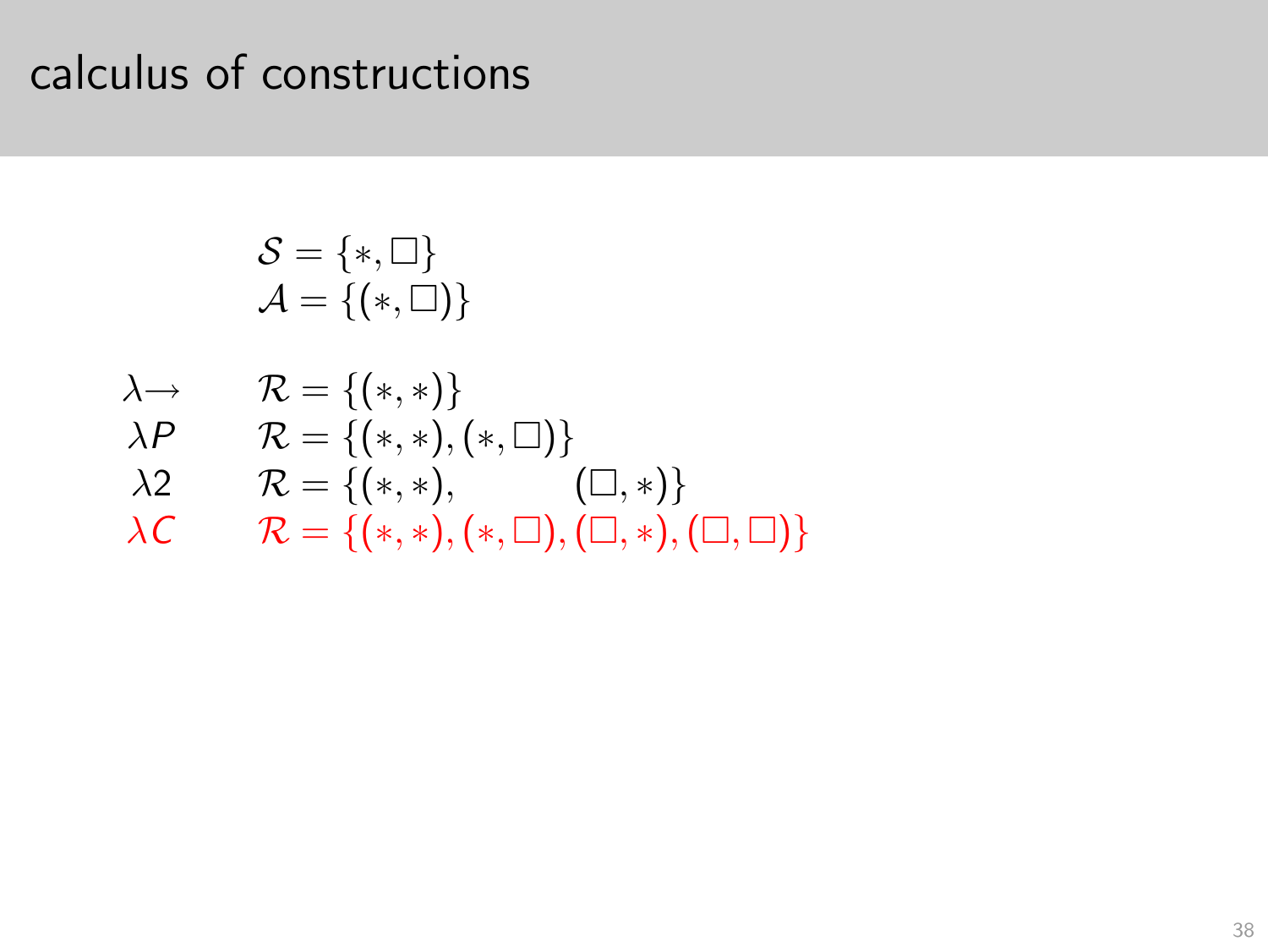# calculus of constructions

$$\mathcal{S} = \{*, \square\}$$
$$\mathcal{A} = \{(*, \square)\}$$

| | |
|---|---|
| $\lambda\!\rightarrow$ | $\mathcal{R} = \{(*, *)\}$ |
| $\lambda P$ | $\mathcal{R} = \{(*, *), (*, \square)\}$ |
| $\lambda 2$ | $\mathcal{R} = \{(*, *), \qquad (\square, *)\}$ |
| $\lambda C$ | $\mathcal{R} = \{(*, *), (*, \square), (\square, *), (\square, \square)\}$ |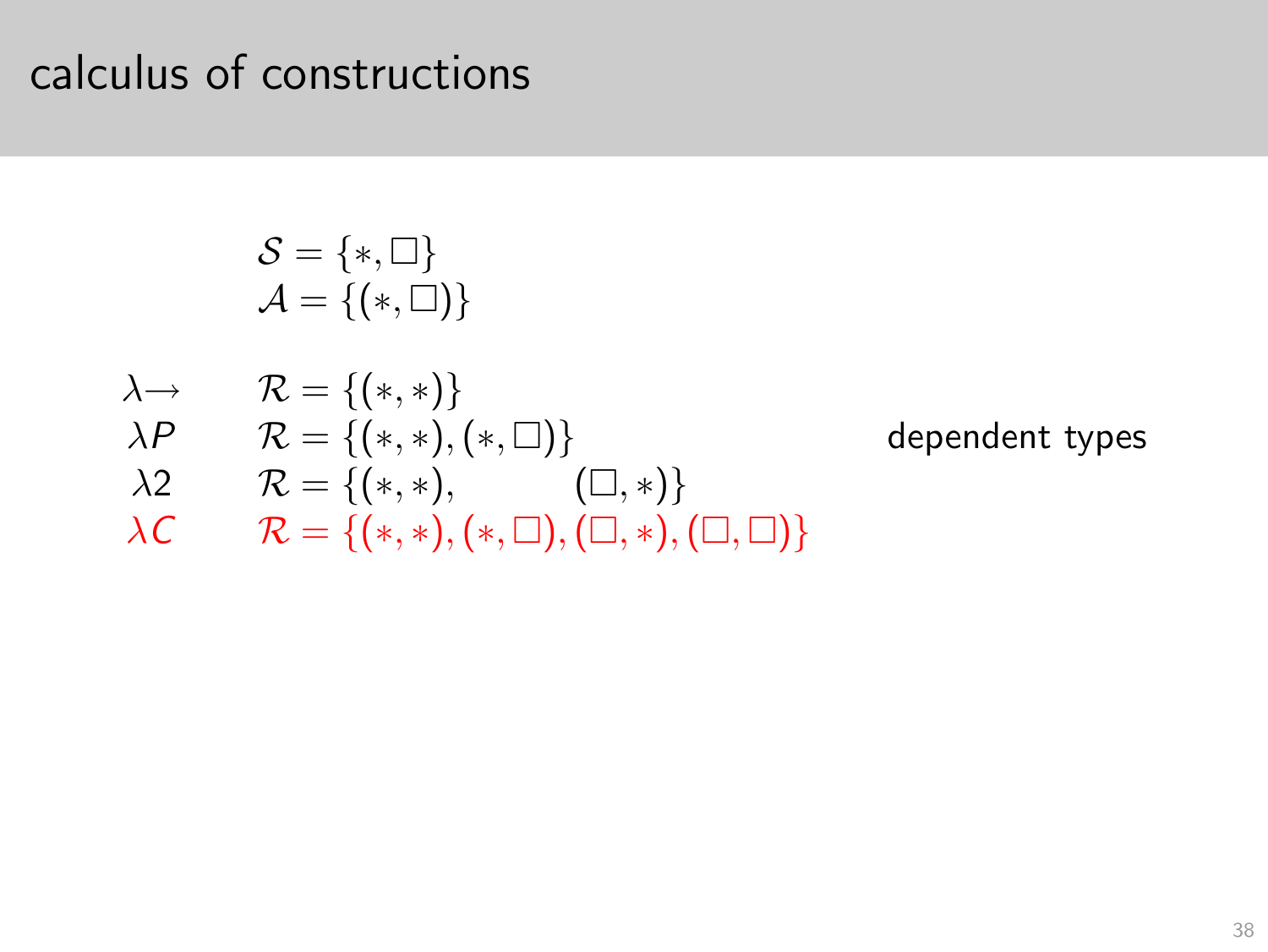# calculus of constructions

$$\mathcal{S} = \{*, \square\}$$
$$\mathcal{A} = \{(*, \square)\}$$

| | | |
|---|---|---|
| $\lambda{\rightarrow}$ | $\mathcal{R} = \{(*, *)\}$ | |
| $\lambda P$ | $\mathcal{R} = \{(*, *), (*, \square)\}$ | dependent types |
| $\lambda 2$ | $\mathcal{R} = \{(*, *), \quad (\square, *)\}$ | |
| $\lambda C$ | $\mathcal{R} = \{(*, *), (*, \square), (\square, *), (\square, \square)\}$ | |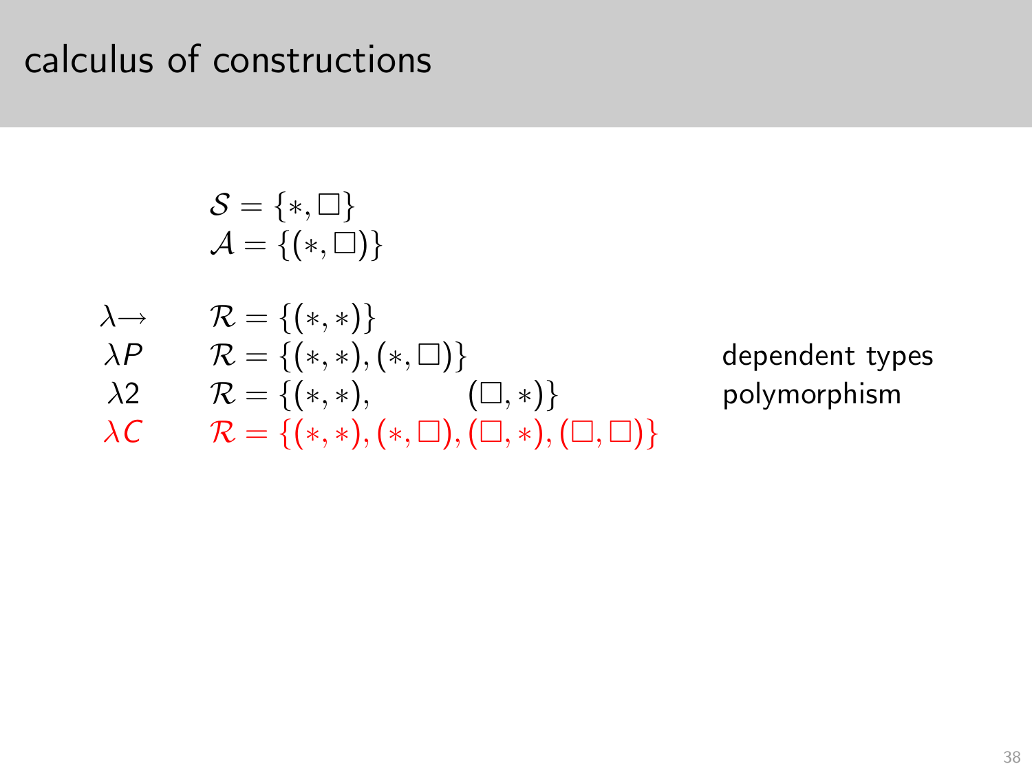# calculus of constructions

$$\mathcal{S} = \{*, \Box\}$$
$$\mathcal{A} = \{(*, \Box)\}$$

| | | |
|---|---|---|
| $\lambda\!\rightarrow$ | $\mathcal{R} = \{(*, *)\}$ | |
| $\lambda P$ | $\mathcal{R} = \{(*, *), (*, \Box)\}$ | dependent types |
| $\lambda 2$ | $\mathcal{R} = \{(*, *), \quad (\Box, *)\}$ | polymorphism |
| $\lambda C$ | $\mathcal{R} = \{(*, *), (*, \Box), (\Box, *), (\Box, \Box)\}$ | |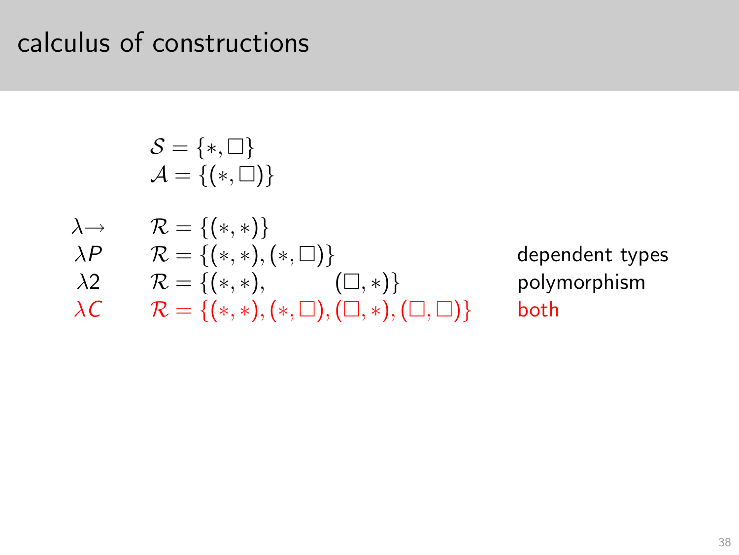# calculus of constructions

$$\mathcal{S} = \{*, \Box\}$$
$$\mathcal{A} = \{(*, \Box)\}$$

| | | |
|---|---|---|
| $\lambda\!\rightarrow$ | $\mathcal{R} = \{(*, *)\}$ | |
| $\lambda P$ | $\mathcal{R} = \{(*, *), (*, \Box)\}$ | dependent types |
| $\lambda 2$ | $\mathcal{R} = \{(*, *), \quad (\Box, *)\}$ | polymorphism |
| $\lambda C$ | $\mathcal{R} = \{(*, *), (*, \Box), (\Box, *), (\Box, \Box)\}$ | both |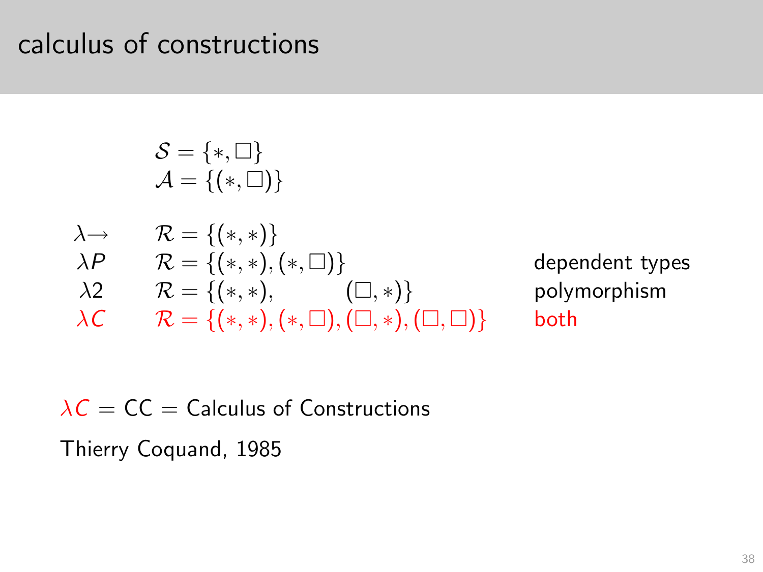# calculus of constructions

$$\mathcal{S} = \{*, \Box\}$$
$$\mathcal{A} = \{(*, \Box)\}$$

| | | |
|---|---|---|
| $\lambda{\rightarrow}$ | $\mathcal{R} = \{(*, *)\}$ | |
| $\lambda P$ | $\mathcal{R} = \{(*, *), (*, \Box)\}$ | dependent types |
| $\lambda 2$ | $\mathcal{R} = \{(*, *), \qquad (\Box, *)\}$ | polymorphism |
| $\lambda C$ | $\mathcal{R} = \{(*, *), (*, \Box), (\Box, *), (\Box, \Box)\}$ | both |

$\lambda C$ = CC = Calculus of Constructions

Thierry Coquand, 1985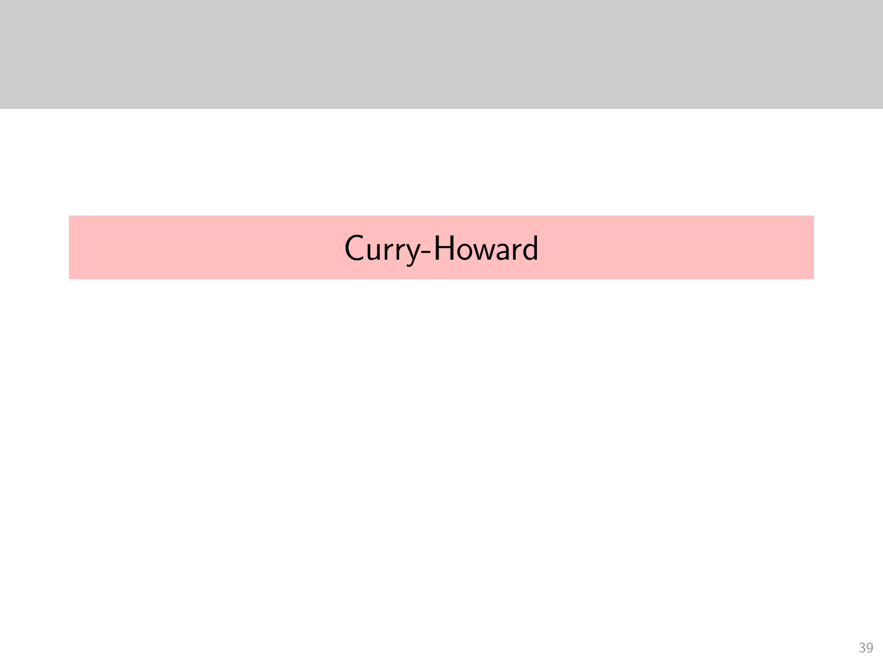# Curry-Howard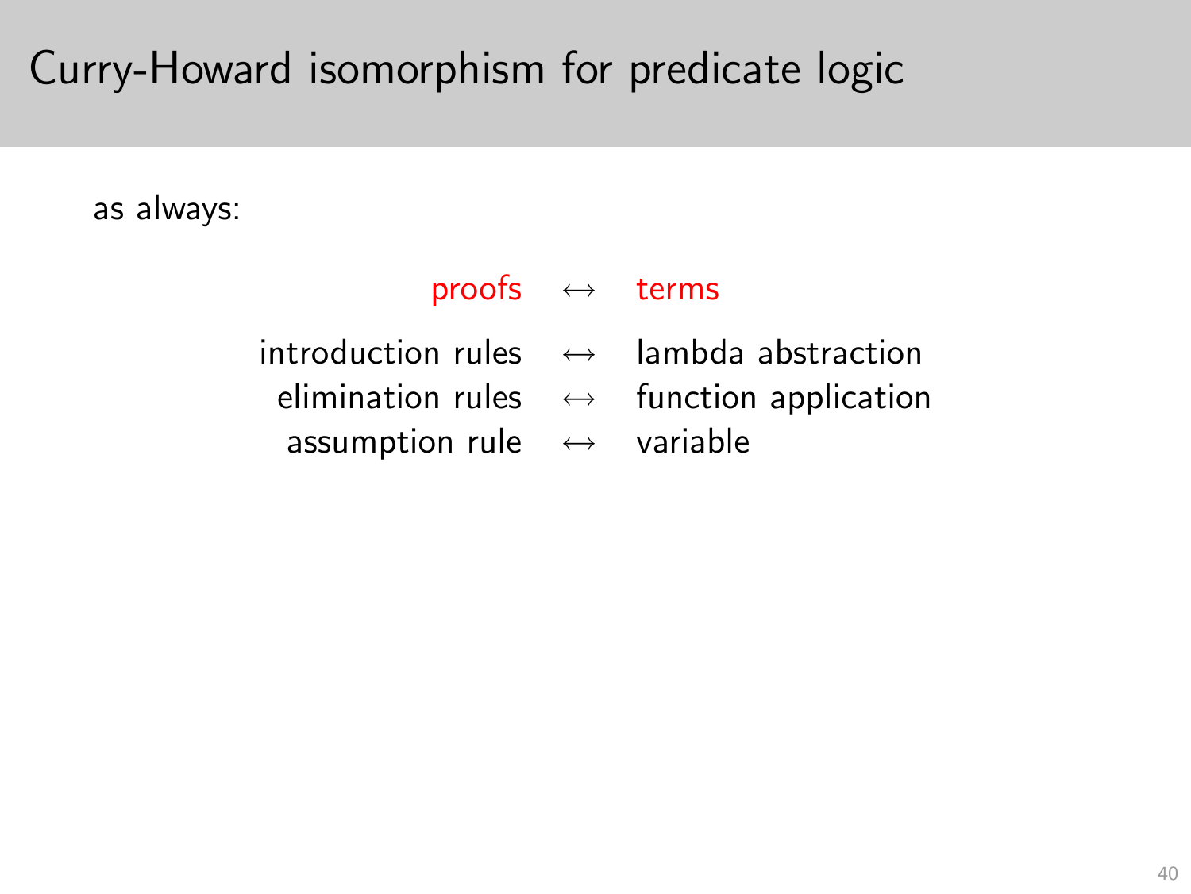# Curry-Howard isomorphism for predicate logic

as always:

| proofs | $\leftrightarrow$ | terms |
|---|---|---|
| introduction rules | $\leftrightarrow$ | lambda abstraction |
| elimination rules | $\leftrightarrow$ | function application |
| assumption rule | $\leftrightarrow$ | variable |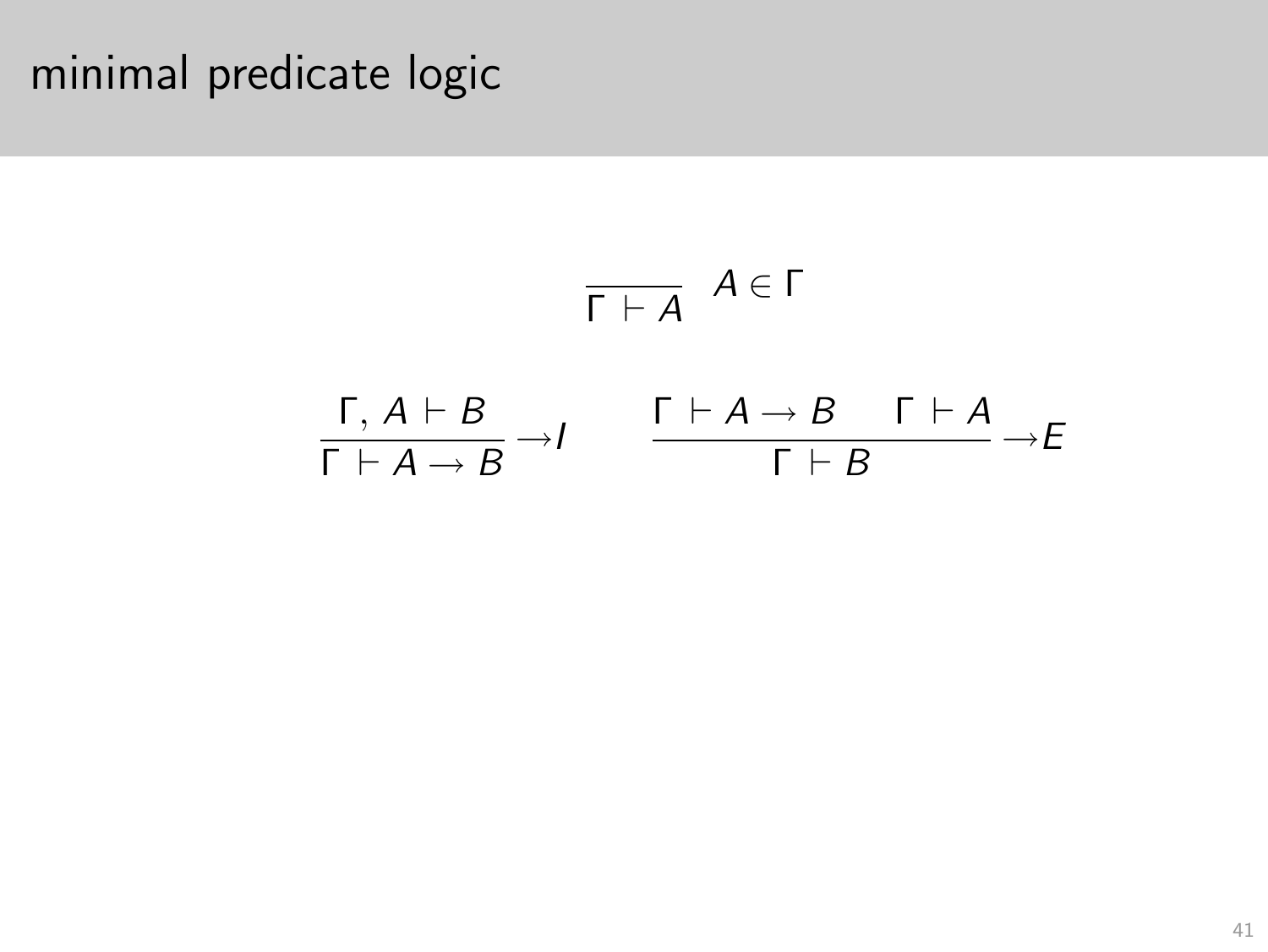# minimal predicate logic

$$\frac{}{\Gamma \vdash A} \; A \in \Gamma$$

$$\frac{\Gamma, A \vdash B}{\Gamma \vdash A \to B} \to I \qquad \frac{\Gamma \vdash A \to B \quad \Gamma \vdash A}{\Gamma \vdash B} \to E$$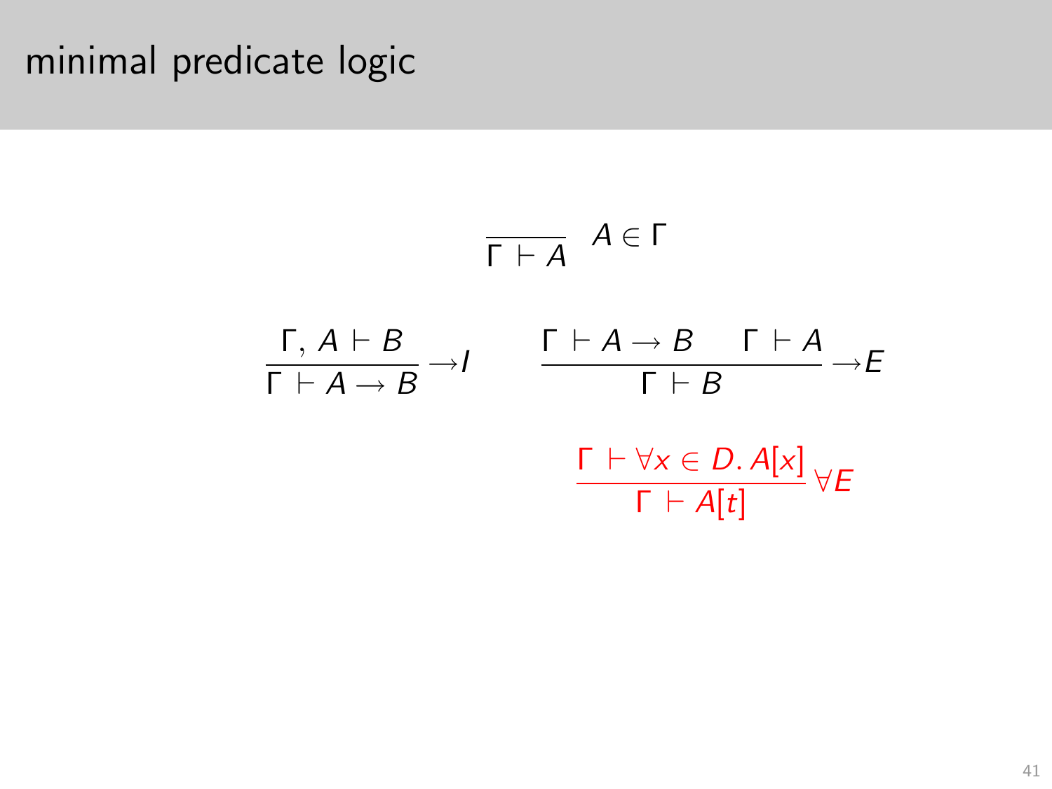# minimal predicate logic

$$\frac{}{\Gamma \vdash A}\ A \in \Gamma$$

$$\frac{\Gamma, A \vdash B}{\Gamma \vdash A \to B} \to I \qquad \frac{\Gamma \vdash A \to B \quad \Gamma \vdash A}{\Gamma \vdash B} \to E$$

$$\frac{\Gamma \vdash \forall x \in D.\, A[x]}{\Gamma \vdash A[t]} \forall E$$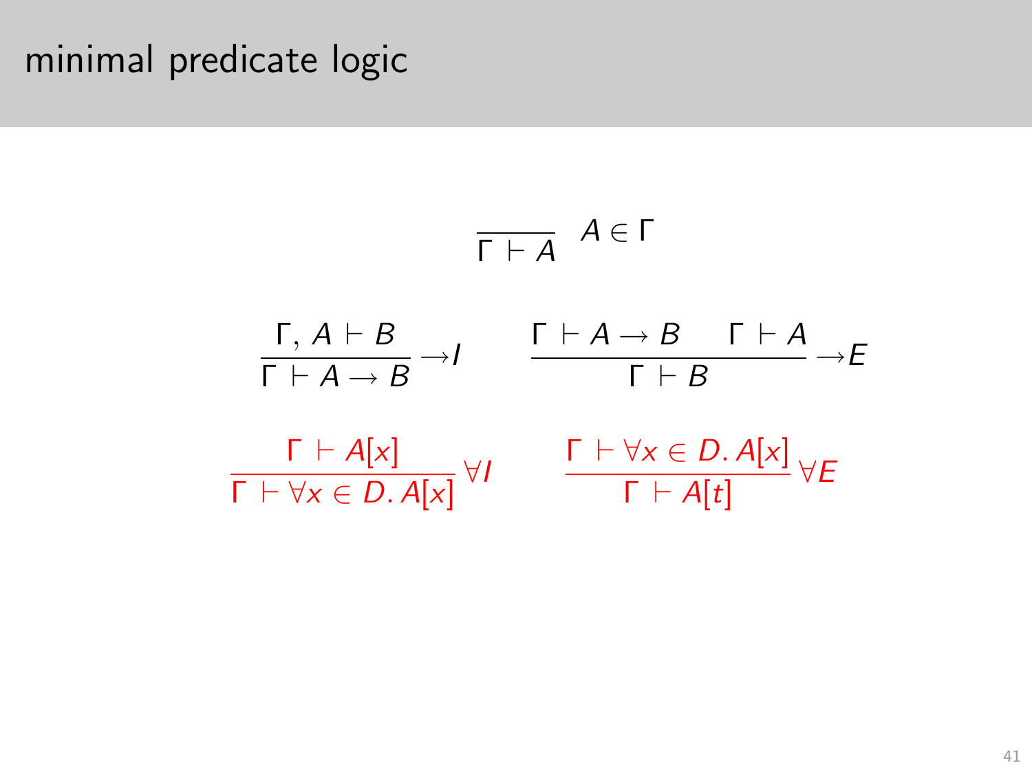# minimal predicate logic

$$\frac{}{\Gamma \vdash A} \; A \in \Gamma$$

$$\frac{\Gamma, A \vdash B}{\Gamma \vdash A \to B} \to I \qquad \frac{\Gamma \vdash A \to B \quad \Gamma \vdash A}{\Gamma \vdash B} \to E$$

$$\frac{\Gamma \vdash A[x]}{\Gamma \vdash \forall x \in D.\, A[x]} \forall I \qquad \frac{\Gamma \vdash \forall x \in D.\, A[x]}{\Gamma \vdash A[t]} \forall E$$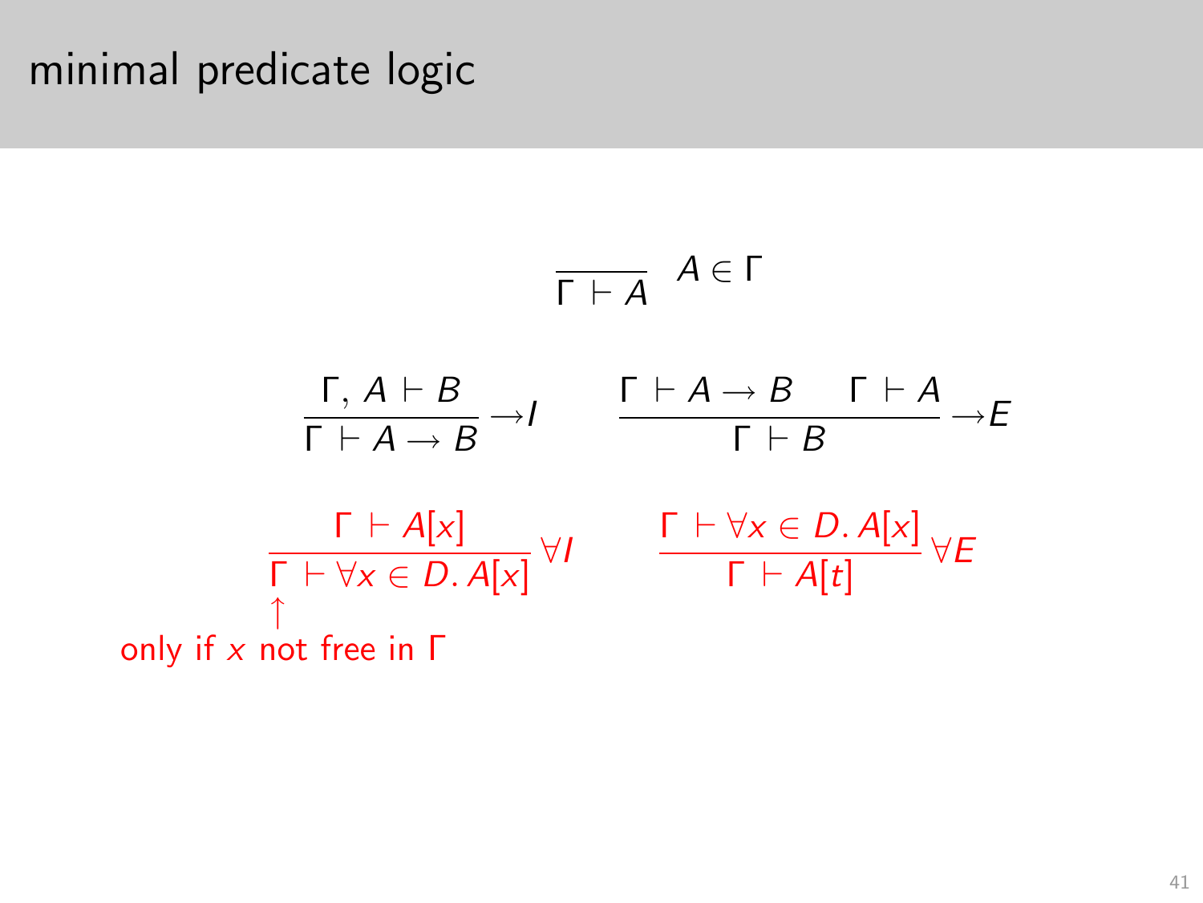# minimal predicate logic

$$\frac{}{\Gamma \vdash A} \; A \in \Gamma$$

$$\frac{\Gamma, A \vdash B}{\Gamma \vdash A \to B} \to I \qquad \frac{\Gamma \vdash A \to B \quad \Gamma \vdash A}{\Gamma \vdash B} \to E$$

$$\frac{\Gamma \vdash A[x]}{\Gamma \vdash \forall x \in D.\, A[x]} \forall I \qquad \frac{\Gamma \vdash \forall x \in D.\, A[x]}{\Gamma \vdash A[t]} \forall E$$

↑ only if $x$ not free in $\Gamma$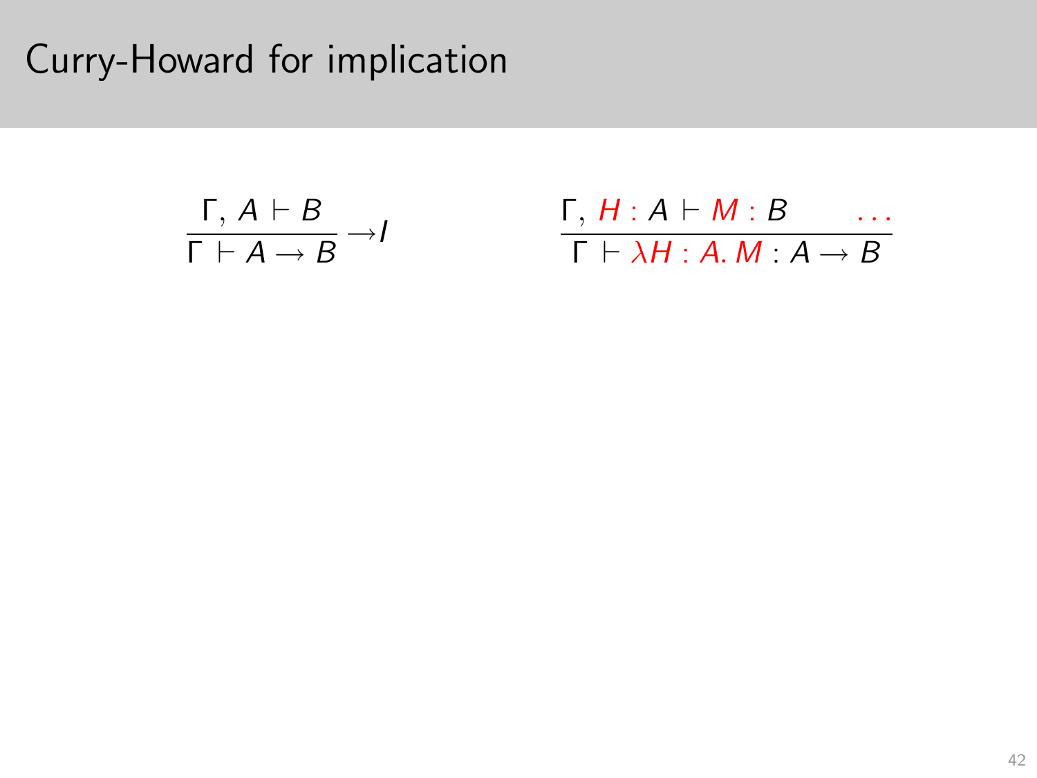# Curry-Howard for implication

$$\frac{\Gamma, A \vdash B}{\Gamma \vdash A \to B} \to I \qquad\qquad \frac{\Gamma, H : A \vdash M : B \qquad \ldots}{\Gamma \vdash \lambda H : A.\, M : A \to B}$$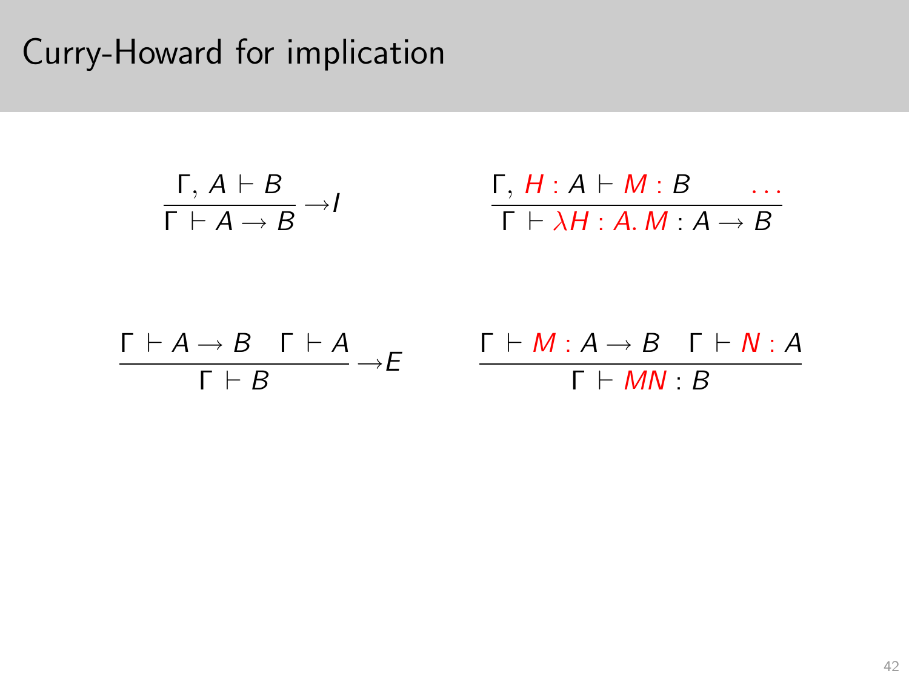# Curry-Howard for implication

$$\frac{\Gamma, A \vdash B}{\Gamma \vdash A \to B} \to I \qquad\qquad \frac{\Gamma, H : A \vdash M : B \qquad \ldots}{\Gamma \vdash \lambda H : A.\, M : A \to B}$$

$$\frac{\Gamma \vdash A \to B \quad \Gamma \vdash A}{\Gamma \vdash B} \to E \qquad\qquad \frac{\Gamma \vdash M : A \to B \quad \Gamma \vdash N : A}{\Gamma \vdash MN : B}$$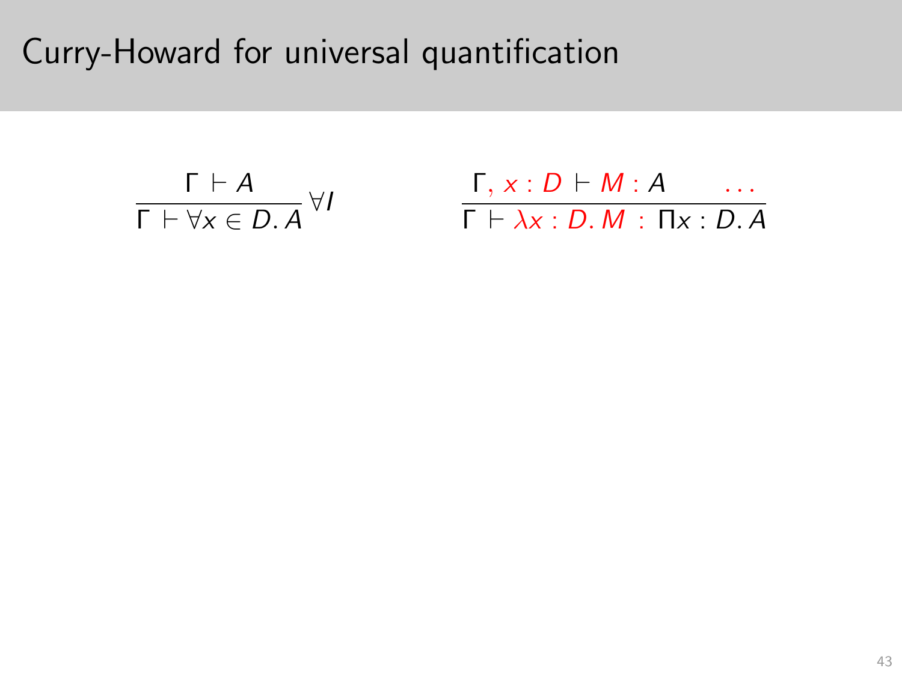# Curry-Howard for universal quantification

$$\frac{\Gamma \vdash A}{\Gamma \vdash \forall x \in D.\, A}\,\forall I \qquad\qquad \frac{\Gamma, x : D \vdash M : A \qquad \ldots}{\Gamma \vdash \lambda x : D.\, M \;:\; \Pi x : D.\, A}$$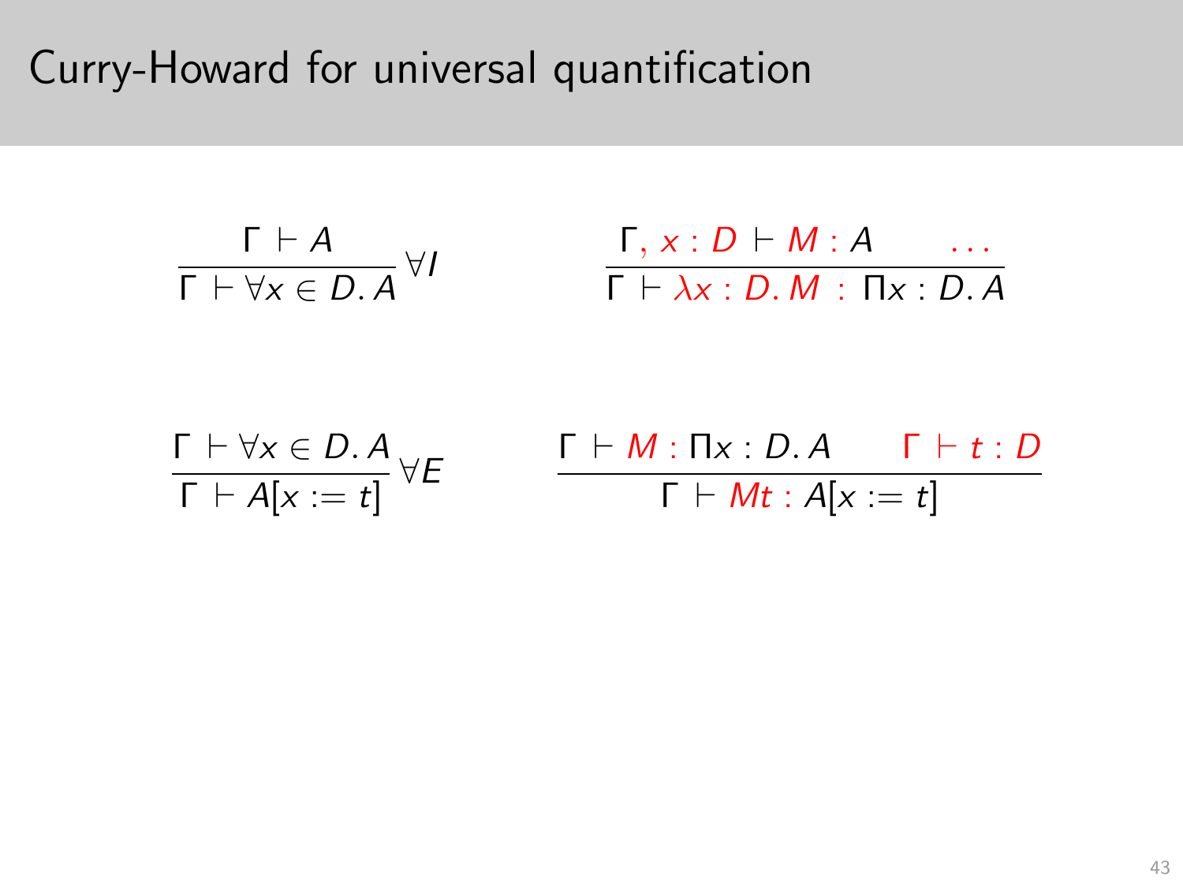# Curry-Howard for universal quantification

$$\frac{\Gamma \vdash A}{\Gamma \vdash \forall x \in D.\, A}\,\forall I \qquad\qquad \frac{\Gamma, x : D \vdash M : A \qquad \ldots}{\Gamma \vdash \lambda x : D.\, M \,:\, \Pi x : D.\, A}$$

$$\frac{\Gamma \vdash \forall x \in D.\, A}{\Gamma \vdash A[x := t]}\,\forall E \qquad\qquad \frac{\Gamma \vdash M : \Pi x : D.\, A \qquad \Gamma \vdash t : D}{\Gamma \vdash Mt : A[x := t]}$$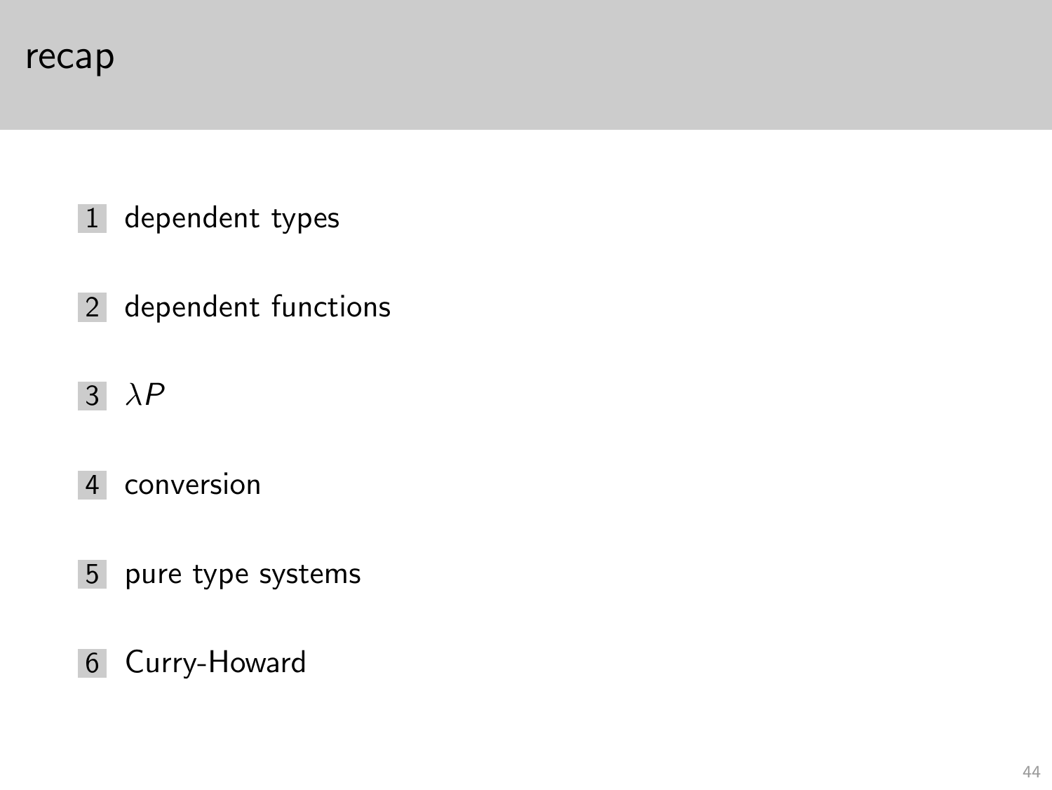# recap

1. dependent types
2. dependent functions
3. $\lambda P$
4. conversion
5. pure type systems
6. Curry-Howard